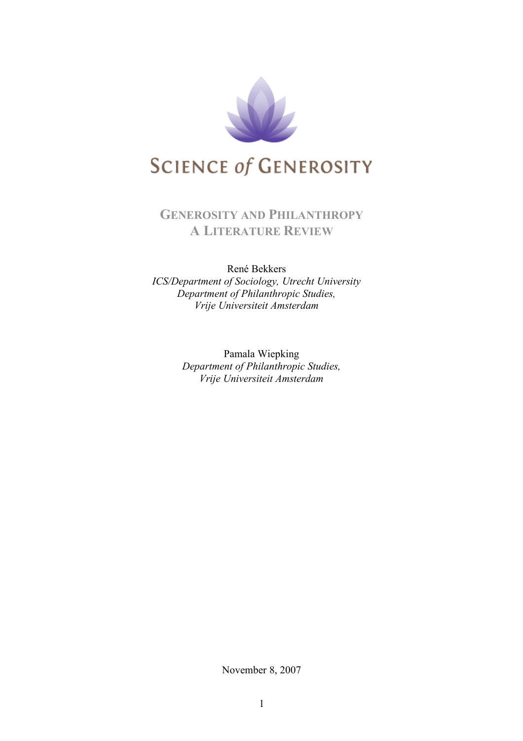SCIENCE of GENEROSITY

# GENEROSITY AND PHILANTHROPY
# A LITERATURE REVIEW

René Bekkers
*ICS/Department of Sociology, Utrecht University*
*Department of Philanthropic Studies,*
*Vrije Universiteit Amsterdam*

Pamala Wiepking
*Department of Philanthropic Studies,*
*Vrije Universiteit Amsterdam*

November 8, 2007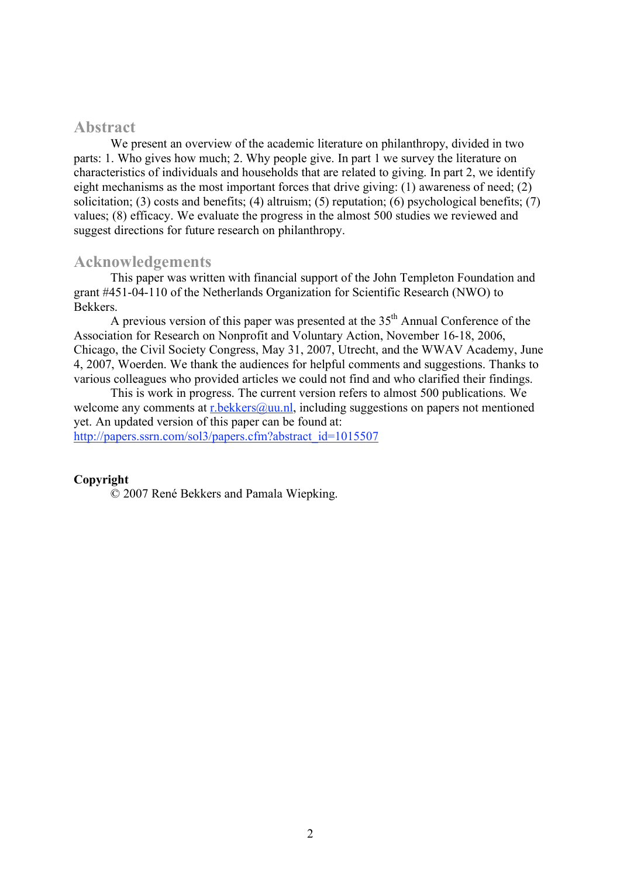## Abstract

We present an overview of the academic literature on philanthropy, divided in two parts: 1. Who gives how much; 2. Why people give. In part 1 we survey the literature on characteristics of individuals and households that are related to giving. In part 2, we identify eight mechanisms as the most important forces that drive giving: (1) awareness of need; (2) solicitation; (3) costs and benefits; (4) altruism; (5) reputation; (6) psychological benefits; (7) values; (8) efficacy. We evaluate the progress in the almost 500 studies we reviewed and suggest directions for future research on philanthropy.

## Acknowledgements

This paper was written with financial support of the John Templeton Foundation and grant #451-04-110 of the Netherlands Organization for Scientific Research (NWO) to Bekkers.

A previous version of this paper was presented at the 35th Annual Conference of the Association for Research on Nonprofit and Voluntary Action, November 16-18, 2006, Chicago, the Civil Society Congress, May 31, 2007, Utrecht, and the WWAV Academy, June 4, 2007, Woerden. We thank the audiences for helpful comments and suggestions. Thanks to various colleagues who provided articles we could not find and who clarified their findings.

This is work in progress. The current version refers to almost 500 publications. We welcome any comments at r.bekkers@uu.nl, including suggestions on papers not mentioned yet. An updated version of this paper can be found at:
http://papers.ssrn.com/sol3/papers.cfm?abstract_id=1015507

**Copyright**

© 2007 René Bekkers and Pamala Wiepking.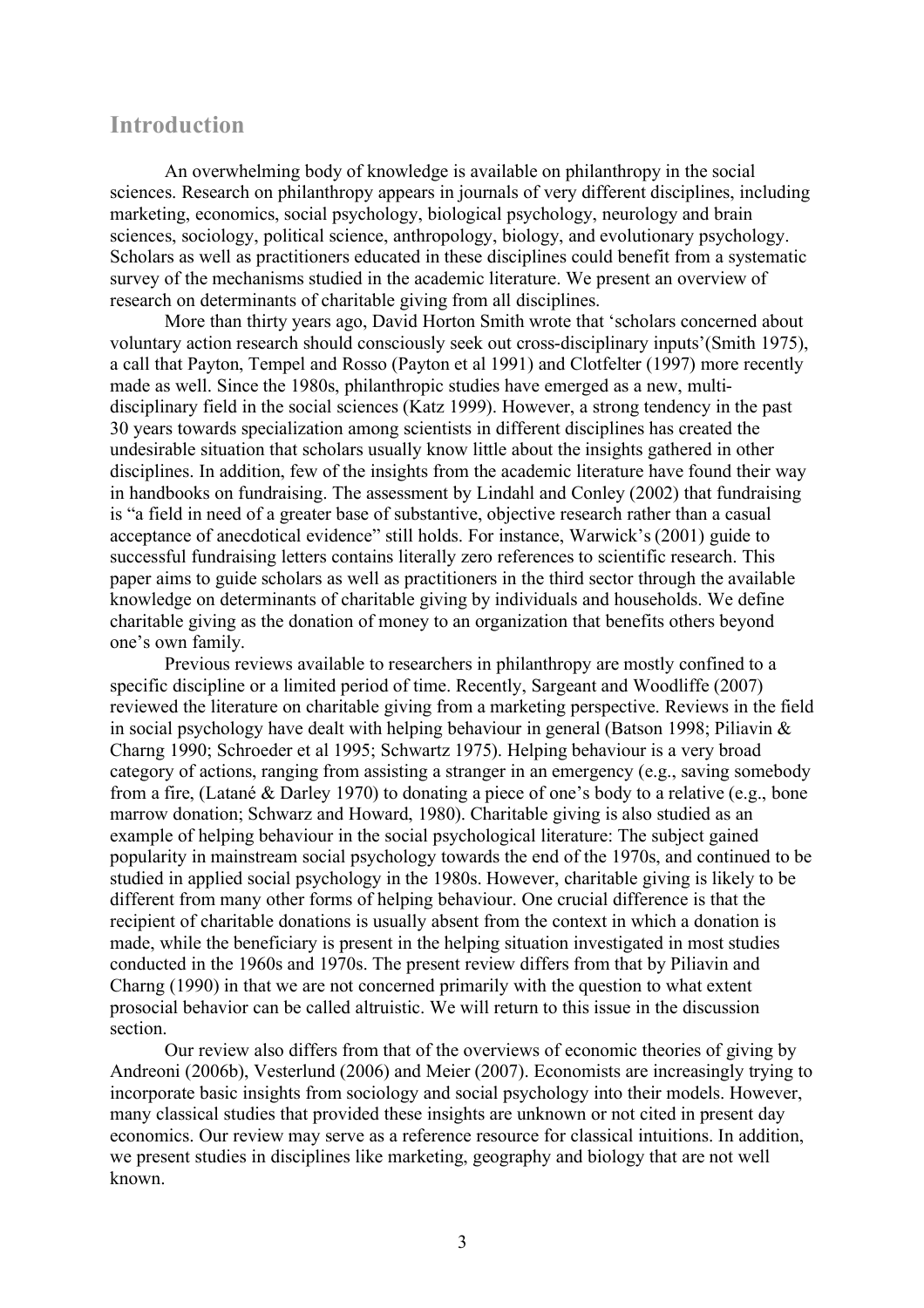## Introduction

An overwhelming body of knowledge is available on philanthropy in the social sciences. Research on philanthropy appears in journals of very different disciplines, including marketing, economics, social psychology, biological psychology, neurology and brain sciences, sociology, political science, anthropology, biology, and evolutionary psychology. Scholars as well as practitioners educated in these disciplines could benefit from a systematic survey of the mechanisms studied in the academic literature. We present an overview of research on determinants of charitable giving from all disciplines.

More than thirty years ago, David Horton Smith wrote that 'scholars concerned about voluntary action research should consciously seek out cross-disciplinary inputs'(Smith 1975), a call that Payton, Tempel and Rosso (Payton et al 1991) and Clotfelter (1997) more recently made as well. Since the 1980s, philanthropic studies have emerged as a new, multi-disciplinary field in the social sciences (Katz 1999). However, a strong tendency in the past 30 years towards specialization among scientists in different disciplines has created the undesirable situation that scholars usually know little about the insights gathered in other disciplines. In addition, few of the insights from the academic literature have found their way in handbooks on fundraising. The assessment by Lindahl and Conley (2002) that fundraising is "a field in need of a greater base of substantive, objective research rather than a casual acceptance of anecdotical evidence" still holds. For instance, Warwick's (2001) guide to successful fundraising letters contains literally zero references to scientific research. This paper aims to guide scholars as well as practitioners in the third sector through the available knowledge on determinants of charitable giving by individuals and households. We define charitable giving as the donation of money to an organization that benefits others beyond one's own family.

Previous reviews available to researchers in philanthropy are mostly confined to a specific discipline or a limited period of time. Recently, Sargeant and Woodliffe (2007) reviewed the literature on charitable giving from a marketing perspective. Reviews in the field in social psychology have dealt with helping behaviour in general (Batson 1998; Piliavin & Charng 1990; Schroeder et al 1995; Schwartz 1975). Helping behaviour is a very broad category of actions, ranging from assisting a stranger in an emergency (e.g., saving somebody from a fire, (Latané & Darley 1970) to donating a piece of one's body to a relative (e.g., bone marrow donation; Schwarz and Howard, 1980). Charitable giving is also studied as an example of helping behaviour in the social psychological literature: The subject gained popularity in mainstream social psychology towards the end of the 1970s, and continued to be studied in applied social psychology in the 1980s. However, charitable giving is likely to be different from many other forms of helping behaviour. One crucial difference is that the recipient of charitable donations is usually absent from the context in which a donation is made, while the beneficiary is present in the helping situation investigated in most studies conducted in the 1960s and 1970s. The present review differs from that by Piliavin and Charng (1990) in that we are not concerned primarily with the question to what extent prosocial behavior can be called altruistic. We will return to this issue in the discussion section.

Our review also differs from that of the overviews of economic theories of giving by Andreoni (2006b), Vesterlund (2006) and Meier (2007). Economists are increasingly trying to incorporate basic insights from sociology and social psychology into their models. However, many classical studies that provided these insights are unknown or not cited in present day economics. Our review may serve as a reference resource for classical intuitions. In addition, we present studies in disciplines like marketing, geography and biology that are not well known.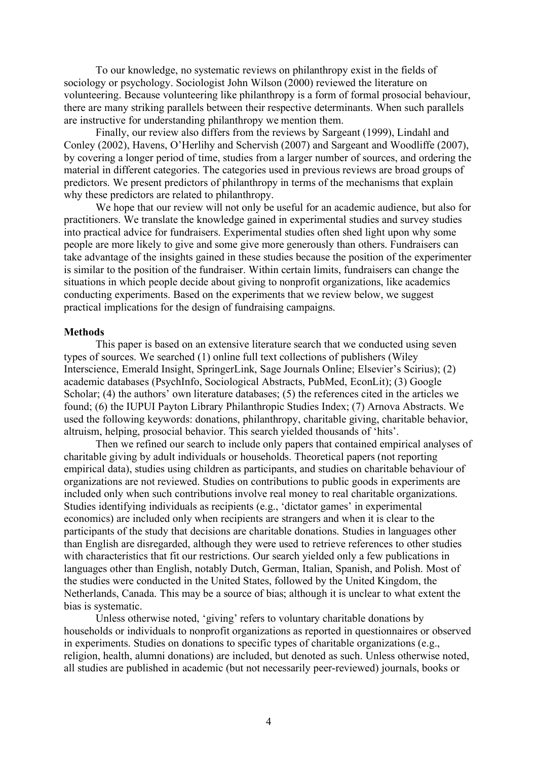To our knowledge, no systematic reviews on philanthropy exist in the fields of sociology or psychology. Sociologist John Wilson (2000) reviewed the literature on volunteering. Because volunteering like philanthropy is a form of formal prosocial behaviour, there are many striking parallels between their respective determinants. When such parallels are instructive for understanding philanthropy we mention them.

Finally, our review also differs from the reviews by Sargeant (1999), Lindahl and Conley (2002), Havens, O'Herlihy and Schervish (2007) and Sargeant and Woodliffe (2007), by covering a longer period of time, studies from a larger number of sources, and ordering the material in different categories. The categories used in previous reviews are broad groups of predictors. We present predictors of philanthropy in terms of the mechanisms that explain why these predictors are related to philanthropy.

We hope that our review will not only be useful for an academic audience, but also for practitioners. We translate the knowledge gained in experimental studies and survey studies into practical advice for fundraisers. Experimental studies often shed light upon why some people are more likely to give and some give more generously than others. Fundraisers can take advantage of the insights gained in these studies because the position of the experimenter is similar to the position of the fundraiser. Within certain limits, fundraisers can change the situations in which people decide about giving to nonprofit organizations, like academics conducting experiments. Based on the experiments that we review below, we suggest practical implications for the design of fundraising campaigns.

**Methods**

This paper is based on an extensive literature search that we conducted using seven types of sources. We searched (1) online full text collections of publishers (Wiley Interscience, Emerald Insight, SpringerLink, Sage Journals Online; Elsevier's Scirius); (2) academic databases (PsychInfo, Sociological Abstracts, PubMed, EconLit); (3) Google Scholar; (4) the authors' own literature databases; (5) the references cited in the articles we found; (6) the IUPUI Payton Library Philanthropic Studies Index; (7) Arnova Abstracts. We used the following keywords: donations, philanthropy, charitable giving, charitable behavior, altruism, helping, prosocial behavior. This search yielded thousands of 'hits'.

Then we refined our search to include only papers that contained empirical analyses of charitable giving by adult individuals or households. Theoretical papers (not reporting empirical data), studies using children as participants, and studies on charitable behaviour of organizations are not reviewed. Studies on contributions to public goods in experiments are included only when such contributions involve real money to real charitable organizations. Studies identifying individuals as recipients (e.g., 'dictator games' in experimental economics) are included only when recipients are strangers and when it is clear to the participants of the study that decisions are charitable donations. Studies in languages other than English are disregarded, although they were used to retrieve references to other studies with characteristics that fit our restrictions. Our search yielded only a few publications in languages other than English, notably Dutch, German, Italian, Spanish, and Polish. Most of the studies were conducted in the United States, followed by the United Kingdom, the Netherlands, Canada. This may be a source of bias; although it is unclear to what extent the bias is systematic.

Unless otherwise noted, 'giving' refers to voluntary charitable donations by households or individuals to nonprofit organizations as reported in questionnaires or observed in experiments. Studies on donations to specific types of charitable organizations (e.g., religion, health, alumni donations) are included, but denoted as such. Unless otherwise noted, all studies are published in academic (but not necessarily peer-reviewed) journals, books or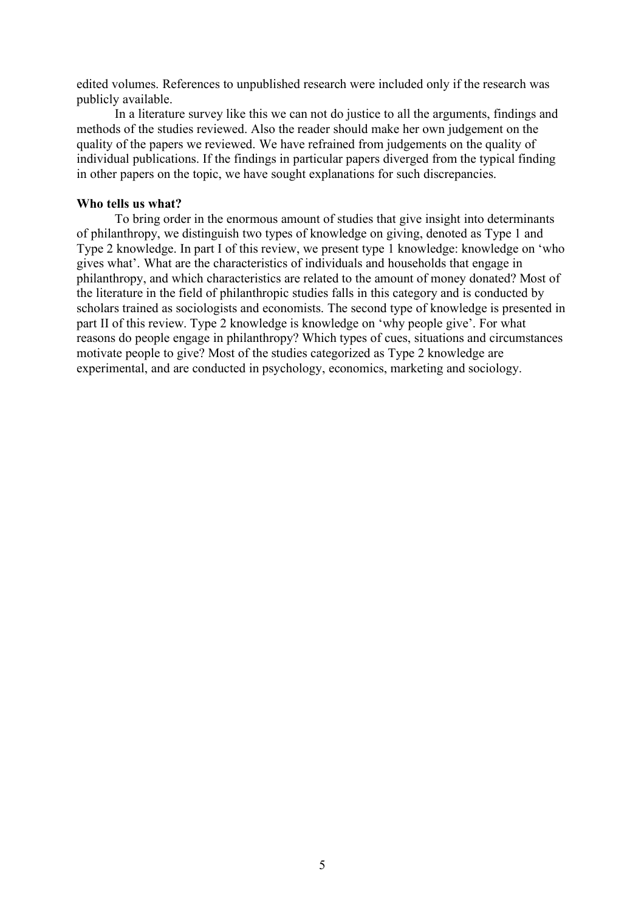edited volumes. References to unpublished research were included only if the research was publicly available.

In a literature survey like this we can not do justice to all the arguments, findings and methods of the studies reviewed. Also the reader should make her own judgement on the quality of the papers we reviewed. We have refrained from judgements on the quality of individual publications. If the findings in particular papers diverged from the typical finding in other papers on the topic, we have sought explanations for such discrepancies.

**Who tells us what?**

To bring order in the enormous amount of studies that give insight into determinants of philanthropy, we distinguish two types of knowledge on giving, denoted as Type 1 and Type 2 knowledge. In part I of this review, we present type 1 knowledge: knowledge on 'who gives what'. What are the characteristics of individuals and households that engage in philanthropy, and which characteristics are related to the amount of money donated? Most of the literature in the field of philanthropic studies falls in this category and is conducted by scholars trained as sociologists and economists. The second type of knowledge is presented in part II of this review. Type 2 knowledge is knowledge on 'why people give'. For what reasons do people engage in philanthropy? Which types of cues, situations and circumstances motivate people to give? Most of the studies categorized as Type 2 knowledge are experimental, and are conducted in psychology, economics, marketing and sociology.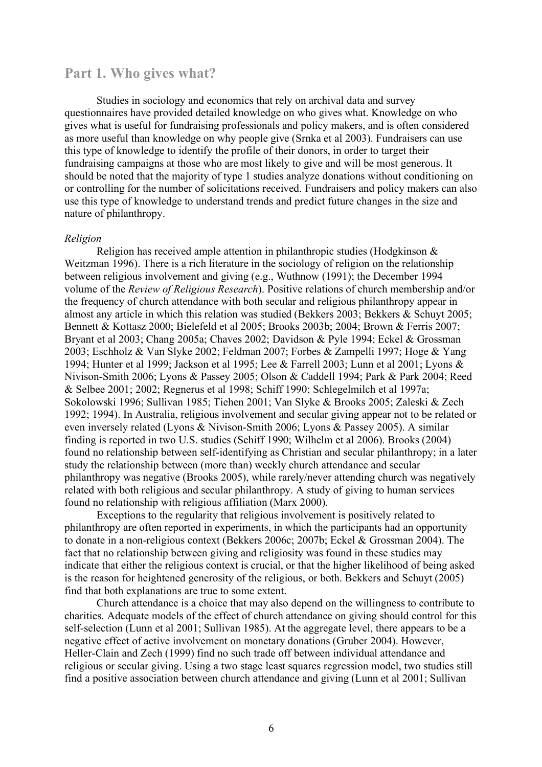## Part 1. Who gives what?

Studies in sociology and economics that rely on archival data and survey questionnaires have provided detailed knowledge on who gives what. Knowledge on who gives what is useful for fundraising professionals and policy makers, and is often considered as more useful than knowledge on why people give (Srnka et al 2003). Fundraisers can use this type of knowledge to identify the profile of their donors, in order to target their fundraising campaigns at those who are most likely to give and will be most generous. It should be noted that the majority of type 1 studies analyze donations without conditioning on or controlling for the number of solicitations received. Fundraisers and policy makers can also use this type of knowledge to understand trends and predict future changes in the size and nature of philanthropy.

*Religion*

Religion has received ample attention in philanthropic studies (Hodgkinson & Weitzman 1996). There is a rich literature in the sociology of religion on the relationship between religious involvement and giving (e.g., Wuthnow (1991); the December 1994 volume of the *Review of Religious Research*). Positive relations of church membership and/or the frequency of church attendance with both secular and religious philanthropy appear in almost any article in which this relation was studied (Bekkers 2003; Bekkers & Schuyt 2005; Bennett & Kottasz 2000; Bielefeld et al 2005; Brooks 2003b; 2004; Brown & Ferris 2007; Bryant et al 2003; Chang 2005a; Chaves 2002; Davidson & Pyle 1994; Eckel & Grossman 2003; Eschholz & Van Slyke 2002; Feldman 2007; Forbes & Zampelli 1997; Hoge & Yang 1994; Hunter et al 1999; Jackson et al 1995; Lee & Farrell 2003; Lunn et al 2001; Lyons & Nivison-Smith 2006; Lyons & Passey 2005; Olson & Caddell 1994; Park & Park 2004; Reed & Selbee 2001; 2002; Regnerus et al 1998; Schiff 1990; Schlegelmilch et al 1997a; Sokolowski 1996; Sullivan 1985; Tiehen 2001; Van Slyke & Brooks 2005; Zaleski & Zech 1992; 1994). In Australia, religious involvement and secular giving appear not to be related or even inversely related (Lyons & Nivison-Smith 2006; Lyons & Passey 2005). A similar finding is reported in two U.S. studies (Schiff 1990; Wilhelm et al 2006). Brooks (2004) found no relationship between self-identifying as Christian and secular philanthropy; in a later study the relationship between (more than) weekly church attendance and secular philanthropy was negative (Brooks 2005), while rarely/never attending church was negatively related with both religious and secular philanthropy. A study of giving to human services found no relationship with religious affiliation (Marx 2000).

Exceptions to the regularity that religious involvement is positively related to philanthropy are often reported in experiments, in which the participants had an opportunity to donate in a non-religious context (Bekkers 2006c; 2007b; Eckel & Grossman 2004). The fact that no relationship between giving and religiosity was found in these studies may indicate that either the religious context is crucial, or that the higher likelihood of being asked is the reason for heightened generosity of the religious, or both. Bekkers and Schuyt (2005) find that both explanations are true to some extent.

Church attendance is a choice that may also depend on the willingness to contribute to charities. Adequate models of the effect of church attendance on giving should control for this self-selection (Lunn et al 2001; Sullivan 1985). At the aggregate level, there appears to be a negative effect of active involvement on monetary donations (Gruber 2004). However, Heller-Clain and Zech (1999) find no such trade off between individual attendance and religious or secular giving. Using a two stage least squares regression model, two studies still find a positive association between church attendance and giving (Lunn et al 2001; Sullivan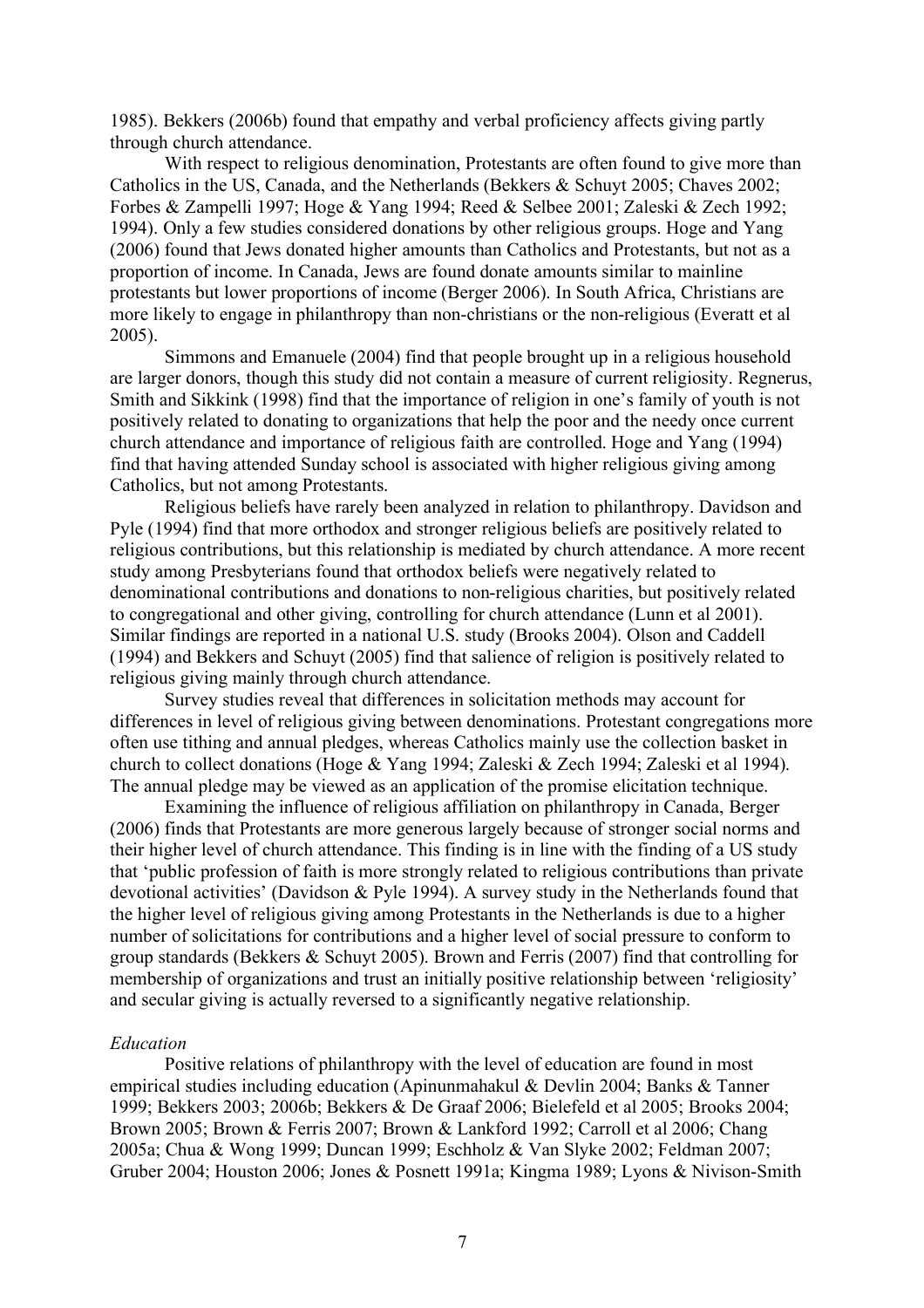1985). Bekkers (2006b) found that empathy and verbal proficiency affects giving partly through church attendance.

With respect to religious denomination, Protestants are often found to give more than Catholics in the US, Canada, and the Netherlands (Bekkers & Schuyt 2005; Chaves 2002; Forbes & Zampelli 1997; Hoge & Yang 1994; Reed & Selbee 2001; Zaleski & Zech 1992; 1994). Only a few studies considered donations by other religious groups. Hoge and Yang (2006) found that Jews donated higher amounts than Catholics and Protestants, but not as a proportion of income. In Canada, Jews are found donate amounts similar to mainline protestants but lower proportions of income (Berger 2006). In South Africa, Christians are more likely to engage in philanthropy than non-christians or the non-religious (Everatt et al 2005).

Simmons and Emanuele (2004) find that people brought up in a religious household are larger donors, though this study did not contain a measure of current religiosity. Regnerus, Smith and Sikkink (1998) find that the importance of religion in one's family of youth is not positively related to donating to organizations that help the poor and the needy once current church attendance and importance of religious faith are controlled. Hoge and Yang (1994) find that having attended Sunday school is associated with higher religious giving among Catholics, but not among Protestants.

Religious beliefs have rarely been analyzed in relation to philanthropy. Davidson and Pyle (1994) find that more orthodox and stronger religious beliefs are positively related to religious contributions, but this relationship is mediated by church attendance. A more recent study among Presbyterians found that orthodox beliefs were negatively related to denominational contributions and donations to non-religious charities, but positively related to congregational and other giving, controlling for church attendance (Lunn et al 2001). Similar findings are reported in a national U.S. study (Brooks 2004). Olson and Caddell (1994) and Bekkers and Schuyt (2005) find that salience of religion is positively related to religious giving mainly through church attendance.

Survey studies reveal that differences in solicitation methods may account for differences in level of religious giving between denominations. Protestant congregations more often use tithing and annual pledges, whereas Catholics mainly use the collection basket in church to collect donations (Hoge & Yang 1994; Zaleski & Zech 1994; Zaleski et al 1994). The annual pledge may be viewed as an application of the promise elicitation technique.

Examining the influence of religious affiliation on philanthropy in Canada, Berger (2006) finds that Protestants are more generous largely because of stronger social norms and their higher level of church attendance. This finding is in line with the finding of a US study that 'public profession of faith is more strongly related to religious contributions than private devotional activities' (Davidson & Pyle 1994). A survey study in the Netherlands found that the higher level of religious giving among Protestants in the Netherlands is due to a higher number of solicitations for contributions and a higher level of social pressure to conform to group standards (Bekkers & Schuyt 2005). Brown and Ferris (2007) find that controlling for membership of organizations and trust an initially positive relationship between 'religiosity' and secular giving is actually reversed to a significantly negative relationship.

*Education*

Positive relations of philanthropy with the level of education are found in most empirical studies including education (Apinunmahakul & Devlin 2004; Banks & Tanner 1999; Bekkers 2003; 2006b; Bekkers & De Graaf 2006; Bielefeld et al 2005; Brooks 2004; Brown 2005; Brown & Ferris 2007; Brown & Lankford 1992; Carroll et al 2006; Chang 2005a; Chua & Wong 1999; Duncan 1999; Eschholz & Van Slyke 2002; Feldman 2007; Gruber 2004; Houston 2006; Jones & Posnett 1991a; Kingma 1989; Lyons & Nivison-Smith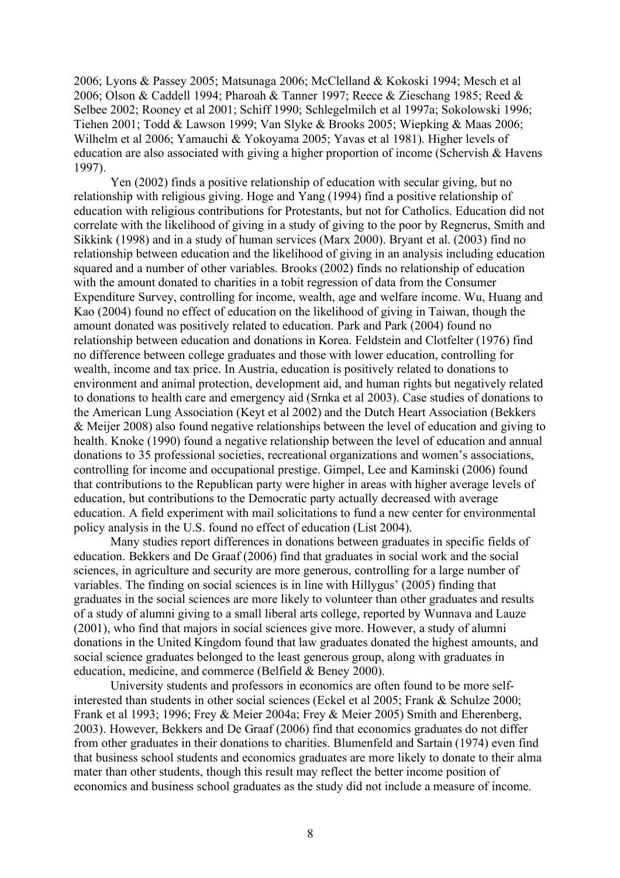2006; Lyons & Passey 2005; Matsunaga 2006; McClelland & Kokoski 1994; Mesch et al 2006; Olson & Caddell 1994; Pharoah & Tanner 1997; Reece & Zieschang 1985; Reed & Selbee 2002; Rooney et al 2001; Schiff 1990; Schlegelmilch et al 1997a; Sokolowski 1996; Tiehen 2001; Todd & Lawson 1999; Van Slyke & Brooks 2005; Wiepking & Maas 2006; Wilhelm et al 2006; Yamauchi & Yokoyama 2005; Yavas et al 1981). Higher levels of education are also associated with giving a higher proportion of income (Schervish & Havens 1997).

Yen (2002) finds a positive relationship of education with secular giving, but no relationship with religious giving. Hoge and Yang (1994) find a positive relationship of education with religious contributions for Protestants, but not for Catholics. Education did not correlate with the likelihood of giving in a study of giving to the poor by Regnerus, Smith and Sikkink (1998) and in a study of human services (Marx 2000). Bryant et al. (2003) find no relationship between education and the likelihood of giving in an analysis including education squared and a number of other variables. Brooks (2002) finds no relationship of education with the amount donated to charities in a tobit regression of data from the Consumer Expenditure Survey, controlling for income, wealth, age and welfare income. Wu, Huang and Kao (2004) found no effect of education on the likelihood of giving in Taiwan, though the amount donated was positively related to education. Park and Park (2004) found no relationship between education and donations in Korea. Feldstein and Clotfelter (1976) find no difference between college graduates and those with lower education, controlling for wealth, income and tax price. In Austria, education is positively related to donations to environment and animal protection, development aid, and human rights but negatively related to donations to health care and emergency aid (Srnka et al 2003). Case studies of donations to the American Lung Association (Keyt et al 2002) and the Dutch Heart Association (Bekkers & Meijer 2008) also found negative relationships between the level of education and giving to health. Knoke (1990) found a negative relationship between the level of education and annual donations to 35 professional societies, recreational organizations and women's associations, controlling for income and occupational prestige. Gimpel, Lee and Kaminski (2006) found that contributions to the Republican party were higher in areas with higher average levels of education, but contributions to the Democratic party actually decreased with average education. A field experiment with mail solicitations to fund a new center for environmental policy analysis in the U.S. found no effect of education (List 2004).

Many studies report differences in donations between graduates in specific fields of education. Bekkers and De Graaf (2006) find that graduates in social work and the social sciences, in agriculture and security are more generous, controlling for a large number of variables. The finding on social sciences is in line with Hillygus' (2005) finding that graduates in the social sciences are more likely to volunteer than other graduates and results of a study of alumni giving to a small liberal arts college, reported by Wunnava and Lauze (2001), who find that majors in social sciences give more. However, a study of alumni donations in the United Kingdom found that law graduates donated the highest amounts, and social science graduates belonged to the least generous group, along with graduates in education, medicine, and commerce (Belfield & Beney 2000).

University students and professors in economics are often found to be more self-interested than students in other social sciences (Eckel et al 2005; Frank & Schulze 2000; Frank et al 1993; 1996; Frey & Meier 2004a; Frey & Meier 2005) Smith and Eherenberg, 2003). However, Bekkers and De Graaf (2006) find that economics graduates do not differ from other graduates in their donations to charities. Blumenfeld and Sartain (1974) even find that business school students and economics graduates are more likely to donate to their alma mater than other students, though this result may reflect the better income position of economics and business school graduates as the study did not include a measure of income.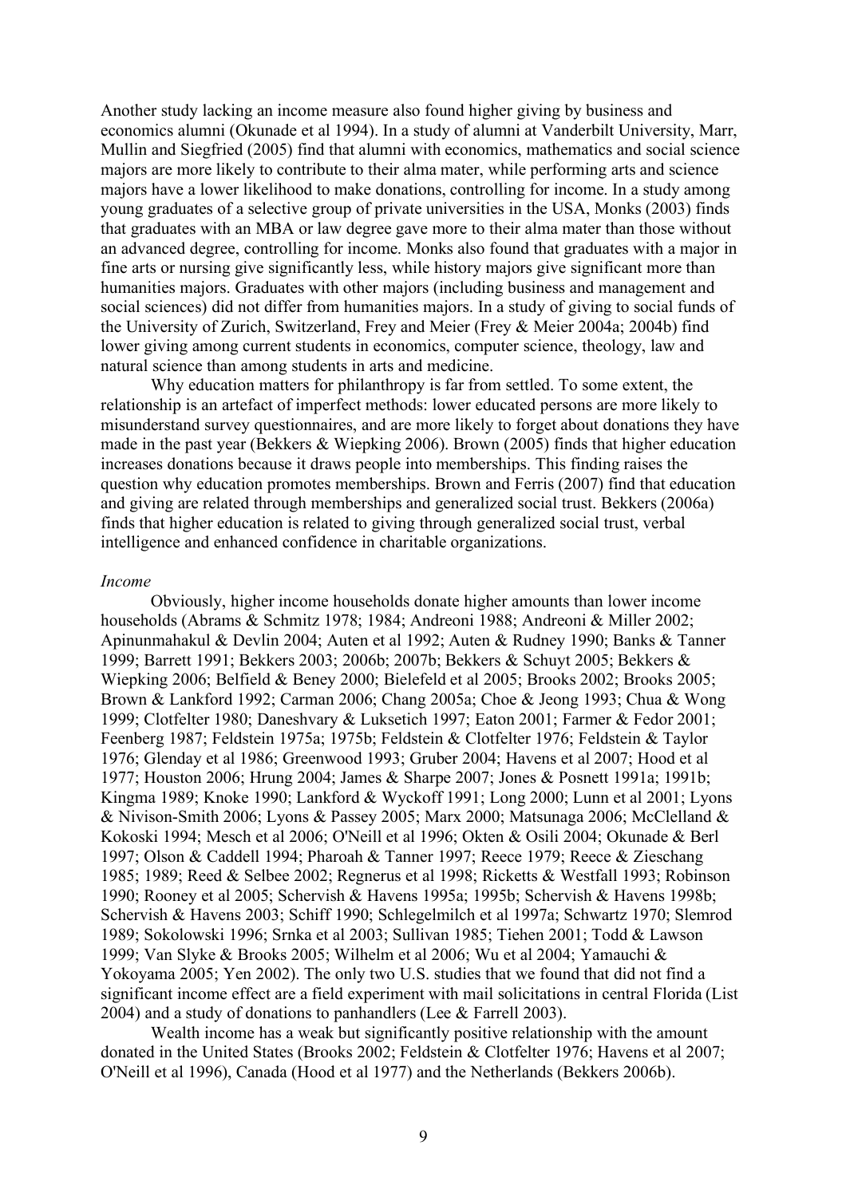Another study lacking an income measure also found higher giving by business and economics alumni (Okunade et al 1994). In a study of alumni at Vanderbilt University, Marr, Mullin and Siegfried (2005) find that alumni with economics, mathematics and social science majors are more likely to contribute to their alma mater, while performing arts and science majors have a lower likelihood to make donations, controlling for income. In a study among young graduates of a selective group of private universities in the USA, Monks (2003) finds that graduates with an MBA or law degree gave more to their alma mater than those without an advanced degree, controlling for income. Monks also found that graduates with a major in fine arts or nursing give significantly less, while history majors give significant more than humanities majors. Graduates with other majors (including business and management and social sciences) did not differ from humanities majors. In a study of giving to social funds of the University of Zurich, Switzerland, Frey and Meier (Frey & Meier 2004a; 2004b) find lower giving among current students in economics, computer science, theology, law and natural science than among students in arts and medicine.

Why education matters for philanthropy is far from settled. To some extent, the relationship is an artefact of imperfect methods: lower educated persons are more likely to misunderstand survey questionnaires, and are more likely to forget about donations they have made in the past year (Bekkers & Wiepking 2006). Brown (2005) finds that higher education increases donations because it draws people into memberships. This finding raises the question why education promotes memberships. Brown and Ferris (2007) find that education and giving are related through memberships and generalized social trust. Bekkers (2006a) finds that higher education is related to giving through generalized social trust, verbal intelligence and enhanced confidence in charitable organizations.

*Income*

Obviously, higher income households donate higher amounts than lower income households (Abrams & Schmitz 1978; 1984; Andreoni 1988; Andreoni & Miller 2002; Apinunmahakul & Devlin 2004; Auten et al 1992; Auten & Rudney 1990; Banks & Tanner 1999; Barrett 1991; Bekkers 2003; 2006b; 2007b; Bekkers & Schuyt 2005; Bekkers & Wiepking 2006; Belfield & Beney 2000; Bielefeld et al 2005; Brooks 2002; Brooks 2005; Brown & Lankford 1992; Carman 2006; Chang 2005a; Choe & Jeong 1993; Chua & Wong 1999; Clotfelter 1980; Daneshvary & Luksetich 1997; Eaton 2001; Farmer & Fedor 2001; Feenberg 1987; Feldstein 1975a; 1975b; Feldstein & Clotfelter 1976; Feldstein & Taylor 1976; Glenday et al 1986; Greenwood 1993; Gruber 2004; Havens et al 2007; Hood et al 1977; Houston 2006; Hrung 2004; James & Sharpe 2007; Jones & Posnett 1991a; 1991b; Kingma 1989; Knoke 1990; Lankford & Wyckoff 1991; Long 2000; Lunn et al 2001; Lyons & Nivison-Smith 2006; Lyons & Passey 2005; Marx 2000; Matsunaga 2006; McClelland & Kokoski 1994; Mesch et al 2006; O'Neill et al 1996; Okten & Osili 2004; Okunade & Berl 1997; Olson & Caddell 1994; Pharoah & Tanner 1997; Reece 1979; Reece & Zieschang 1985; 1989; Reed & Selbee 2002; Regnerus et al 1998; Ricketts & Westfall 1993; Robinson 1990; Rooney et al 2005; Schervish & Havens 1995a; 1995b; Schervish & Havens 1998b; Schervish & Havens 2003; Schiff 1990; Schlegelmilch et al 1997a; Schwartz 1970; Slemrod 1989; Sokolowski 1996; Srnka et al 2003; Sullivan 1985; Tiehen 2001; Todd & Lawson 1999; Van Slyke & Brooks 2005; Wilhelm et al 2006; Wu et al 2004; Yamauchi & Yokoyama 2005; Yen 2002). The only two U.S. studies that we found that did not find a significant income effect are a field experiment with mail solicitations in central Florida (List 2004) and a study of donations to panhandlers (Lee & Farrell 2003).

Wealth income has a weak but significantly positive relationship with the amount donated in the United States (Brooks 2002; Feldstein & Clotfelter 1976; Havens et al 2007; O'Neill et al 1996), Canada (Hood et al 1977) and the Netherlands (Bekkers 2006b).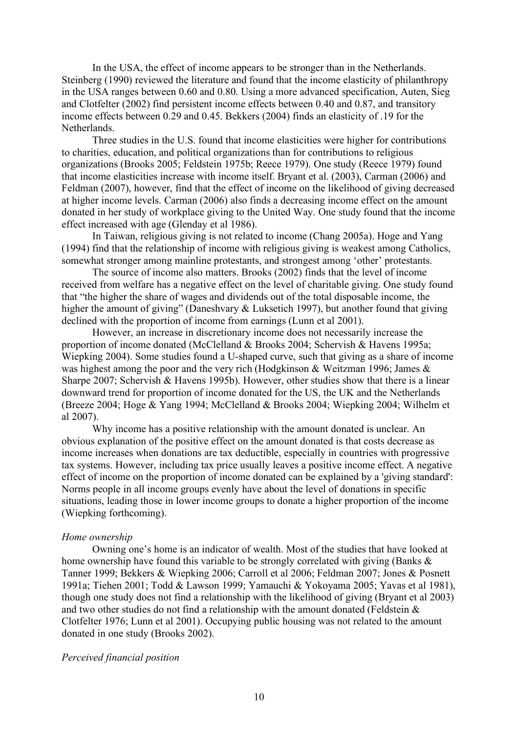In the USA, the effect of income appears to be stronger than in the Netherlands. Steinberg (1990) reviewed the literature and found that the income elasticity of philanthropy in the USA ranges between 0.60 and 0.80. Using a more advanced specification, Auten, Sieg and Clotfelter (2002) find persistent income effects between 0.40 and 0.87, and transitory income effects between 0.29 and 0.45. Bekkers (2004) finds an elasticity of .19 for the Netherlands.

Three studies in the U.S. found that income elasticities were higher for contributions to charities, education, and political organizations than for contributions to religious organizations (Brooks 2005; Feldstein 1975b; Reece 1979). One study (Reece 1979) found that income elasticities increase with income itself. Bryant et al. (2003), Carman (2006) and Feldman (2007), however, find that the effect of income on the likelihood of giving decreased at higher income levels. Carman (2006) also finds a decreasing income effect on the amount donated in her study of workplace giving to the United Way. One study found that the income effect increased with age (Glenday et al 1986).

In Taiwan, religious giving is not related to income (Chang 2005a). Hoge and Yang (1994) find that the relationship of income with religious giving is weakest among Catholics, somewhat stronger among mainline protestants, and strongest among 'other' protestants.

The source of income also matters. Brooks (2002) finds that the level of income received from welfare has a negative effect on the level of charitable giving. One study found that "the higher the share of wages and dividends out of the total disposable income, the higher the amount of giving" (Daneshvary & Luksetich 1997), but another found that giving declined with the proportion of income from earnings (Lunn et al 2001).

However, an increase in discretionary income does not necessarily increase the proportion of income donated (McClelland & Brooks 2004; Schervish & Havens 1995a; Wiepking 2004). Some studies found a U-shaped curve, such that giving as a share of income was highest among the poor and the very rich (Hodgkinson & Weitzman 1996; James & Sharpe 2007; Schervish & Havens 1995b). However, other studies show that there is a linear downward trend for proportion of income donated for the US, the UK and the Netherlands (Breeze 2004; Hoge & Yang 1994; McClelland & Brooks 2004; Wiepking 2004; Wilhelm et al 2007).

Why income has a positive relationship with the amount donated is unclear. An obvious explanation of the positive effect on the amount donated is that costs decrease as income increases when donations are tax deductible, especially in countries with progressive tax systems. However, including tax price usually leaves a positive income effect. A negative effect of income on the proportion of income donated can be explained by a 'giving standard': Norms people in all income groups evenly have about the level of donations in specific situations, leading those in lower income groups to donate a higher proportion of the income (Wiepking forthcoming).

*Home ownership*

Owning one's home is an indicator of wealth. Most of the studies that have looked at home ownership have found this variable to be strongly correlated with giving (Banks & Tanner 1999; Bekkers & Wiepking 2006; Carroll et al 2006; Feldman 2007; Jones & Posnett 1991a; Tiehen 2001; Todd & Lawson 1999; Yamauchi & Yokoyama 2005; Yavas et al 1981), though one study does not find a relationship with the likelihood of giving (Bryant et al 2003) and two other studies do not find a relationship with the amount donated (Feldstein & Clotfelter 1976; Lunn et al 2001). Occupying public housing was not related to the amount donated in one study (Brooks 2002).

*Perceived financial position*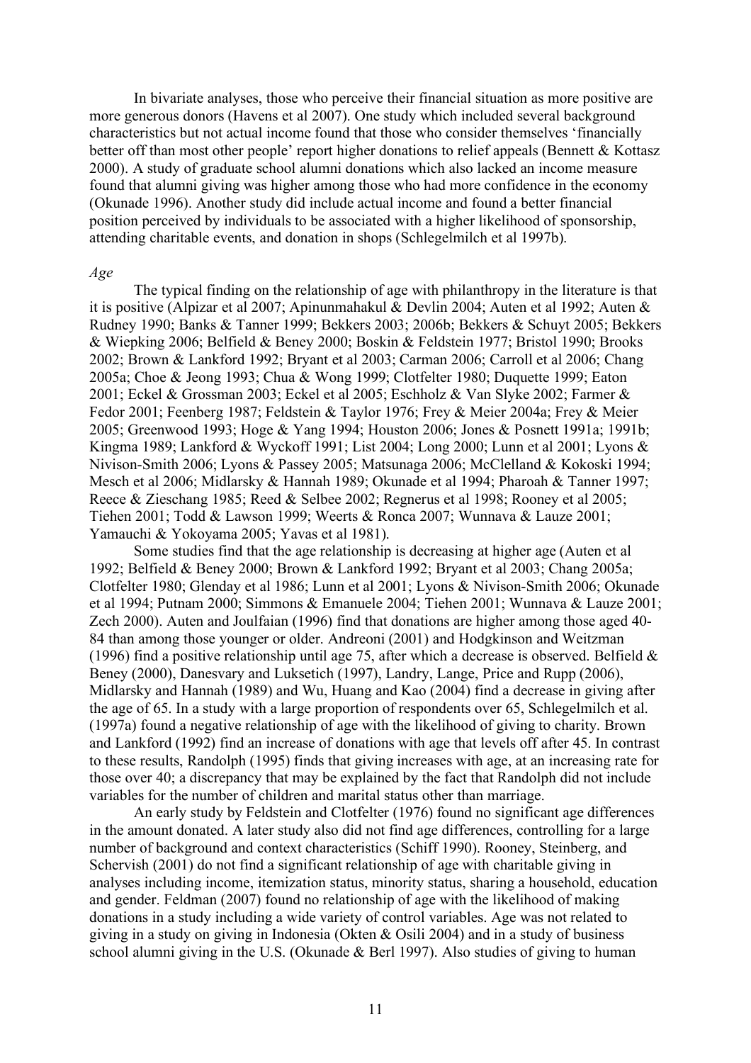In bivariate analyses, those who perceive their financial situation as more positive are more generous donors (Havens et al 2007). One study which included several background characteristics but not actual income found that those who consider themselves 'financially better off than most other people' report higher donations to relief appeals (Bennett & Kottasz 2000). A study of graduate school alumni donations which also lacked an income measure found that alumni giving was higher among those who had more confidence in the economy (Okunade 1996). Another study did include actual income and found a better financial position perceived by individuals to be associated with a higher likelihood of sponsorship, attending charitable events, and donation in shops (Schlegelmilch et al 1997b).

*Age*

The typical finding on the relationship of age with philanthropy in the literature is that it is positive (Alpizar et al 2007; Apinunmahakul & Devlin 2004; Auten et al 1992; Auten & Rudney 1990; Banks & Tanner 1999; Bekkers 2003; 2006b; Bekkers & Schuyt 2005; Bekkers & Wiepking 2006; Belfield & Beney 2000; Boskin & Feldstein 1977; Bristol 1990; Brooks 2002; Brown & Lankford 1992; Bryant et al 2003; Carman 2006; Carroll et al 2006; Chang 2005a; Choe & Jeong 1993; Chua & Wong 1999; Clotfelter 1980; Duquette 1999; Eaton 2001; Eckel & Grossman 2003; Eckel et al 2005; Eschholz & Van Slyke 2002; Farmer & Fedor 2001; Feenberg 1987; Feldstein & Taylor 1976; Frey & Meier 2004a; Frey & Meier 2005; Greenwood 1993; Hoge & Yang 1994; Houston 2006; Jones & Posnett 1991a; 1991b; Kingma 1989; Lankford & Wyckoff 1991; List 2004; Long 2000; Lunn et al 2001; Lyons & Nivison-Smith 2006; Lyons & Passey 2005; Matsunaga 2006; McClelland & Kokoski 1994; Mesch et al 2006; Midlarsky & Hannah 1989; Okunade et al 1994; Pharoah & Tanner 1997; Reece & Zieschang 1985; Reed & Selbee 2002; Regnerus et al 1998; Rooney et al 2005; Tiehen 2001; Todd & Lawson 1999; Weerts & Ronca 2007; Wunnava & Lauze 2001; Yamauchi & Yokoyama 2005; Yavas et al 1981).

Some studies find that the age relationship is decreasing at higher age (Auten et al 1992; Belfield & Beney 2000; Brown & Lankford 1992; Bryant et al 2003; Chang 2005a; Clotfelter 1980; Glenday et al 1986; Lunn et al 2001; Lyons & Nivison-Smith 2006; Okunade et al 1994; Putnam 2000; Simmons & Emanuele 2004; Tiehen 2001; Wunnava & Lauze 2001; Zech 2000). Auten and Joulfaian (1996) find that donations are higher among those aged 40-84 than among those younger or older. Andreoni (2001) and Hodgkinson and Weitzman (1996) find a positive relationship until age 75, after which a decrease is observed. Belfield & Beney (2000), Danesvary and Luksetich (1997), Landry, Lange, Price and Rupp (2006), Midlarsky and Hannah (1989) and Wu, Huang and Kao (2004) find a decrease in giving after the age of 65. In a study with a large proportion of respondents over 65, Schlegelmilch et al. (1997a) found a negative relationship of age with the likelihood of giving to charity. Brown and Lankford (1992) find an increase of donations with age that levels off after 45. In contrast to these results, Randolph (1995) finds that giving increases with age, at an increasing rate for those over 40; a discrepancy that may be explained by the fact that Randolph did not include variables for the number of children and marital status other than marriage.

An early study by Feldstein and Clotfelter (1976) found no significant age differences in the amount donated. A later study also did not find age differences, controlling for a large number of background and context characteristics (Schiff 1990). Rooney, Steinberg, and Schervish (2001) do not find a significant relationship of age with charitable giving in analyses including income, itemization status, minority status, sharing a household, education and gender. Feldman (2007) found no relationship of age with the likelihood of making donations in a study including a wide variety of control variables. Age was not related to giving in a study on giving in Indonesia (Okten & Osili 2004) and in a study of business school alumni giving in the U.S. (Okunade & Berl 1997). Also studies of giving to human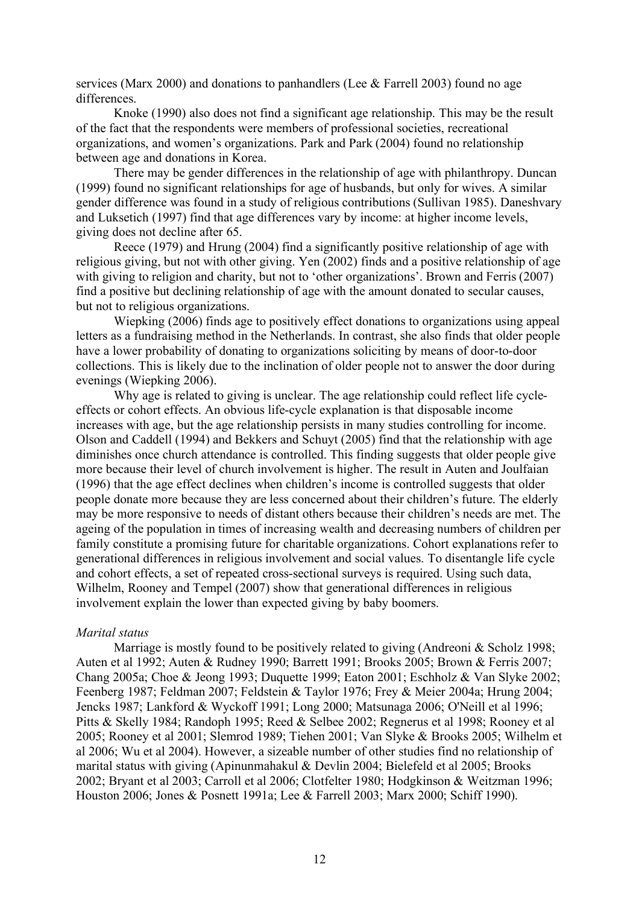services (Marx 2000) and donations to panhandlers (Lee & Farrell 2003) found no age differences.

Knoke (1990) also does not find a significant age relationship. This may be the result of the fact that the respondents were members of professional societies, recreational organizations, and women's organizations. Park and Park (2004) found no relationship between age and donations in Korea.

There may be gender differences in the relationship of age with philanthropy. Duncan (1999) found no significant relationships for age of husbands, but only for wives. A similar gender difference was found in a study of religious contributions (Sullivan 1985). Daneshvary and Luksetich (1997) find that age differences vary by income: at higher income levels, giving does not decline after 65.

Reece (1979) and Hrung (2004) find a significantly positive relationship of age with religious giving, but not with other giving. Yen (2002) finds and a positive relationship of age with giving to religion and charity, but not to 'other organizations'. Brown and Ferris (2007) find a positive but declining relationship of age with the amount donated to secular causes, but not to religious organizations.

Wiepking (2006) finds age to positively effect donations to organizations using appeal letters as a fundraising method in the Netherlands. In contrast, she also finds that older people have a lower probability of donating to organizations soliciting by means of door-to-door collections. This is likely due to the inclination of older people not to answer the door during evenings (Wiepking 2006).

Why age is related to giving is unclear. The age relationship could reflect life cycle-effects or cohort effects. An obvious life-cycle explanation is that disposable income increases with age, but the age relationship persists in many studies controlling for income. Olson and Caddell (1994) and Bekkers and Schuyt (2005) find that the relationship with age diminishes once church attendance is controlled. This finding suggests that older people give more because their level of church involvement is higher. The result in Auten and Joulfaian (1996) that the age effect declines when children's income is controlled suggests that older people donate more because they are less concerned about their children's future. The elderly may be more responsive to needs of distant others because their children's needs are met. The ageing of the population in times of increasing wealth and decreasing numbers of children per family constitute a promising future for charitable organizations. Cohort explanations refer to generational differences in religious involvement and social values. To disentangle life cycle and cohort effects, a set of repeated cross-sectional surveys is required. Using such data, Wilhelm, Rooney and Tempel (2007) show that generational differences in religious involvement explain the lower than expected giving by baby boomers.

*Marital status*

Marriage is mostly found to be positively related to giving (Andreoni & Scholz 1998; Auten et al 1992; Auten & Rudney 1990; Barrett 1991; Brooks 2005; Brown & Ferris 2007; Chang 2005a; Choe & Jeong 1993; Duquette 1999; Eaton 2001; Eschholz & Van Slyke 2002; Feenberg 1987; Feldman 2007; Feldstein & Taylor 1976; Frey & Meier 2004a; Hrung 2004; Jencks 1987; Lankford & Wyckoff 1991; Long 2000; Matsunaga 2006; O'Neill et al 1996; Pitts & Skelly 1984; Randoph 1995; Reed & Selbee 2002; Regnerus et al 1998; Rooney et al 2005; Rooney et al 2001; Slemrod 1989; Tiehen 2001; Van Slyke & Brooks 2005; Wilhelm et al 2006; Wu et al 2004). However, a sizeable number of other studies find no relationship of marital status with giving (Apinunmahakul & Devlin 2004; Bielefeld et al 2005; Brooks 2002; Bryant et al 2003; Carroll et al 2006; Clotfelter 1980; Hodgkinson & Weitzman 1996; Houston 2006; Jones & Posnett 1991a; Lee & Farrell 2003; Marx 2000; Schiff 1990).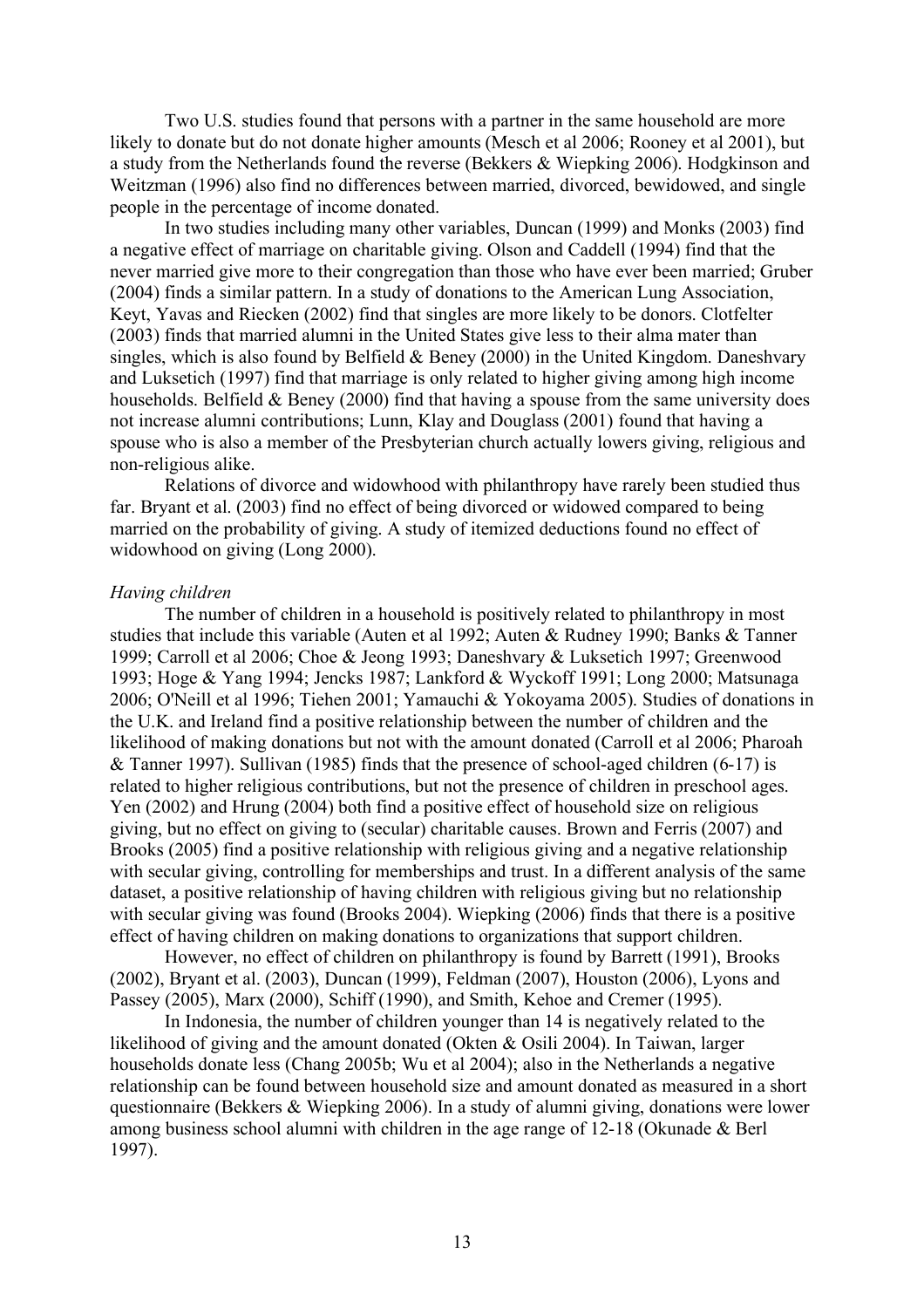Two U.S. studies found that persons with a partner in the same household are more likely to donate but do not donate higher amounts (Mesch et al 2006; Rooney et al 2001), but a study from the Netherlands found the reverse (Bekkers & Wiepking 2006). Hodgkinson and Weitzman (1996) also find no differences between married, divorced, bewidowed, and single people in the percentage of income donated.

In two studies including many other variables, Duncan (1999) and Monks (2003) find a negative effect of marriage on charitable giving. Olson and Caddell (1994) find that the never married give more to their congregation than those who have ever been married; Gruber (2004) finds a similar pattern. In a study of donations to the American Lung Association, Keyt, Yavas and Riecken (2002) find that singles are more likely to be donors. Clotfelter (2003) finds that married alumni in the United States give less to their alma mater than singles, which is also found by Belfield & Beney (2000) in the United Kingdom. Daneshvary and Luksetich (1997) find that marriage is only related to higher giving among high income households. Belfield & Beney (2000) find that having a spouse from the same university does not increase alumni contributions; Lunn, Klay and Douglass (2001) found that having a spouse who is also a member of the Presbyterian church actually lowers giving, religious and non-religious alike.

Relations of divorce and widowhood with philanthropy have rarely been studied thus far. Bryant et al. (2003) find no effect of being divorced or widowed compared to being married on the probability of giving. A study of itemized deductions found no effect of widowhood on giving (Long 2000).

*Having children*

The number of children in a household is positively related to philanthropy in most studies that include this variable (Auten et al 1992; Auten & Rudney 1990; Banks & Tanner 1999; Carroll et al 2006; Choe & Jeong 1993; Daneshvary & Luksetich 1997; Greenwood 1993; Hoge & Yang 1994; Jencks 1987; Lankford & Wyckoff 1991; Long 2000; Matsunaga 2006; O'Neill et al 1996; Tiehen 2001; Yamauchi & Yokoyama 2005). Studies of donations in the U.K. and Ireland find a positive relationship between the number of children and the likelihood of making donations but not with the amount donated (Carroll et al 2006; Pharoah & Tanner 1997). Sullivan (1985) finds that the presence of school-aged children (6-17) is related to higher religious contributions, but not the presence of children in preschool ages. Yen (2002) and Hrung (2004) both find a positive effect of household size on religious giving, but no effect on giving to (secular) charitable causes. Brown and Ferris (2007) and Brooks (2005) find a positive relationship with religious giving and a negative relationship with secular giving, controlling for memberships and trust. In a different analysis of the same dataset, a positive relationship of having children with religious giving but no relationship with secular giving was found (Brooks 2004). Wiepking (2006) finds that there is a positive effect of having children on making donations to organizations that support children.

However, no effect of children on philanthropy is found by Barrett (1991), Brooks (2002), Bryant et al. (2003), Duncan (1999), Feldman (2007), Houston (2006), Lyons and Passey (2005), Marx (2000), Schiff (1990), and Smith, Kehoe and Cremer (1995).

In Indonesia, the number of children younger than 14 is negatively related to the likelihood of giving and the amount donated (Okten & Osili 2004). In Taiwan, larger households donate less (Chang 2005b; Wu et al 2004); also in the Netherlands a negative relationship can be found between household size and amount donated as measured in a short questionnaire (Bekkers & Wiepking 2006). In a study of alumni giving, donations were lower among business school alumni with children in the age range of 12-18 (Okunade & Berl 1997).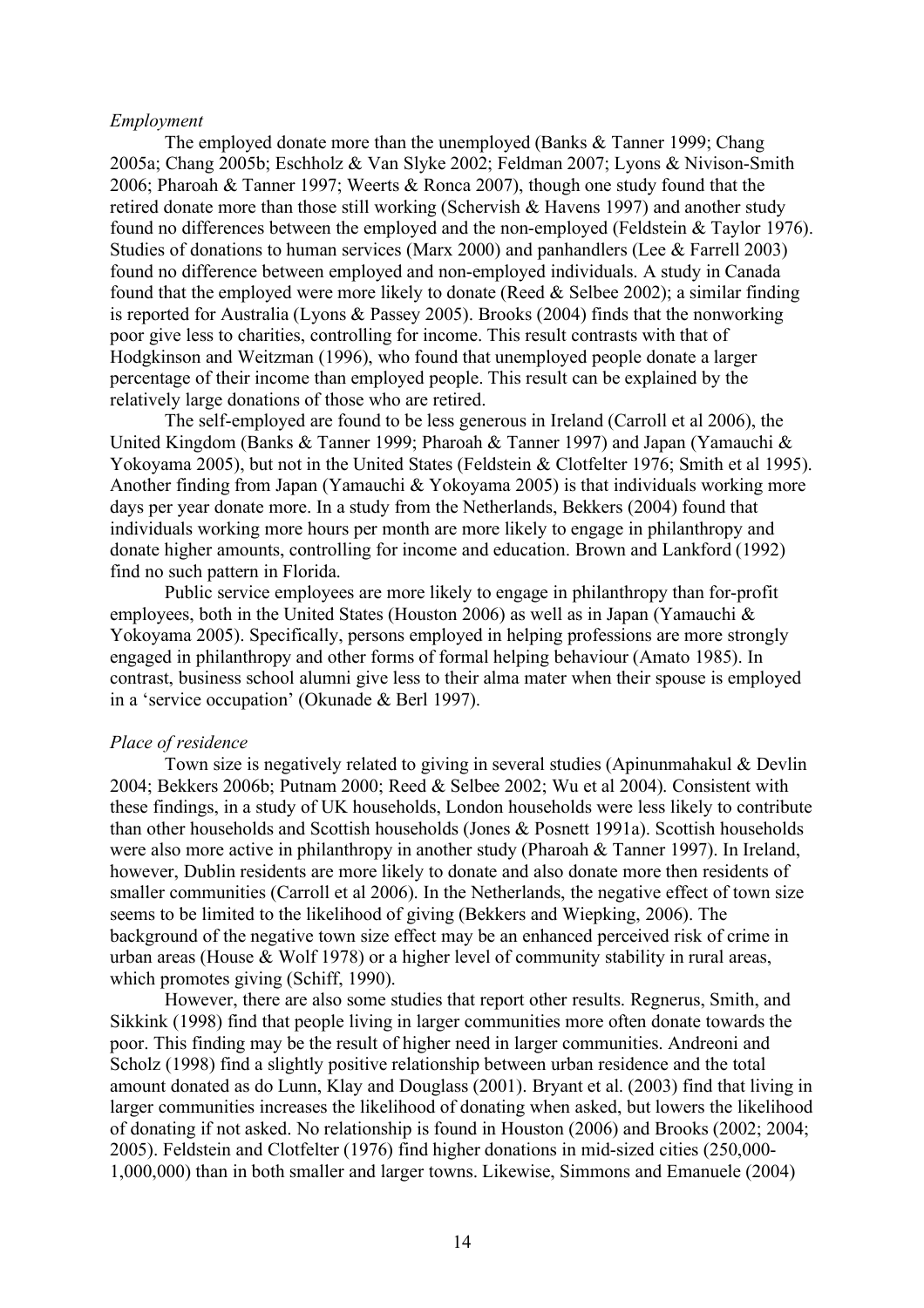*Employment*

The employed donate more than the unemployed (Banks & Tanner 1999; Chang 2005a; Chang 2005b; Eschholz & Van Slyke 2002; Feldman 2007; Lyons & Nivison-Smith 2006; Pharoah & Tanner 1997; Weerts & Ronca 2007), though one study found that the retired donate more than those still working (Schervish & Havens 1997) and another study found no differences between the employed and the non-employed (Feldstein & Taylor 1976). Studies of donations to human services (Marx 2000) and panhandlers (Lee & Farrell 2003) found no difference between employed and non-employed individuals. A study in Canada found that the employed were more likely to donate (Reed & Selbee 2002); a similar finding is reported for Australia (Lyons & Passey 2005). Brooks (2004) finds that the nonworking poor give less to charities, controlling for income. This result contrasts with that of Hodgkinson and Weitzman (1996), who found that unemployed people donate a larger percentage of their income than employed people. This result can be explained by the relatively large donations of those who are retired.

The self-employed are found to be less generous in Ireland (Carroll et al 2006), the United Kingdom (Banks & Tanner 1999; Pharoah & Tanner 1997) and Japan (Yamauchi & Yokoyama 2005), but not in the United States (Feldstein & Clotfelter 1976; Smith et al 1995). Another finding from Japan (Yamauchi & Yokoyama 2005) is that individuals working more days per year donate more. In a study from the Netherlands, Bekkers (2004) found that individuals working more hours per month are more likely to engage in philanthropy and donate higher amounts, controlling for income and education. Brown and Lankford (1992) find no such pattern in Florida.

Public service employees are more likely to engage in philanthropy than for-profit employees, both in the United States (Houston 2006) as well as in Japan (Yamauchi & Yokoyama 2005). Specifically, persons employed in helping professions are more strongly engaged in philanthropy and other forms of formal helping behaviour (Amato 1985). In contrast, business school alumni give less to their alma mater when their spouse is employed in a 'service occupation' (Okunade & Berl 1997).

*Place of residence*

Town size is negatively related to giving in several studies (Apinunmahakul & Devlin 2004; Bekkers 2006b; Putnam 2000; Reed & Selbee 2002; Wu et al 2004). Consistent with these findings, in a study of UK households, London households were less likely to contribute than other households and Scottish households (Jones & Posnett 1991a). Scottish households were also more active in philanthropy in another study (Pharoah & Tanner 1997). In Ireland, however, Dublin residents are more likely to donate and also donate more then residents of smaller communities (Carroll et al 2006). In the Netherlands, the negative effect of town size seems to be limited to the likelihood of giving (Bekkers and Wiepking, 2006). The background of the negative town size effect may be an enhanced perceived risk of crime in urban areas (House & Wolf 1978) or a higher level of community stability in rural areas, which promotes giving (Schiff, 1990).

However, there are also some studies that report other results. Regnerus, Smith, and Sikkink (1998) find that people living in larger communities more often donate towards the poor. This finding may be the result of higher need in larger communities. Andreoni and Scholz (1998) find a slightly positive relationship between urban residence and the total amount donated as do Lunn, Klay and Douglass (2001). Bryant et al. (2003) find that living in larger communities increases the likelihood of donating when asked, but lowers the likelihood of donating if not asked. No relationship is found in Houston (2006) and Brooks (2002; 2004; 2005). Feldstein and Clotfelter (1976) find higher donations in mid-sized cities (250,000-1,000,000) than in both smaller and larger towns. Likewise, Simmons and Emanuele (2004)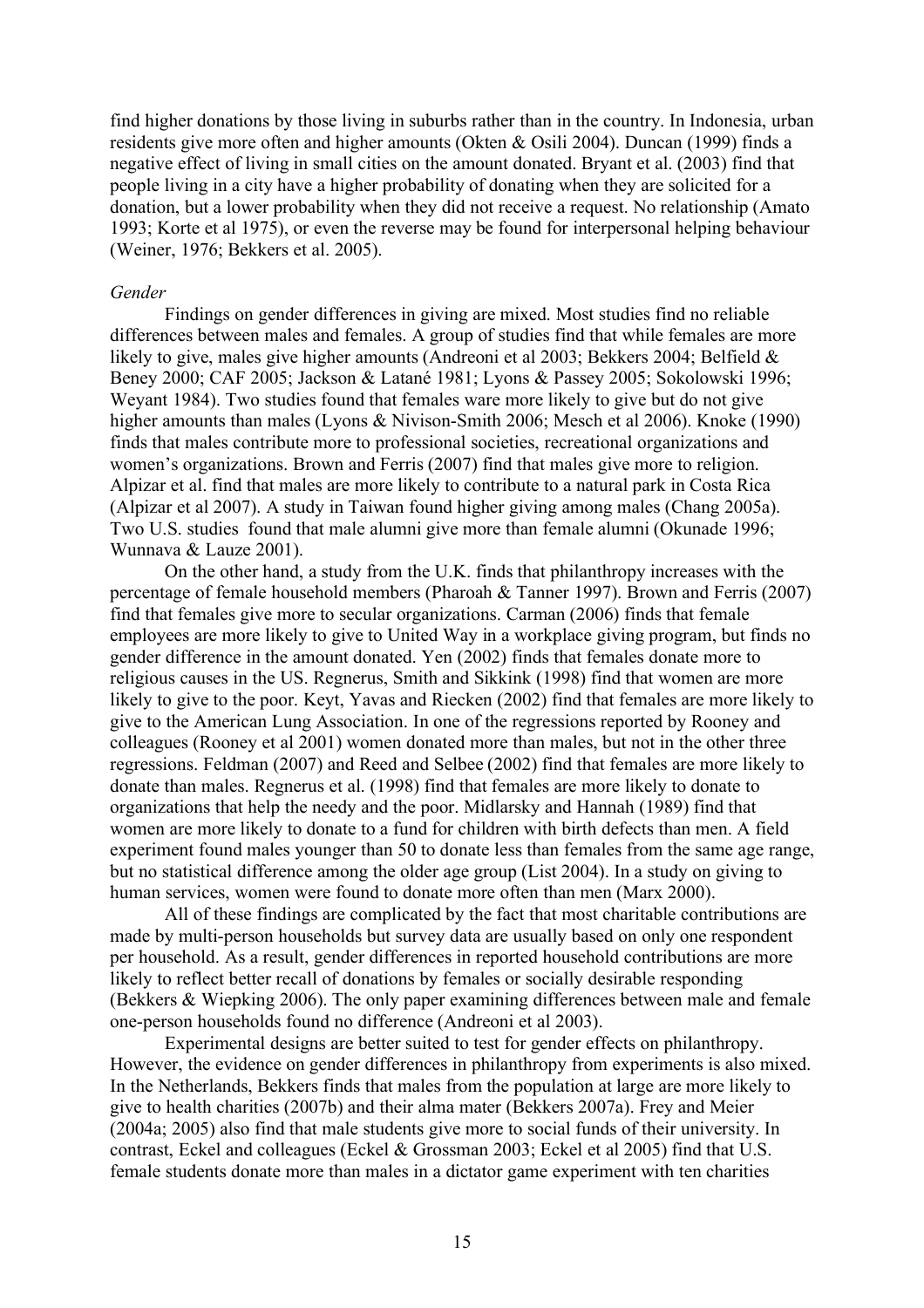find higher donations by those living in suburbs rather than in the country. In Indonesia, urban residents give more often and higher amounts (Okten & Osili 2004). Duncan (1999) finds a negative effect of living in small cities on the amount donated. Bryant et al. (2003) find that people living in a city have a higher probability of donating when they are solicited for a donation, but a lower probability when they did not receive a request. No relationship (Amato 1993; Korte et al 1975), or even the reverse may be found for interpersonal helping behaviour (Weiner, 1976; Bekkers et al. 2005).

*Gender*

Findings on gender differences in giving are mixed. Most studies find no reliable differences between males and females. A group of studies find that while females are more likely to give, males give higher amounts (Andreoni et al 2003; Bekkers 2004; Belfield & Beney 2000; CAF 2005; Jackson & Latané 1981; Lyons & Passey 2005; Sokolowski 1996; Weyant 1984). Two studies found that females ware more likely to give but do not give higher amounts than males (Lyons & Nivison-Smith 2006; Mesch et al 2006). Knoke (1990) finds that males contribute more to professional societies, recreational organizations and women's organizations. Brown and Ferris (2007) find that males give more to religion. Alpizar et al. find that males are more likely to contribute to a natural park in Costa Rica (Alpizar et al 2007). A study in Taiwan found higher giving among males (Chang 2005a). Two U.S. studies found that male alumni give more than female alumni (Okunade 1996; Wunnava & Lauze 2001).

On the other hand, a study from the U.K. finds that philanthropy increases with the percentage of female household members (Pharoah & Tanner 1997). Brown and Ferris (2007) find that females give more to secular organizations. Carman (2006) finds that female employees are more likely to give to United Way in a workplace giving program, but finds no gender difference in the amount donated. Yen (2002) finds that females donate more to religious causes in the US. Regnerus, Smith and Sikkink (1998) find that women are more likely to give to the poor. Keyt, Yavas and Riecken (2002) find that females are more likely to give to the American Lung Association. In one of the regressions reported by Rooney and colleagues (Rooney et al 2001) women donated more than males, but not in the other three regressions. Feldman (2007) and Reed and Selbee (2002) find that females are more likely to donate than males. Regnerus et al. (1998) find that females are more likely to donate to organizations that help the needy and the poor. Midlarsky and Hannah (1989) find that women are more likely to donate to a fund for children with birth defects than men. A field experiment found males younger than 50 to donate less than females from the same age range, but no statistical difference among the older age group (List 2004). In a study on giving to human services, women were found to donate more often than men (Marx 2000).

All of these findings are complicated by the fact that most charitable contributions are made by multi-person households but survey data are usually based on only one respondent per household. As a result, gender differences in reported household contributions are more likely to reflect better recall of donations by females or socially desirable responding (Bekkers & Wiepking 2006). The only paper examining differences between male and female one-person households found no difference (Andreoni et al 2003).

Experimental designs are better suited to test for gender effects on philanthropy. However, the evidence on gender differences in philanthropy from experiments is also mixed. In the Netherlands, Bekkers finds that males from the population at large are more likely to give to health charities (2007b) and their alma mater (Bekkers 2007a). Frey and Meier (2004a; 2005) also find that male students give more to social funds of their university. In contrast, Eckel and colleagues (Eckel & Grossman 2003; Eckel et al 2005) find that U.S. female students donate more than males in a dictator game experiment with ten charities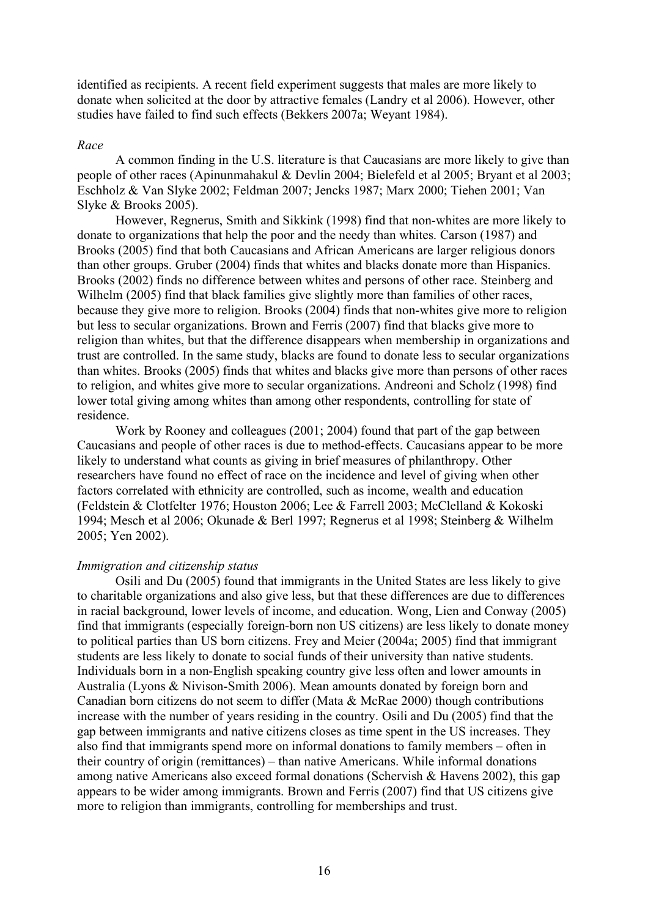identified as recipients. A recent field experiment suggests that males are more likely to donate when solicited at the door by attractive females (Landry et al 2006). However, other studies have failed to find such effects (Bekkers 2007a; Weyant 1984).

*Race*

A common finding in the U.S. literature is that Caucasians are more likely to give than people of other races (Apinunmahakul & Devlin 2004; Bielefeld et al 2005; Bryant et al 2003; Eschholz & Van Slyke 2002; Feldman 2007; Jencks 1987; Marx 2000; Tiehen 2001; Van Slyke & Brooks 2005).

However, Regnerus, Smith and Sikkink (1998) find that non-whites are more likely to donate to organizations that help the poor and the needy than whites. Carson (1987) and Brooks (2005) find that both Caucasians and African Americans are larger religious donors than other groups. Gruber (2004) finds that whites and blacks donate more than Hispanics. Brooks (2002) finds no difference between whites and persons of other race. Steinberg and Wilhelm (2005) find that black families give slightly more than families of other races, because they give more to religion. Brooks (2004) finds that non-whites give more to religion but less to secular organizations. Brown and Ferris (2007) find that blacks give more to religion than whites, but that the difference disappears when membership in organizations and trust are controlled. In the same study, blacks are found to donate less to secular organizations than whites. Brooks (2005) finds that whites and blacks give more than persons of other races to religion, and whites give more to secular organizations. Andreoni and Scholz (1998) find lower total giving among whites than among other respondents, controlling for state of residence.

Work by Rooney and colleagues (2001; 2004) found that part of the gap between Caucasians and people of other races is due to method-effects. Caucasians appear to be more likely to understand what counts as giving in brief measures of philanthropy. Other researchers have found no effect of race on the incidence and level of giving when other factors correlated with ethnicity are controlled, such as income, wealth and education (Feldstein & Clotfelter 1976; Houston 2006; Lee & Farrell 2003; McClelland & Kokoski 1994; Mesch et al 2006; Okunade & Berl 1997; Regnerus et al 1998; Steinberg & Wilhelm 2005; Yen 2002).

*Immigration and citizenship status*

Osili and Du (2005) found that immigrants in the United States are less likely to give to charitable organizations and also give less, but that these differences are due to differences in racial background, lower levels of income, and education. Wong, Lien and Conway (2005) find that immigrants (especially foreign-born non US citizens) are less likely to donate money to political parties than US born citizens. Frey and Meier (2004a; 2005) find that immigrant students are less likely to donate to social funds of their university than native students. Individuals born in a non-English speaking country give less often and lower amounts in Australia (Lyons & Nivison-Smith 2006). Mean amounts donated by foreign born and Canadian born citizens do not seem to differ (Mata & McRae 2000) though contributions increase with the number of years residing in the country. Osili and Du (2005) find that the gap between immigrants and native citizens closes as time spent in the US increases. They also find that immigrants spend more on informal donations to family members – often in their country of origin (remittances) – than native Americans. While informal donations among native Americans also exceed formal donations (Schervish & Havens 2002), this gap appears to be wider among immigrants. Brown and Ferris (2007) find that US citizens give more to religion than immigrants, controlling for memberships and trust.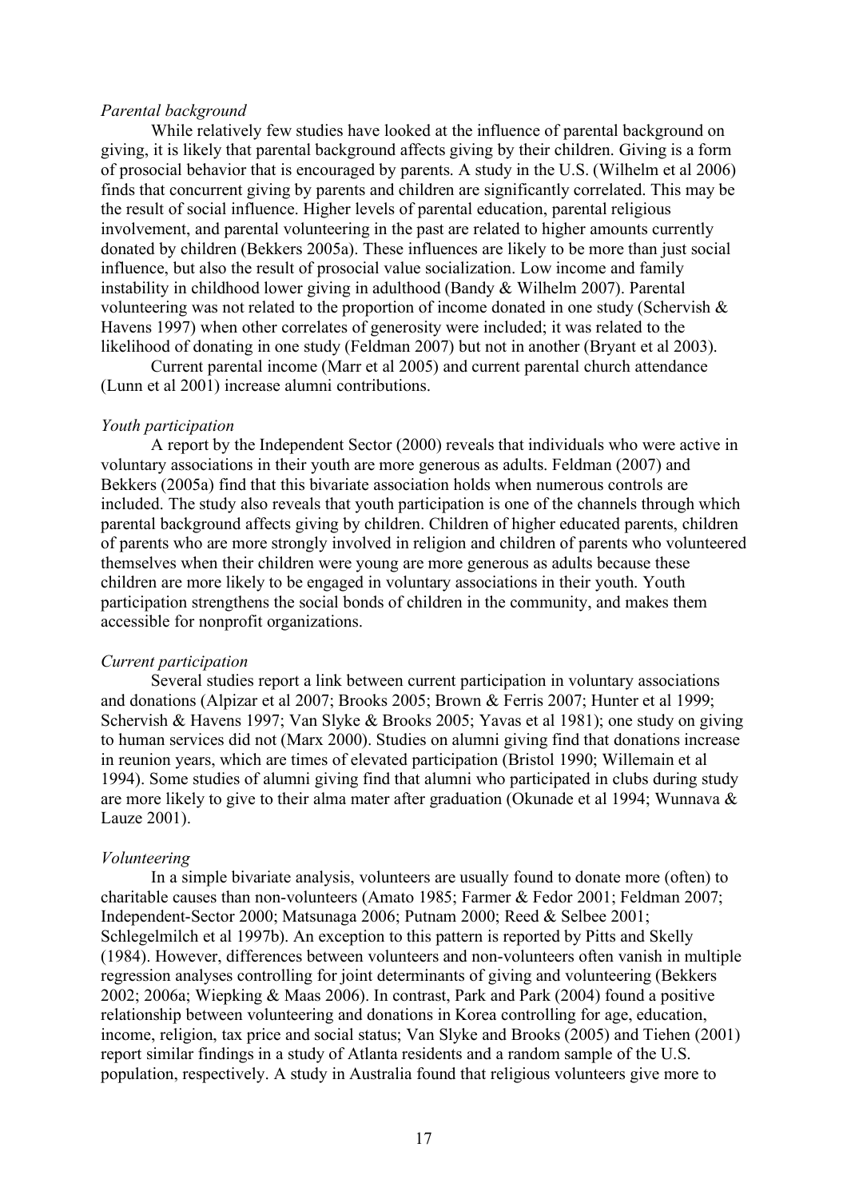*Parental background*

While relatively few studies have looked at the influence of parental background on giving, it is likely that parental background affects giving by their children. Giving is a form of prosocial behavior that is encouraged by parents. A study in the U.S. (Wilhelm et al 2006) finds that concurrent giving by parents and children are significantly correlated. This may be the result of social influence. Higher levels of parental education, parental religious involvement, and parental volunteering in the past are related to higher amounts currently donated by children (Bekkers 2005a). These influences are likely to be more than just social influence, but also the result of prosocial value socialization. Low income and family instability in childhood lower giving in adulthood (Bandy & Wilhelm 2007). Parental volunteering was not related to the proportion of income donated in one study (Schervish & Havens 1997) when other correlates of generosity were included; it was related to the likelihood of donating in one study (Feldman 2007) but not in another (Bryant et al 2003).

Current parental income (Marr et al 2005) and current parental church attendance (Lunn et al 2001) increase alumni contributions.

*Youth participation*

A report by the Independent Sector (2000) reveals that individuals who were active in voluntary associations in their youth are more generous as adults. Feldman (2007) and Bekkers (2005a) find that this bivariate association holds when numerous controls are included. The study also reveals that youth participation is one of the channels through which parental background affects giving by children. Children of higher educated parents, children of parents who are more strongly involved in religion and children of parents who volunteered themselves when their children were young are more generous as adults because these children are more likely to be engaged in voluntary associations in their youth. Youth participation strengthens the social bonds of children in the community, and makes them accessible for nonprofit organizations.

*Current participation*

Several studies report a link between current participation in voluntary associations and donations (Alpizar et al 2007; Brooks 2005; Brown & Ferris 2007; Hunter et al 1999; Schervish & Havens 1997; Van Slyke & Brooks 2005; Yavas et al 1981); one study on giving to human services did not (Marx 2000). Studies on alumni giving find that donations increase in reunion years, which are times of elevated participation (Bristol 1990; Willemain et al 1994). Some studies of alumni giving find that alumni who participated in clubs during study are more likely to give to their alma mater after graduation (Okunade et al 1994; Wunnava & Lauze 2001).

*Volunteering*

In a simple bivariate analysis, volunteers are usually found to donate more (often) to charitable causes than non-volunteers (Amato 1985; Farmer & Fedor 2001; Feldman 2007; Independent-Sector 2000; Matsunaga 2006; Putnam 2000; Reed & Selbee 2001; Schlegelmilch et al 1997b). An exception to this pattern is reported by Pitts and Skelly (1984). However, differences between volunteers and non-volunteers often vanish in multiple regression analyses controlling for joint determinants of giving and volunteering (Bekkers 2002; 2006a; Wiepking & Maas 2006). In contrast, Park and Park (2004) found a positive relationship between volunteering and donations in Korea controlling for age, education, income, religion, tax price and social status; Van Slyke and Brooks (2005) and Tiehen (2001) report similar findings in a study of Atlanta residents and a random sample of the U.S. population, respectively. A study in Australia found that religious volunteers give more to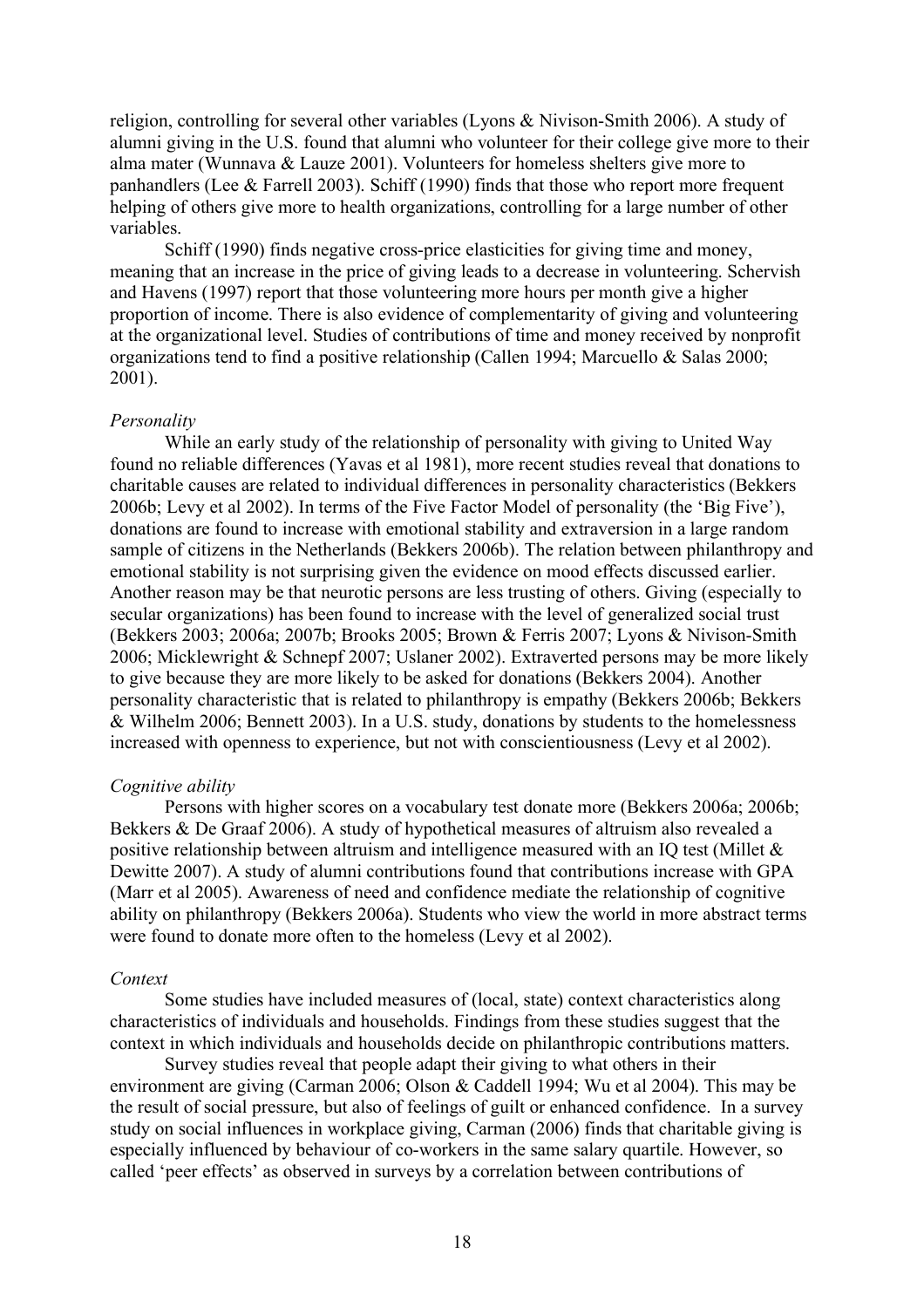religion, controlling for several other variables (Lyons & Nivison-Smith 2006). A study of alumni giving in the U.S. found that alumni who volunteer for their college give more to their alma mater (Wunnava & Lauze 2001). Volunteers for homeless shelters give more to panhandlers (Lee & Farrell 2003). Schiff (1990) finds that those who report more frequent helping of others give more to health organizations, controlling for a large number of other variables.

Schiff (1990) finds negative cross-price elasticities for giving time and money, meaning that an increase in the price of giving leads to a decrease in volunteering. Schervish and Havens (1997) report that those volunteering more hours per month give a higher proportion of income. There is also evidence of complementarity of giving and volunteering at the organizational level. Studies of contributions of time and money received by nonprofit organizations tend to find a positive relationship (Callen 1994; Marcuello & Salas 2000; 2001).

*Personality*

While an early study of the relationship of personality with giving to United Way found no reliable differences (Yavas et al 1981), more recent studies reveal that donations to charitable causes are related to individual differences in personality characteristics (Bekkers 2006b; Levy et al 2002). In terms of the Five Factor Model of personality (the 'Big Five'), donations are found to increase with emotional stability and extraversion in a large random sample of citizens in the Netherlands (Bekkers 2006b). The relation between philanthropy and emotional stability is not surprising given the evidence on mood effects discussed earlier. Another reason may be that neurotic persons are less trusting of others. Giving (especially to secular organizations) has been found to increase with the level of generalized social trust (Bekkers 2003; 2006a; 2007b; Brooks 2005; Brown & Ferris 2007; Lyons & Nivison-Smith 2006; Micklewright & Schnepf 2007; Uslaner 2002). Extraverted persons may be more likely to give because they are more likely to be asked for donations (Bekkers 2004). Another personality characteristic that is related to philanthropy is empathy (Bekkers 2006b; Bekkers & Wilhelm 2006; Bennett 2003). In a U.S. study, donations by students to the homelessness increased with openness to experience, but not with conscientiousness (Levy et al 2002).

*Cognitive ability*

Persons with higher scores on a vocabulary test donate more (Bekkers 2006a; 2006b; Bekkers & De Graaf 2006). A study of hypothetical measures of altruism also revealed a positive relationship between altruism and intelligence measured with an IQ test (Millet & Dewitte 2007). A study of alumni contributions found that contributions increase with GPA (Marr et al 2005). Awareness of need and confidence mediate the relationship of cognitive ability on philanthropy (Bekkers 2006a). Students who view the world in more abstract terms were found to donate more often to the homeless (Levy et al 2002).

*Context*

Some studies have included measures of (local, state) context characteristics along characteristics of individuals and households. Findings from these studies suggest that the context in which individuals and households decide on philanthropic contributions matters.

Survey studies reveal that people adapt their giving to what others in their environment are giving (Carman 2006; Olson & Caddell 1994; Wu et al 2004). This may be the result of social pressure, but also of feelings of guilt or enhanced confidence. In a survey study on social influences in workplace giving, Carman (2006) finds that charitable giving is especially influenced by behaviour of co-workers in the same salary quartile. However, so called 'peer effects' as observed in surveys by a correlation between contributions of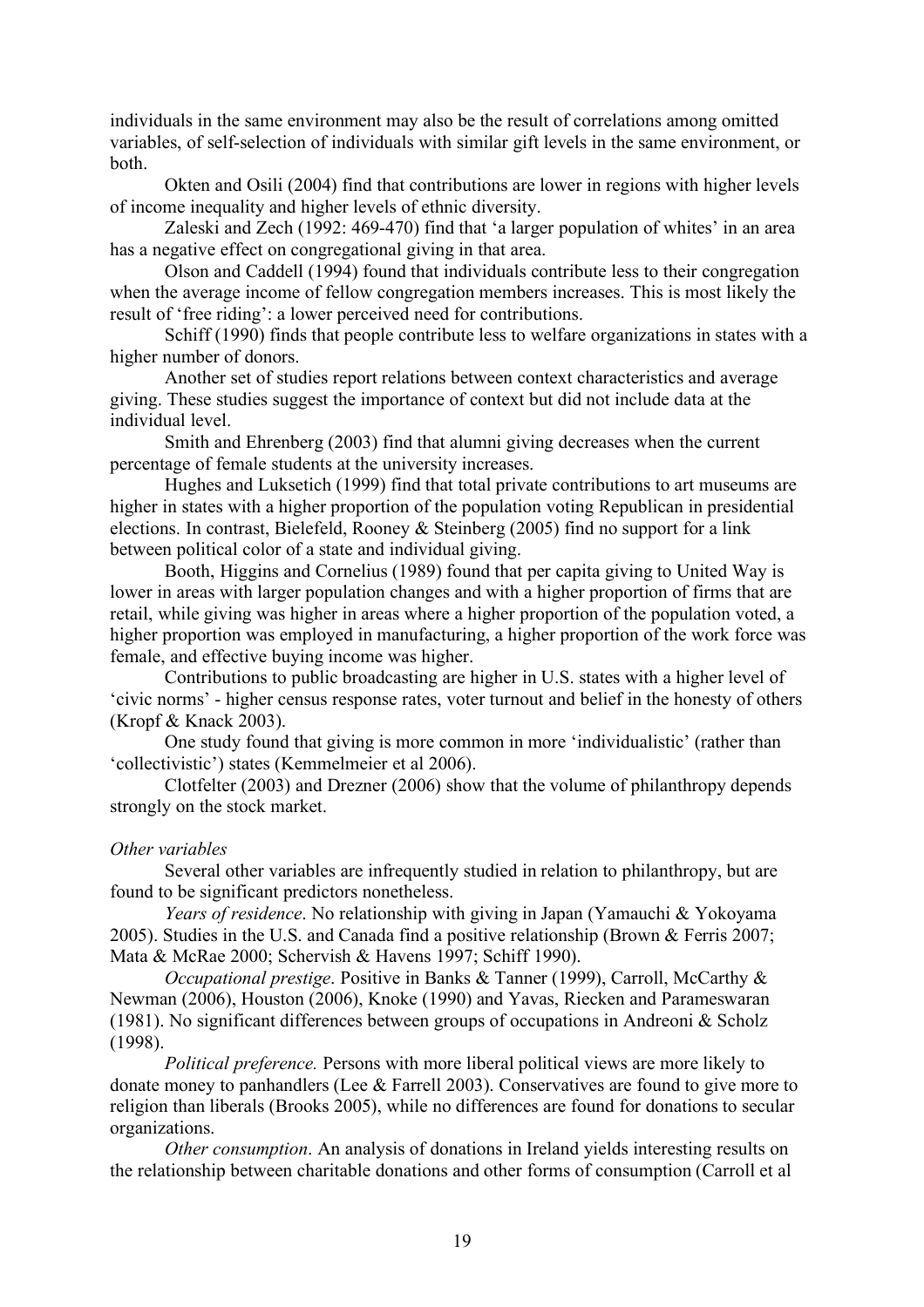individuals in the same environment may also be the result of correlations among omitted variables, of self-selection of individuals with similar gift levels in the same environment, or both.

Okten and Osili (2004) find that contributions are lower in regions with higher levels of income inequality and higher levels of ethnic diversity.

Zaleski and Zech (1992: 469-470) find that 'a larger population of whites' in an area has a negative effect on congregational giving in that area.

Olson and Caddell (1994) found that individuals contribute less to their congregation when the average income of fellow congregation members increases. This is most likely the result of 'free riding': a lower perceived need for contributions.

Schiff (1990) finds that people contribute less to welfare organizations in states with a higher number of donors.

Another set of studies report relations between context characteristics and average giving. These studies suggest the importance of context but did not include data at the individual level.

Smith and Ehrenberg (2003) find that alumni giving decreases when the current percentage of female students at the university increases.

Hughes and Luksetich (1999) find that total private contributions to art museums are higher in states with a higher proportion of the population voting Republican in presidential elections. In contrast, Bielefeld, Rooney & Steinberg (2005) find no support for a link between political color of a state and individual giving.

Booth, Higgins and Cornelius (1989) found that per capita giving to United Way is lower in areas with larger population changes and with a higher proportion of firms that are retail, while giving was higher in areas where a higher proportion of the population voted, a higher proportion was employed in manufacturing, a higher proportion of the work force was female, and effective buying income was higher.

Contributions to public broadcasting are higher in U.S. states with a higher level of 'civic norms' - higher census response rates, voter turnout and belief in the honesty of others (Kropf & Knack 2003).

One study found that giving is more common in more 'individualistic' (rather than 'collectivistic') states (Kemmelmeier et al 2006).

Clotfelter (2003) and Drezner (2006) show that the volume of philanthropy depends strongly on the stock market.

*Other variables*

Several other variables are infrequently studied in relation to philanthropy, but are found to be significant predictors nonetheless.

*Years of residence*. No relationship with giving in Japan (Yamauchi & Yokoyama 2005). Studies in the U.S. and Canada find a positive relationship (Brown & Ferris 2007; Mata & McRae 2000; Schervish & Havens 1997; Schiff 1990).

*Occupational prestige*. Positive in Banks & Tanner (1999), Carroll, McCarthy & Newman (2006), Houston (2006), Knoke (1990) and Yavas, Riecken and Parameswaran (1981). No significant differences between groups of occupations in Andreoni & Scholz (1998).

*Political preference.* Persons with more liberal political views are more likely to donate money to panhandlers (Lee & Farrell 2003). Conservatives are found to give more to religion than liberals (Brooks 2005), while no differences are found for donations to secular organizations.

*Other consumption*. An analysis of donations in Ireland yields interesting results on the relationship between charitable donations and other forms of consumption (Carroll et al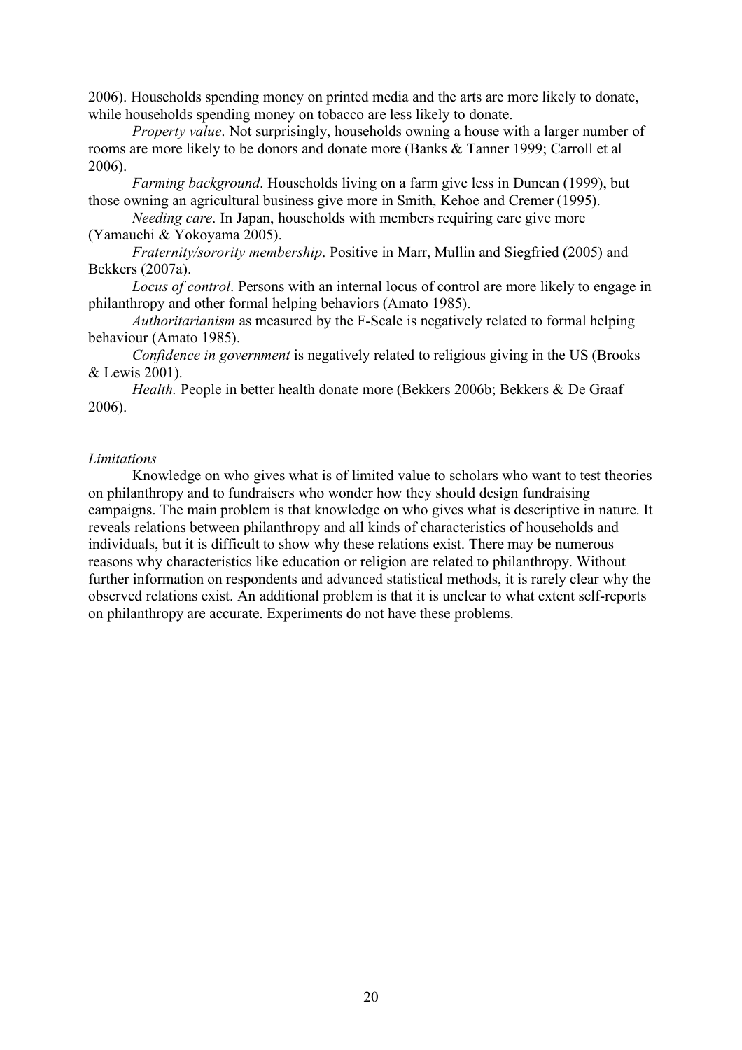2006). Households spending money on printed media and the arts are more likely to donate, while households spending money on tobacco are less likely to donate.

*Property value*. Not surprisingly, households owning a house with a larger number of rooms are more likely to be donors and donate more (Banks & Tanner 1999; Carroll et al 2006).

*Farming background*. Households living on a farm give less in Duncan (1999), but those owning an agricultural business give more in Smith, Kehoe and Cremer (1995).

*Needing care*. In Japan, households with members requiring care give more (Yamauchi & Yokoyama 2005).

*Fraternity/sorority membership*. Positive in Marr, Mullin and Siegfried (2005) and Bekkers (2007a).

*Locus of control*. Persons with an internal locus of control are more likely to engage in philanthropy and other formal helping behaviors (Amato 1985).

*Authoritarianism* as measured by the F-Scale is negatively related to formal helping behaviour (Amato 1985).

*Confidence in government* is negatively related to religious giving in the US (Brooks & Lewis 2001).

*Health.* People in better health donate more (Bekkers 2006b; Bekkers & De Graaf 2006).

*Limitations*

Knowledge on who gives what is of limited value to scholars who want to test theories on philanthropy and to fundraisers who wonder how they should design fundraising campaigns. The main problem is that knowledge on who gives what is descriptive in nature. It reveals relations between philanthropy and all kinds of characteristics of households and individuals, but it is difficult to show why these relations exist. There may be numerous reasons why characteristics like education or religion are related to philanthropy. Without further information on respondents and advanced statistical methods, it is rarely clear why the observed relations exist. An additional problem is that it is unclear to what extent self-reports on philanthropy are accurate. Experiments do not have these problems.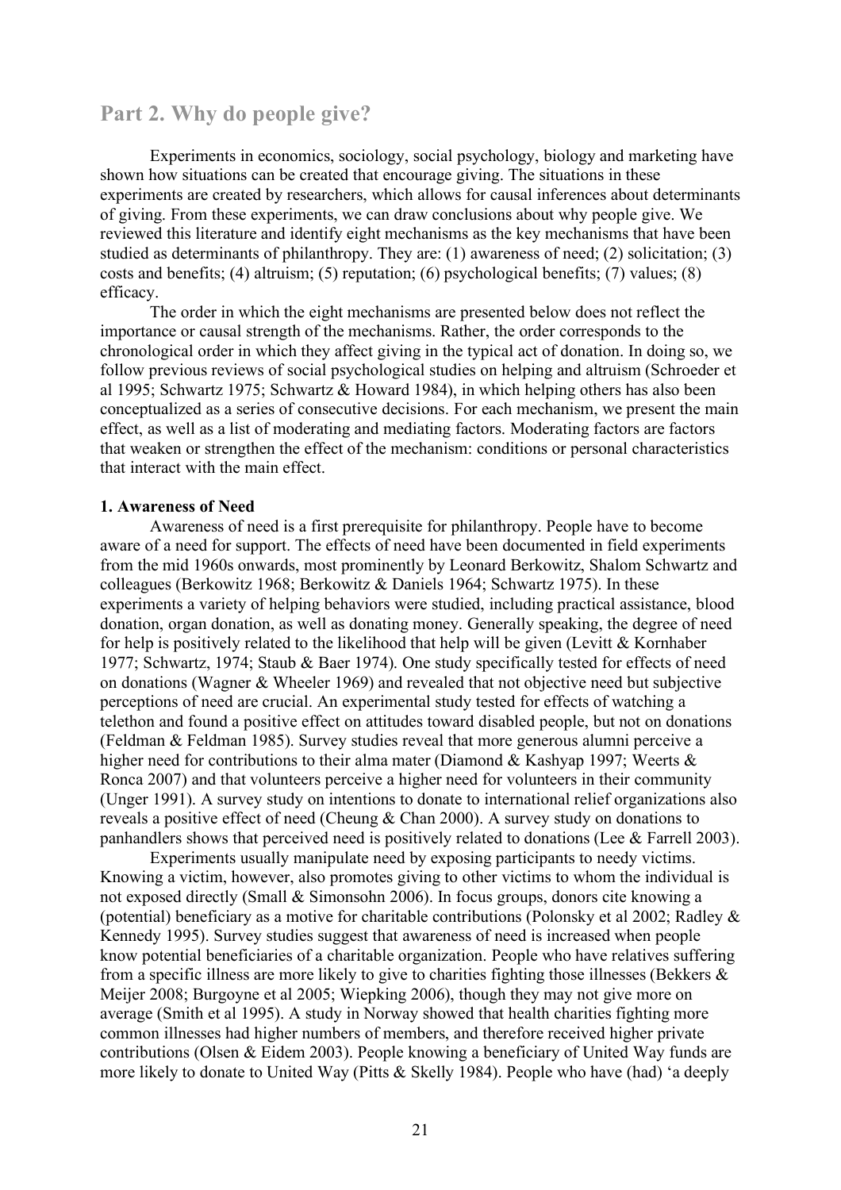## Part 2. Why do people give?

Experiments in economics, sociology, social psychology, biology and marketing have shown how situations can be created that encourage giving. The situations in these experiments are created by researchers, which allows for causal inferences about determinants of giving. From these experiments, we can draw conclusions about why people give. We reviewed this literature and identify eight mechanisms as the key mechanisms that have been studied as determinants of philanthropy. They are: (1) awareness of need; (2) solicitation; (3) costs and benefits; (4) altruism; (5) reputation; (6) psychological benefits; (7) values; (8) efficacy.

The order in which the eight mechanisms are presented below does not reflect the importance or causal strength of the mechanisms. Rather, the order corresponds to the chronological order in which they affect giving in the typical act of donation. In doing so, we follow previous reviews of social psychological studies on helping and altruism (Schroeder et al 1995; Schwartz 1975; Schwartz & Howard 1984), in which helping others has also been conceptualized as a series of consecutive decisions. For each mechanism, we present the main effect, as well as a list of moderating and mediating factors. Moderating factors are factors that weaken or strengthen the effect of the mechanism: conditions or personal characteristics that interact with the main effect.

**1. Awareness of Need**

Awareness of need is a first prerequisite for philanthropy. People have to become aware of a need for support. The effects of need have been documented in field experiments from the mid 1960s onwards, most prominently by Leonard Berkowitz, Shalom Schwartz and colleagues (Berkowitz 1968; Berkowitz & Daniels 1964; Schwartz 1975). In these experiments a variety of helping behaviors were studied, including practical assistance, blood donation, organ donation, as well as donating money. Generally speaking, the degree of need for help is positively related to the likelihood that help will be given (Levitt & Kornhaber 1977; Schwartz, 1974; Staub & Baer 1974). One study specifically tested for effects of need on donations (Wagner & Wheeler 1969) and revealed that not objective need but subjective perceptions of need are crucial. An experimental study tested for effects of watching a telethon and found a positive effect on attitudes toward disabled people, but not on donations (Feldman & Feldman 1985). Survey studies reveal that more generous alumni perceive a higher need for contributions to their alma mater (Diamond & Kashyap 1997; Weerts & Ronca 2007) and that volunteers perceive a higher need for volunteers in their community (Unger 1991). A survey study on intentions to donate to international relief organizations also reveals a positive effect of need (Cheung & Chan 2000). A survey study on donations to panhandlers shows that perceived need is positively related to donations (Lee & Farrell 2003).

Experiments usually manipulate need by exposing participants to needy victims. Knowing a victim, however, also promotes giving to other victims to whom the individual is not exposed directly (Small & Simonsohn 2006). In focus groups, donors cite knowing a (potential) beneficiary as a motive for charitable contributions (Polonsky et al 2002; Radley & Kennedy 1995). Survey studies suggest that awareness of need is increased when people know potential beneficiaries of a charitable organization. People who have relatives suffering from a specific illness are more likely to give to charities fighting those illnesses (Bekkers & Meijer 2008; Burgoyne et al 2005; Wiepking 2006), though they may not give more on average (Smith et al 1995). A study in Norway showed that health charities fighting more common illnesses had higher numbers of members, and therefore received higher private contributions (Olsen & Eidem 2003). People knowing a beneficiary of United Way funds are more likely to donate to United Way (Pitts & Skelly 1984). People who have (had) 'a deeply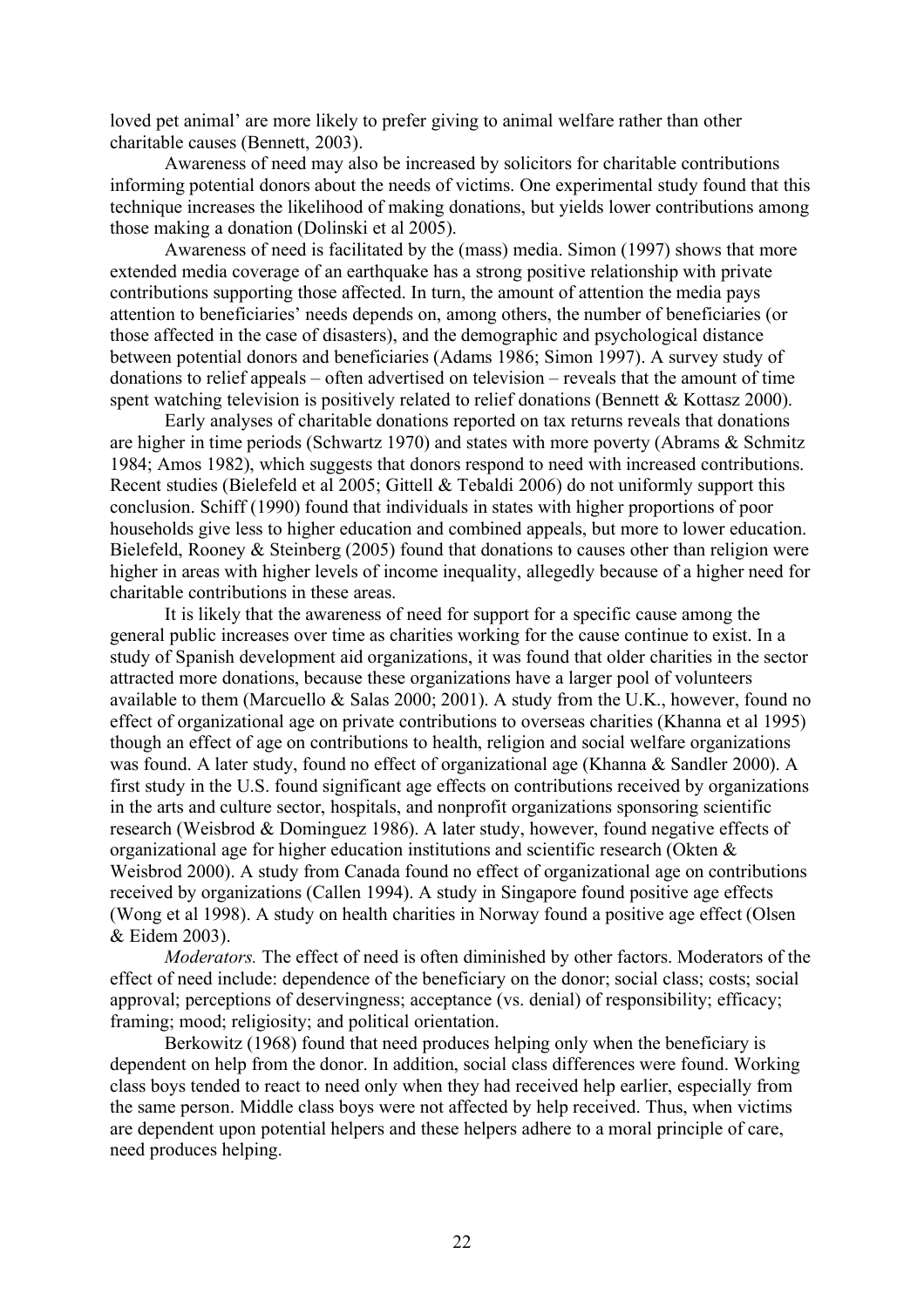loved pet animal' are more likely to prefer giving to animal welfare rather than other charitable causes (Bennett, 2003).

Awareness of need may also be increased by solicitors for charitable contributions informing potential donors about the needs of victims. One experimental study found that this technique increases the likelihood of making donations, but yields lower contributions among those making a donation (Dolinski et al 2005).

Awareness of need is facilitated by the (mass) media. Simon (1997) shows that more extended media coverage of an earthquake has a strong positive relationship with private contributions supporting those affected. In turn, the amount of attention the media pays attention to beneficiaries' needs depends on, among others, the number of beneficiaries (or those affected in the case of disasters), and the demographic and psychological distance between potential donors and beneficiaries (Adams 1986; Simon 1997). A survey study of donations to relief appeals – often advertised on television – reveals that the amount of time spent watching television is positively related to relief donations (Bennett & Kottasz 2000).

Early analyses of charitable donations reported on tax returns reveals that donations are higher in time periods (Schwartz 1970) and states with more poverty (Abrams & Schmitz 1984; Amos 1982), which suggests that donors respond to need with increased contributions. Recent studies (Bielefeld et al 2005; Gittell & Tebaldi 2006) do not uniformly support this conclusion. Schiff (1990) found that individuals in states with higher proportions of poor households give less to higher education and combined appeals, but more to lower education. Bielefeld, Rooney & Steinberg (2005) found that donations to causes other than religion were higher in areas with higher levels of income inequality, allegedly because of a higher need for charitable contributions in these areas.

It is likely that the awareness of need for support for a specific cause among the general public increases over time as charities working for the cause continue to exist. In a study of Spanish development aid organizations, it was found that older charities in the sector attracted more donations, because these organizations have a larger pool of volunteers available to them (Marcuello & Salas 2000; 2001). A study from the U.K., however, found no effect of organizational age on private contributions to overseas charities (Khanna et al 1995) though an effect of age on contributions to health, religion and social welfare organizations was found. A later study, found no effect of organizational age (Khanna & Sandler 2000). A first study in the U.S. found significant age effects on contributions received by organizations in the arts and culture sector, hospitals, and nonprofit organizations sponsoring scientific research (Weisbrod & Dominguez 1986). A later study, however, found negative effects of organizational age for higher education institutions and scientific research (Okten & Weisbrod 2000). A study from Canada found no effect of organizational age on contributions received by organizations (Callen 1994). A study in Singapore found positive age effects (Wong et al 1998). A study on health charities in Norway found a positive age effect (Olsen & Eidem 2003).

*Moderators.* The effect of need is often diminished by other factors. Moderators of the effect of need include: dependence of the beneficiary on the donor; social class; costs; social approval; perceptions of deservingness; acceptance (vs. denial) of responsibility; efficacy; framing; mood; religiosity; and political orientation.

Berkowitz (1968) found that need produces helping only when the beneficiary is dependent on help from the donor. In addition, social class differences were found. Working class boys tended to react to need only when they had received help earlier, especially from the same person. Middle class boys were not affected by help received. Thus, when victims are dependent upon potential helpers and these helpers adhere to a moral principle of care, need produces helping.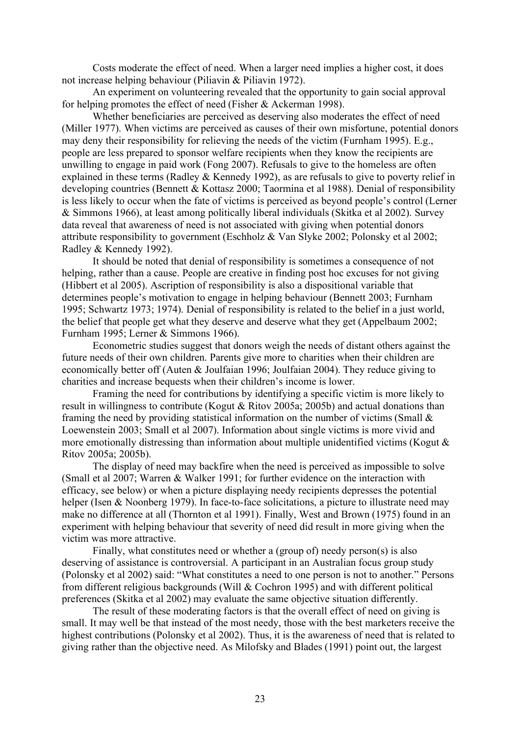Costs moderate the effect of need. When a larger need implies a higher cost, it does not increase helping behaviour (Piliavin & Piliavin 1972).

An experiment on volunteering revealed that the opportunity to gain social approval for helping promotes the effect of need (Fisher & Ackerman 1998).

Whether beneficiaries are perceived as deserving also moderates the effect of need (Miller 1977). When victims are perceived as causes of their own misfortune, potential donors may deny their responsibility for relieving the needs of the victim (Furnham 1995). E.g., people are less prepared to sponsor welfare recipients when they know the recipients are unwilling to engage in paid work (Fong 2007). Refusals to give to the homeless are often explained in these terms (Radley & Kennedy 1992), as are refusals to give to poverty relief in developing countries (Bennett & Kottasz 2000; Taormina et al 1988). Denial of responsibility is less likely to occur when the fate of victims is perceived as beyond people's control (Lerner & Simmons 1966), at least among politically liberal individuals (Skitka et al 2002). Survey data reveal that awareness of need is not associated with giving when potential donors attribute responsibility to government (Eschholz & Van Slyke 2002; Polonsky et al 2002; Radley & Kennedy 1992).

It should be noted that denial of responsibility is sometimes a consequence of not helping, rather than a cause. People are creative in finding post hoc excuses for not giving (Hibbert et al 2005). Ascription of responsibility is also a dispositional variable that determines people's motivation to engage in helping behaviour (Bennett 2003; Furnham 1995; Schwartz 1973; 1974). Denial of responsibility is related to the belief in a just world, the belief that people get what they deserve and deserve what they get (Appelbaum 2002; Furnham 1995; Lerner & Simmons 1966).

Econometric studies suggest that donors weigh the needs of distant others against the future needs of their own children. Parents give more to charities when their children are economically better off (Auten & Joulfaian 1996; Joulfaian 2004). They reduce giving to charities and increase bequests when their children's income is lower.

Framing the need for contributions by identifying a specific victim is more likely to result in willingness to contribute (Kogut & Ritov 2005a; 2005b) and actual donations than framing the need by providing statistical information on the number of victims (Small & Loewenstein 2003; Small et al 2007). Information about single victims is more vivid and more emotionally distressing than information about multiple unidentified victims (Kogut & Ritov 2005a; 2005b).

The display of need may backfire when the need is perceived as impossible to solve (Small et al 2007; Warren & Walker 1991; for further evidence on the interaction with efficacy, see below) or when a picture displaying needy recipients depresses the potential helper (Isen & Noonberg 1979). In face-to-face solicitations, a picture to illustrate need may make no difference at all (Thornton et al 1991). Finally, West and Brown (1975) found in an experiment with helping behaviour that severity of need did result in more giving when the victim was more attractive.

Finally, what constitutes need or whether a (group of) needy person(s) is also deserving of assistance is controversial. A participant in an Australian focus group study (Polonsky et al 2002) said: "What constitutes a need to one person is not to another." Persons from different religious backgrounds (Will & Cochron 1995) and with different political preferences (Skitka et al 2002) may evaluate the same objective situation differently.

The result of these moderating factors is that the overall effect of need on giving is small. It may well be that instead of the most needy, those with the best marketers receive the highest contributions (Polonsky et al 2002). Thus, it is the awareness of need that is related to giving rather than the objective need. As Milofsky and Blades (1991) point out, the largest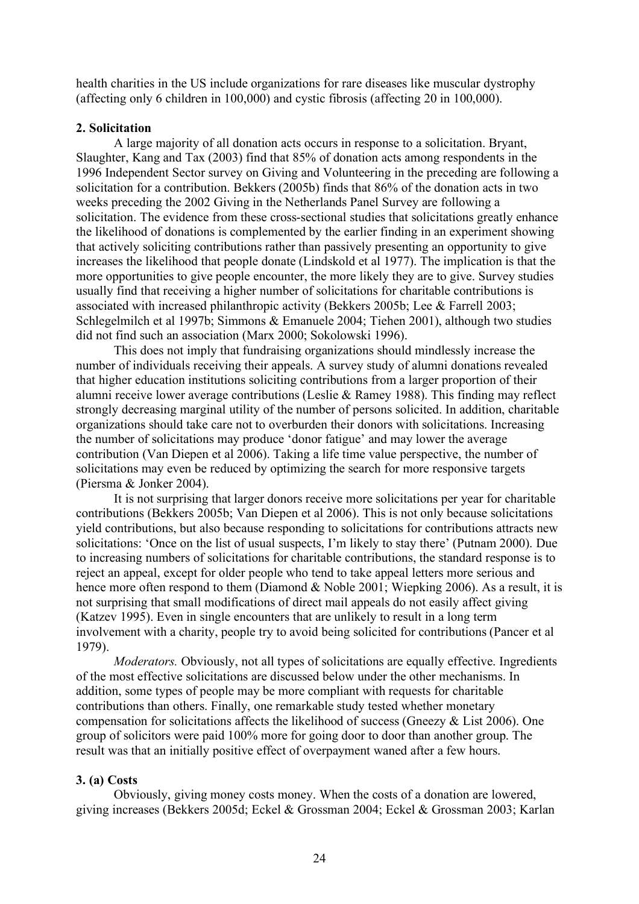health charities in the US include organizations for rare diseases like muscular dystrophy (affecting only 6 children in 100,000) and cystic fibrosis (affecting 20 in 100,000).

**2. Solicitation**

A large majority of all donation acts occurs in response to a solicitation. Bryant, Slaughter, Kang and Tax (2003) find that 85% of donation acts among respondents in the 1996 Independent Sector survey on Giving and Volunteering in the preceding are following a solicitation for a contribution. Bekkers (2005b) finds that 86% of the donation acts in two weeks preceding the 2002 Giving in the Netherlands Panel Survey are following a solicitation. The evidence from these cross-sectional studies that solicitations greatly enhance the likelihood of donations is complemented by the earlier finding in an experiment showing that actively soliciting contributions rather than passively presenting an opportunity to give increases the likelihood that people donate (Lindskold et al 1977). The implication is that the more opportunities to give people encounter, the more likely they are to give. Survey studies usually find that receiving a higher number of solicitations for charitable contributions is associated with increased philanthropic activity (Bekkers 2005b; Lee & Farrell 2003; Schlegelmilch et al 1997b; Simmons & Emanuele 2004; Tiehen 2001), although two studies did not find such an association (Marx 2000; Sokolowski 1996).

This does not imply that fundraising organizations should mindlessly increase the number of individuals receiving their appeals. A survey study of alumni donations revealed that higher education institutions soliciting contributions from a larger proportion of their alumni receive lower average contributions (Leslie & Ramey 1988). This finding may reflect strongly decreasing marginal utility of the number of persons solicited. In addition, charitable organizations should take care not to overburden their donors with solicitations. Increasing the number of solicitations may produce 'donor fatigue' and may lower the average contribution (Van Diepen et al 2006). Taking a life time value perspective, the number of solicitations may even be reduced by optimizing the search for more responsive targets (Piersma & Jonker 2004).

It is not surprising that larger donors receive more solicitations per year for charitable contributions (Bekkers 2005b; Van Diepen et al 2006). This is not only because solicitations yield contributions, but also because responding to solicitations for contributions attracts new solicitations: 'Once on the list of usual suspects, I'm likely to stay there' (Putnam 2000). Due to increasing numbers of solicitations for charitable contributions, the standard response is to reject an appeal, except for older people who tend to take appeal letters more serious and hence more often respond to them (Diamond & Noble 2001; Wiepking 2006). As a result, it is not surprising that small modifications of direct mail appeals do not easily affect giving (Katzev 1995). Even in single encounters that are unlikely to result in a long term involvement with a charity, people try to avoid being solicited for contributions (Pancer et al 1979).

*Moderators.* Obviously, not all types of solicitations are equally effective. Ingredients of the most effective solicitations are discussed below under the other mechanisms. In addition, some types of people may be more compliant with requests for charitable contributions than others. Finally, one remarkable study tested whether monetary compensation for solicitations affects the likelihood of success (Gneezy & List 2006). One group of solicitors were paid 100% more for going door to door than another group. The result was that an initially positive effect of overpayment waned after a few hours.

**3. (a) Costs**

Obviously, giving money costs money. When the costs of a donation are lowered, giving increases (Bekkers 2005d; Eckel & Grossman 2004; Eckel & Grossman 2003; Karlan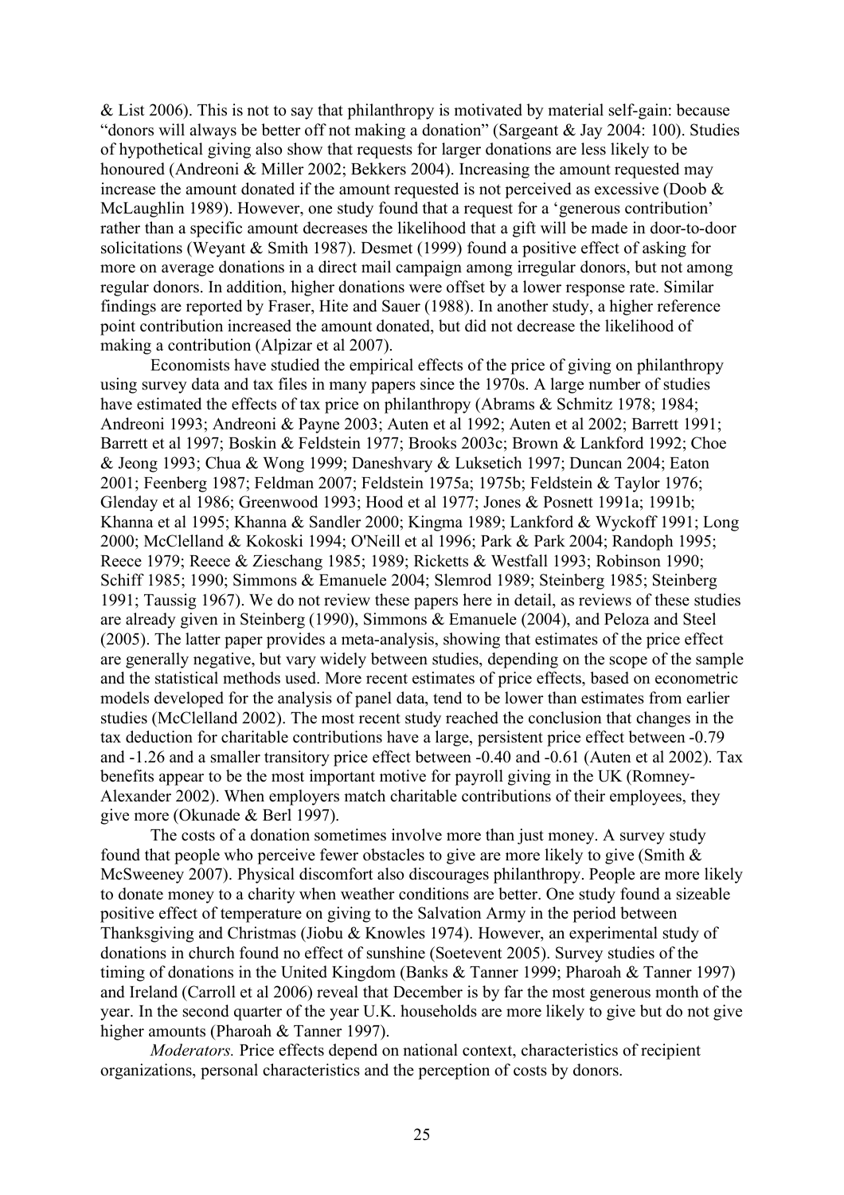& List 2006). This is not to say that philanthropy is motivated by material self-gain: because "donors will always be better off not making a donation" (Sargeant & Jay 2004: 100). Studies of hypothetical giving also show that requests for larger donations are less likely to be honoured (Andreoni & Miller 2002; Bekkers 2004). Increasing the amount requested may increase the amount donated if the amount requested is not perceived as excessive (Doob & McLaughlin 1989). However, one study found that a request for a 'generous contribution' rather than a specific amount decreases the likelihood that a gift will be made in door-to-door solicitations (Weyant & Smith 1987). Desmet (1999) found a positive effect of asking for more on average donations in a direct mail campaign among irregular donors, but not among regular donors. In addition, higher donations were offset by a lower response rate. Similar findings are reported by Fraser, Hite and Sauer (1988). In another study, a higher reference point contribution increased the amount donated, but did not decrease the likelihood of making a contribution (Alpizar et al 2007).

Economists have studied the empirical effects of the price of giving on philanthropy using survey data and tax files in many papers since the 1970s. A large number of studies have estimated the effects of tax price on philanthropy (Abrams & Schmitz 1978; 1984; Andreoni 1993; Andreoni & Payne 2003; Auten et al 1992; Auten et al 2002; Barrett 1991; Barrett et al 1997; Boskin & Feldstein 1977; Brooks 2003c; Brown & Lankford 1992; Choe & Jeong 1993; Chua & Wong 1999; Daneshvary & Luksetich 1997; Duncan 2004; Eaton 2001; Feenberg 1987; Feldman 2007; Feldstein 1975a; 1975b; Feldstein & Taylor 1976; Glenday et al 1986; Greenwood 1993; Hood et al 1977; Jones & Posnett 1991a; 1991b; Khanna et al 1995; Khanna & Sandler 2000; Kingma 1989; Lankford & Wyckoff 1991; Long 2000; McClelland & Kokoski 1994; O'Neill et al 1996; Park & Park 2004; Randoph 1995; Reece 1979; Reece & Zieschang 1985; 1989; Ricketts & Westfall 1993; Robinson 1990; Schiff 1985; 1990; Simmons & Emanuele 2004; Slemrod 1989; Steinberg 1985; Steinberg 1991; Taussig 1967). We do not review these papers here in detail, as reviews of these studies are already given in Steinberg (1990), Simmons & Emanuele (2004), and Peloza and Steel (2005). The latter paper provides a meta-analysis, showing that estimates of the price effect are generally negative, but vary widely between studies, depending on the scope of the sample and the statistical methods used. More recent estimates of price effects, based on econometric models developed for the analysis of panel data, tend to be lower than estimates from earlier studies (McClelland 2002). The most recent study reached the conclusion that changes in the tax deduction for charitable contributions have a large, persistent price effect between -0.79 and -1.26 and a smaller transitory price effect between -0.40 and -0.61 (Auten et al 2002). Tax benefits appear to be the most important motive for payroll giving in the UK (Romney-Alexander 2002). When employers match charitable contributions of their employees, they give more (Okunade & Berl 1997).

The costs of a donation sometimes involve more than just money. A survey study found that people who perceive fewer obstacles to give are more likely to give (Smith & McSweeney 2007). Physical discomfort also discourages philanthropy. People are more likely to donate money to a charity when weather conditions are better. One study found a sizeable positive effect of temperature on giving to the Salvation Army in the period between Thanksgiving and Christmas (Jiobu & Knowles 1974). However, an experimental study of donations in church found no effect of sunshine (Soetevent 2005). Survey studies of the timing of donations in the United Kingdom (Banks & Tanner 1999; Pharoah & Tanner 1997) and Ireland (Carroll et al 2006) reveal that December is by far the most generous month of the year. In the second quarter of the year U.K. households are more likely to give but do not give higher amounts (Pharoah & Tanner 1997).

*Moderators.* Price effects depend on national context, characteristics of recipient organizations, personal characteristics and the perception of costs by donors.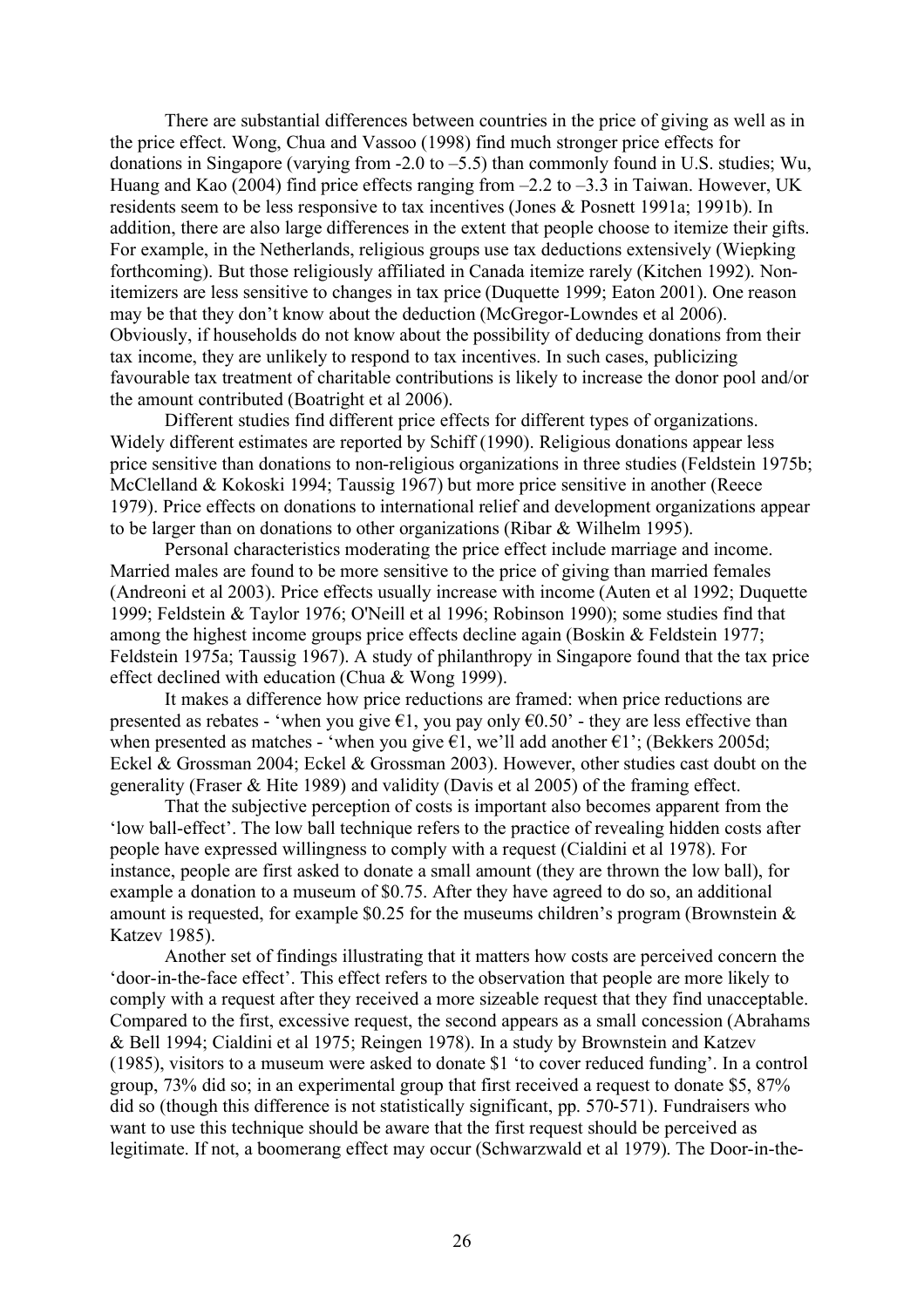There are substantial differences between countries in the price of giving as well as in the price effect. Wong, Chua and Vassoo (1998) find much stronger price effects for donations in Singapore (varying from -2.0 to –5.5) than commonly found in U.S. studies; Wu, Huang and Kao (2004) find price effects ranging from –2.2 to –3.3 in Taiwan. However, UK residents seem to be less responsive to tax incentives (Jones & Posnett 1991a; 1991b). In addition, there are also large differences in the extent that people choose to itemize their gifts. For example, in the Netherlands, religious groups use tax deductions extensively (Wiepking forthcoming). But those religiously affiliated in Canada itemize rarely (Kitchen 1992). Non-itemizers are less sensitive to changes in tax price (Duquette 1999; Eaton 2001). One reason may be that they don't know about the deduction (McGregor-Lowndes et al 2006). Obviously, if households do not know about the possibility of deducing donations from their tax income, they are unlikely to respond to tax incentives. In such cases, publicizing favourable tax treatment of charitable contributions is likely to increase the donor pool and/or the amount contributed (Boatright et al 2006).

Different studies find different price effects for different types of organizations. Widely different estimates are reported by Schiff (1990). Religious donations appear less price sensitive than donations to non-religious organizations in three studies (Feldstein 1975b; McClelland & Kokoski 1994; Taussig 1967) but more price sensitive in another (Reece 1979). Price effects on donations to international relief and development organizations appear to be larger than on donations to other organizations (Ribar & Wilhelm 1995).

Personal characteristics moderating the price effect include marriage and income. Married males are found to be more sensitive to the price of giving than married females (Andreoni et al 2003). Price effects usually increase with income (Auten et al 1992; Duquette 1999; Feldstein & Taylor 1976; O'Neill et al 1996; Robinson 1990); some studies find that among the highest income groups price effects decline again (Boskin & Feldstein 1977; Feldstein 1975a; Taussig 1967). A study of philanthropy in Singapore found that the tax price effect declined with education (Chua & Wong 1999).

It makes a difference how price reductions are framed: when price reductions are presented as rebates - 'when you give €1, you pay only €0.50' - they are less effective than when presented as matches - 'when you give €1, we'll add another €1'; (Bekkers 2005d; Eckel & Grossman 2004; Eckel & Grossman 2003). However, other studies cast doubt on the generality (Fraser & Hite 1989) and validity (Davis et al 2005) of the framing effect.

That the subjective perception of costs is important also becomes apparent from the 'low ball-effect'. The low ball technique refers to the practice of revealing hidden costs after people have expressed willingness to comply with a request (Cialdini et al 1978). For instance, people are first asked to donate a small amount (they are thrown the low ball), for example a donation to a museum of $0.75. After they have agreed to do so, an additional amount is requested, for example $0.25 for the museums children's program (Brownstein & Katzev 1985).

Another set of findings illustrating that it matters how costs are perceived concern the 'door-in-the-face effect'. This effect refers to the observation that people are more likely to comply with a request after they received a more sizeable request that they find unacceptable. Compared to the first, excessive request, the second appears as a small concession (Abrahams & Bell 1994; Cialdini et al 1975; Reingen 1978). In a study by Brownstein and Katzev (1985), visitors to a museum were asked to donate $1 'to cover reduced funding'. In a control group, 73% did so; in an experimental group that first received a request to donate $5, 87% did so (though this difference is not statistically significant, pp. 570-571). Fundraisers who want to use this technique should be aware that the first request should be perceived as legitimate. If not, a boomerang effect may occur (Schwarzwald et al 1979). The Door-in-the-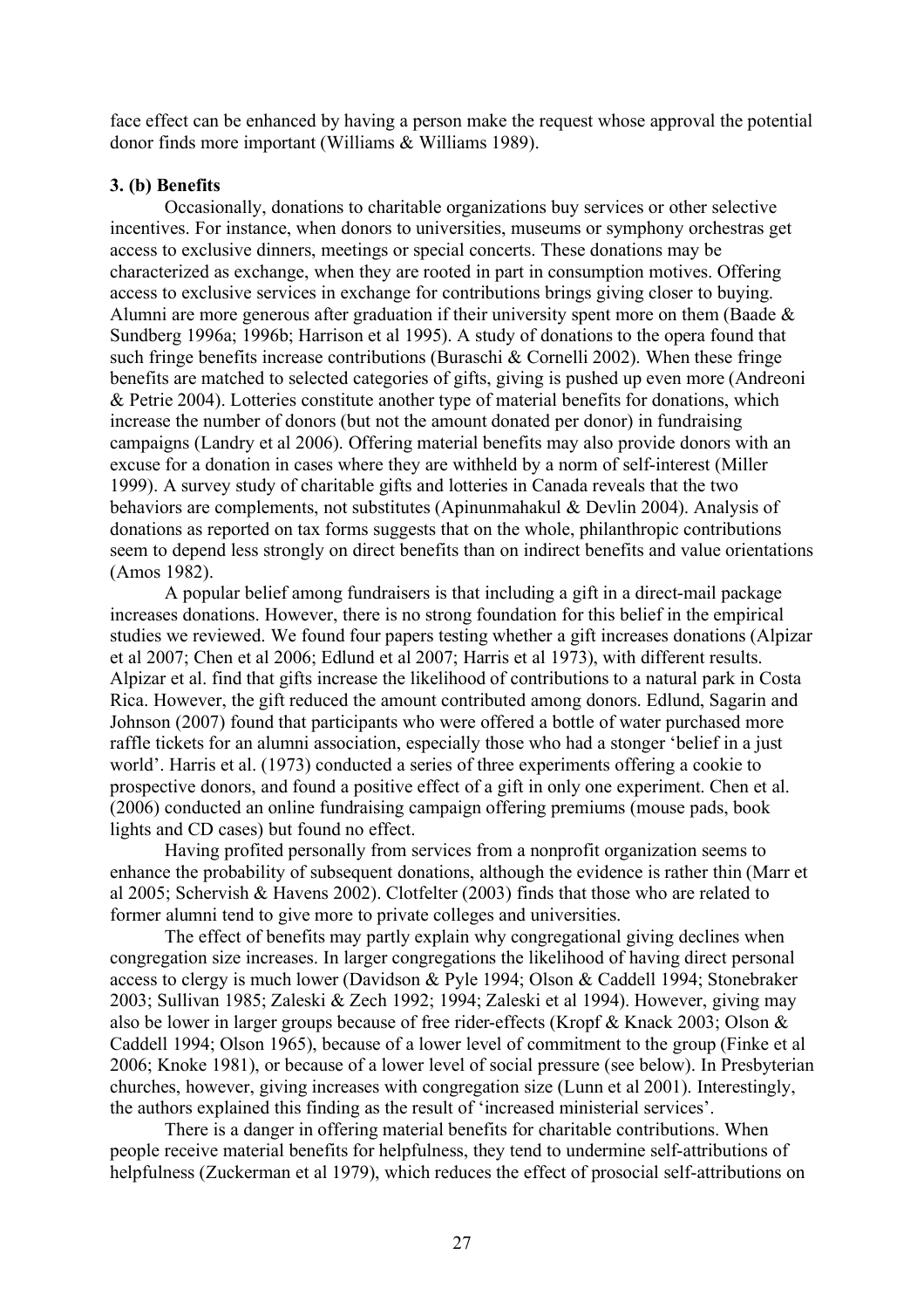face effect can be enhanced by having a person make the request whose approval the potential donor finds more important (Williams & Williams 1989).

**3. (b) Benefits**

Occasionally, donations to charitable organizations buy services or other selective incentives. For instance, when donors to universities, museums or symphony orchestras get access to exclusive dinners, meetings or special concerts. These donations may be characterized as exchange, when they are rooted in part in consumption motives. Offering access to exclusive services in exchange for contributions brings giving closer to buying. Alumni are more generous after graduation if their university spent more on them (Baade & Sundberg 1996a; 1996b; Harrison et al 1995). A study of donations to the opera found that such fringe benefits increase contributions (Buraschi & Cornelli 2002). When these fringe benefits are matched to selected categories of gifts, giving is pushed up even more (Andreoni & Petrie 2004). Lotteries constitute another type of material benefits for donations, which increase the number of donors (but not the amount donated per donor) in fundraising campaigns (Landry et al 2006). Offering material benefits may also provide donors with an excuse for a donation in cases where they are withheld by a norm of self-interest (Miller 1999). A survey study of charitable gifts and lotteries in Canada reveals that the two behaviors are complements, not substitutes (Apinunmahakul & Devlin 2004). Analysis of donations as reported on tax forms suggests that on the whole, philanthropic contributions seem to depend less strongly on direct benefits than on indirect benefits and value orientations (Amos 1982).

A popular belief among fundraisers is that including a gift in a direct-mail package increases donations. However, there is no strong foundation for this belief in the empirical studies we reviewed. We found four papers testing whether a gift increases donations (Alpizar et al 2007; Chen et al 2006; Edlund et al 2007; Harris et al 1973), with different results. Alpizar et al. find that gifts increase the likelihood of contributions to a natural park in Costa Rica. However, the gift reduced the amount contributed among donors. Edlund, Sagarin and Johnson (2007) found that participants who were offered a bottle of water purchased more raffle tickets for an alumni association, especially those who had a stonger 'belief in a just world'. Harris et al. (1973) conducted a series of three experiments offering a cookie to prospective donors, and found a positive effect of a gift in only one experiment. Chen et al. (2006) conducted an online fundraising campaign offering premiums (mouse pads, book lights and CD cases) but found no effect.

Having profited personally from services from a nonprofit organization seems to enhance the probability of subsequent donations, although the evidence is rather thin (Marr et al 2005; Schervish & Havens 2002). Clotfelter (2003) finds that those who are related to former alumni tend to give more to private colleges and universities.

The effect of benefits may partly explain why congregational giving declines when congregation size increases. In larger congregations the likelihood of having direct personal access to clergy is much lower (Davidson & Pyle 1994; Olson & Caddell 1994; Stonebraker 2003; Sullivan 1985; Zaleski & Zech 1992; 1994; Zaleski et al 1994). However, giving may also be lower in larger groups because of free rider-effects (Kropf & Knack 2003; Olson & Caddell 1994; Olson 1965), because of a lower level of commitment to the group (Finke et al 2006; Knoke 1981), or because of a lower level of social pressure (see below). In Presbyterian churches, however, giving increases with congregation size (Lunn et al 2001). Interestingly, the authors explained this finding as the result of 'increased ministerial services'.

There is a danger in offering material benefits for charitable contributions. When people receive material benefits for helpfulness, they tend to undermine self-attributions of helpfulness (Zuckerman et al 1979), which reduces the effect of prosocial self-attributions on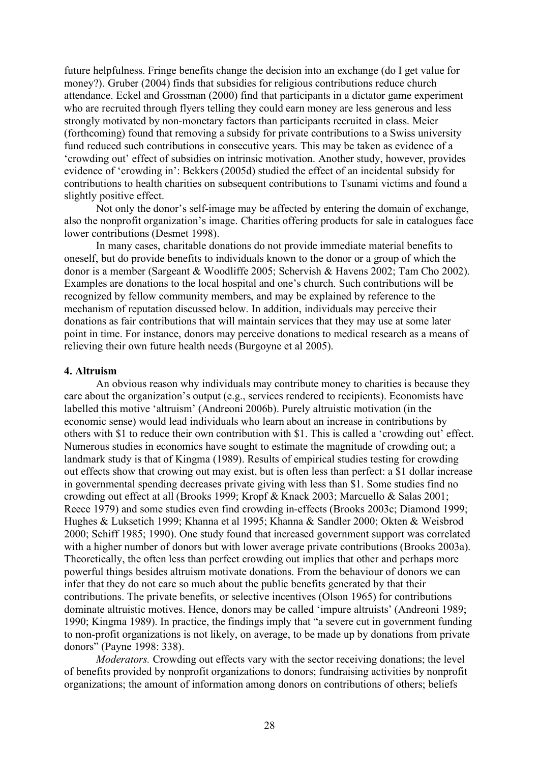future helpfulness. Fringe benefits change the decision into an exchange (do I get value for money?). Gruber (2004) finds that subsidies for religious contributions reduce church attendance. Eckel and Grossman (2000) find that participants in a dictator game experiment who are recruited through flyers telling they could earn money are less generous and less strongly motivated by non-monetary factors than participants recruited in class. Meier (forthcoming) found that removing a subsidy for private contributions to a Swiss university fund reduced such contributions in consecutive years. This may be taken as evidence of a 'crowding out' effect of subsidies on intrinsic motivation. Another study, however, provides evidence of 'crowding in': Bekkers (2005d) studied the effect of an incidental subsidy for contributions to health charities on subsequent contributions to Tsunami victims and found a slightly positive effect.

Not only the donor's self-image may be affected by entering the domain of exchange, also the nonprofit organization's image. Charities offering products for sale in catalogues face lower contributions (Desmet 1998).

In many cases, charitable donations do not provide immediate material benefits to oneself, but do provide benefits to individuals known to the donor or a group of which the donor is a member (Sargeant & Woodliffe 2005; Schervish & Havens 2002; Tam Cho 2002). Examples are donations to the local hospital and one's church. Such contributions will be recognized by fellow community members, and may be explained by reference to the mechanism of reputation discussed below. In addition, individuals may perceive their donations as fair contributions that will maintain services that they may use at some later point in time. For instance, donors may perceive donations to medical research as a means of relieving their own future health needs (Burgoyne et al 2005).

**4. Altruism**

An obvious reason why individuals may contribute money to charities is because they care about the organization's output (e.g., services rendered to recipients). Economists have labelled this motive 'altruism' (Andreoni 2006b). Purely altruistic motivation (in the economic sense) would lead individuals who learn about an increase in contributions by others with $1 to reduce their own contribution with $1. This is called a 'crowding out' effect. Numerous studies in economics have sought to estimate the magnitude of crowding out; a landmark study is that of Kingma (1989). Results of empirical studies testing for crowding out effects show that crowing out may exist, but is often less than perfect: a $1 dollar increase in governmental spending decreases private giving with less than $1. Some studies find no crowding out effect at all (Brooks 1999; Kropf & Knack 2003; Marcuello & Salas 2001; Reece 1979) and some studies even find crowding in-effects (Brooks 2003c; Diamond 1999; Hughes & Luksetich 1999; Khanna et al 1995; Khanna & Sandler 2000; Okten & Weisbrod 2000; Schiff 1985; 1990). One study found that increased government support was correlated with a higher number of donors but with lower average private contributions (Brooks 2003a). Theoretically, the often less than perfect crowding out implies that other and perhaps more powerful things besides altruism motivate donations. From the behaviour of donors we can infer that they do not care so much about the public benefits generated by that their contributions. The private benefits, or selective incentives (Olson 1965) for contributions dominate altruistic motives. Hence, donors may be called 'impure altruists' (Andreoni 1989; 1990; Kingma 1989). In practice, the findings imply that "a severe cut in government funding to non-profit organizations is not likely, on average, to be made up by donations from private donors" (Payne 1998: 338).

*Moderators.* Crowding out effects vary with the sector receiving donations; the level of benefits provided by nonprofit organizations to donors; fundraising activities by nonprofit organizations; the amount of information among donors on contributions of others; beliefs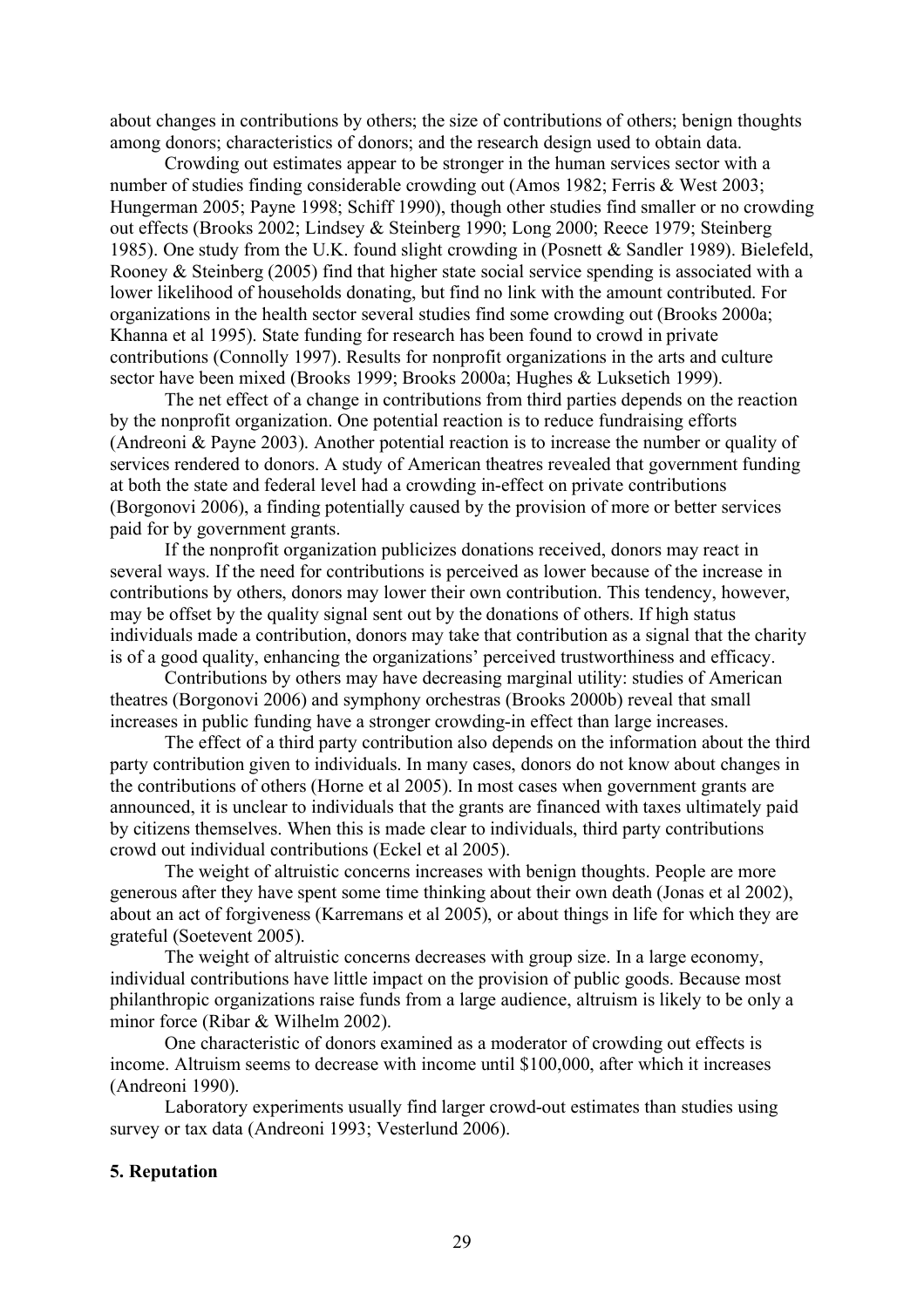about changes in contributions by others; the size of contributions of others; benign thoughts among donors; characteristics of donors; and the research design used to obtain data.

Crowding out estimates appear to be stronger in the human services sector with a number of studies finding considerable crowding out (Amos 1982; Ferris & West 2003; Hungerman 2005; Payne 1998; Schiff 1990), though other studies find smaller or no crowding out effects (Brooks 2002; Lindsey & Steinberg 1990; Long 2000; Reece 1979; Steinberg 1985). One study from the U.K. found slight crowding in (Posnett & Sandler 1989). Bielefeld, Rooney & Steinberg (2005) find that higher state social service spending is associated with a lower likelihood of households donating, but find no link with the amount contributed. For organizations in the health sector several studies find some crowding out (Brooks 2000a; Khanna et al 1995). State funding for research has been found to crowd in private contributions (Connolly 1997). Results for nonprofit organizations in the arts and culture sector have been mixed (Brooks 1999; Brooks 2000a; Hughes & Luksetich 1999).

The net effect of a change in contributions from third parties depends on the reaction by the nonprofit organization. One potential reaction is to reduce fundraising efforts (Andreoni & Payne 2003). Another potential reaction is to increase the number or quality of services rendered to donors. A study of American theatres revealed that government funding at both the state and federal level had a crowding in-effect on private contributions (Borgonovi 2006), a finding potentially caused by the provision of more or better services paid for by government grants.

If the nonprofit organization publicizes donations received, donors may react in several ways. If the need for contributions is perceived as lower because of the increase in contributions by others, donors may lower their own contribution. This tendency, however, may be offset by the quality signal sent out by the donations of others. If high status individuals made a contribution, donors may take that contribution as a signal that the charity is of a good quality, enhancing the organizations' perceived trustworthiness and efficacy.

Contributions by others may have decreasing marginal utility: studies of American theatres (Borgonovi 2006) and symphony orchestras (Brooks 2000b) reveal that small increases in public funding have a stronger crowding-in effect than large increases.

The effect of a third party contribution also depends on the information about the third party contribution given to individuals. In many cases, donors do not know about changes in the contributions of others (Horne et al 2005). In most cases when government grants are announced, it is unclear to individuals that the grants are financed with taxes ultimately paid by citizens themselves. When this is made clear to individuals, third party contributions crowd out individual contributions (Eckel et al 2005).

The weight of altruistic concerns increases with benign thoughts. People are more generous after they have spent some time thinking about their own death (Jonas et al 2002), about an act of forgiveness (Karremans et al 2005), or about things in life for which they are grateful (Soetevent 2005).

The weight of altruistic concerns decreases with group size. In a large economy, individual contributions have little impact on the provision of public goods. Because most philanthropic organizations raise funds from a large audience, altruism is likely to be only a minor force (Ribar & Wilhelm 2002).

One characteristic of donors examined as a moderator of crowding out effects is income. Altruism seems to decrease with income until $100,000, after which it increases (Andreoni 1990).

Laboratory experiments usually find larger crowd-out estimates than studies using survey or tax data (Andreoni 1993; Vesterlund 2006).

## 5. Reputation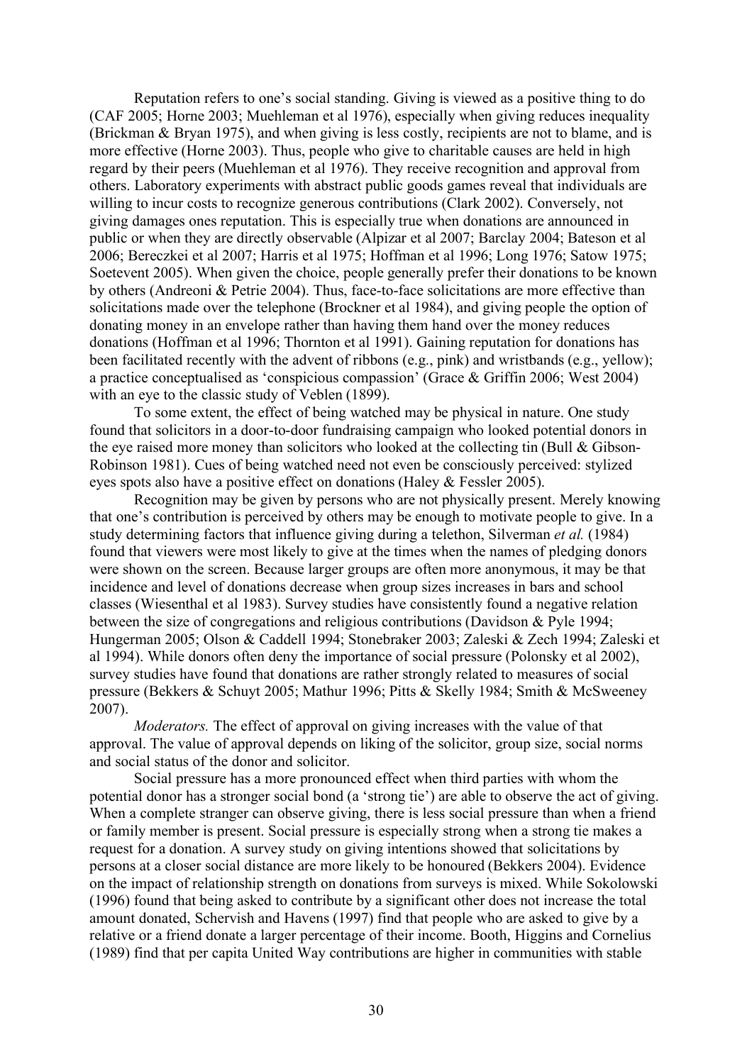Reputation refers to one's social standing. Giving is viewed as a positive thing to do (CAF 2005; Horne 2003; Muehleman et al 1976), especially when giving reduces inequality (Brickman & Bryan 1975), and when giving is less costly, recipients are not to blame, and is more effective (Horne 2003). Thus, people who give to charitable causes are held in high regard by their peers (Muehleman et al 1976). They receive recognition and approval from others. Laboratory experiments with abstract public goods games reveal that individuals are willing to incur costs to recognize generous contributions (Clark 2002). Conversely, not giving damages ones reputation. This is especially true when donations are announced in public or when they are directly observable (Alpizar et al 2007; Barclay 2004; Bateson et al 2006; Bereczkei et al 2007; Harris et al 1975; Hoffman et al 1996; Long 1976; Satow 1975; Soetevent 2005). When given the choice, people generally prefer their donations to be known by others (Andreoni & Petrie 2004). Thus, face-to-face solicitations are more effective than solicitations made over the telephone (Brockner et al 1984), and giving people the option of donating money in an envelope rather than having them hand over the money reduces donations (Hoffman et al 1996; Thornton et al 1991). Gaining reputation for donations has been facilitated recently with the advent of ribbons (e.g., pink) and wristbands (e.g., yellow); a practice conceptualised as 'conspicious compassion' (Grace & Griffin 2006; West 2004) with an eye to the classic study of Veblen (1899).

To some extent, the effect of being watched may be physical in nature. One study found that solicitors in a door-to-door fundraising campaign who looked potential donors in the eye raised more money than solicitors who looked at the collecting tin (Bull & Gibson-Robinson 1981). Cues of being watched need not even be consciously perceived: stylized eyes spots also have a positive effect on donations (Haley & Fessler 2005).

Recognition may be given by persons who are not physically present. Merely knowing that one's contribution is perceived by others may be enough to motivate people to give. In a study determining factors that influence giving during a telethon, Silverman *et al.* (1984) found that viewers were most likely to give at the times when the names of pledging donors were shown on the screen. Because larger groups are often more anonymous, it may be that incidence and level of donations decrease when group sizes increases in bars and school classes (Wiesenthal et al 1983). Survey studies have consistently found a negative relation between the size of congregations and religious contributions (Davidson & Pyle 1994; Hungerman 2005; Olson & Caddell 1994; Stonebraker 2003; Zaleski & Zech 1994; Zaleski et al 1994). While donors often deny the importance of social pressure (Polonsky et al 2002), survey studies have found that donations are rather strongly related to measures of social pressure (Bekkers & Schuyt 2005; Mathur 1996; Pitts & Skelly 1984; Smith & McSweeney 2007).

*Moderators.* The effect of approval on giving increases with the value of that approval. The value of approval depends on liking of the solicitor, group size, social norms and social status of the donor and solicitor.

Social pressure has a more pronounced effect when third parties with whom the potential donor has a stronger social bond (a 'strong tie') are able to observe the act of giving. When a complete stranger can observe giving, there is less social pressure than when a friend or family member is present. Social pressure is especially strong when a strong tie makes a request for a donation. A survey study on giving intentions showed that solicitations by persons at a closer social distance are more likely to be honoured (Bekkers 2004). Evidence on the impact of relationship strength on donations from surveys is mixed. While Sokolowski (1996) found that being asked to contribute by a significant other does not increase the total amount donated, Schervish and Havens (1997) find that people who are asked to give by a relative or a friend donate a larger percentage of their income. Booth, Higgins and Cornelius (1989) find that per capita United Way contributions are higher in communities with stable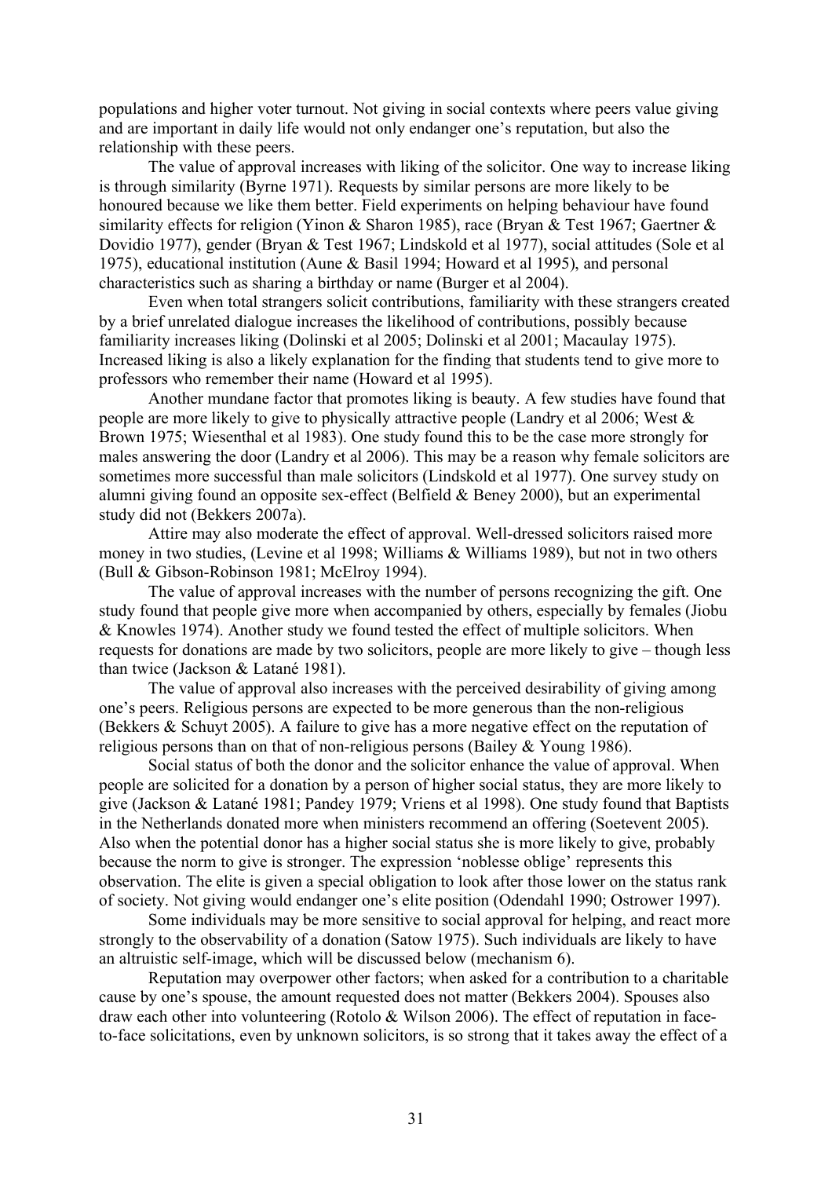populations and higher voter turnout. Not giving in social contexts where peers value giving and are important in daily life would not only endanger one's reputation, but also the relationship with these peers.

The value of approval increases with liking of the solicitor. One way to increase liking is through similarity (Byrne 1971). Requests by similar persons are more likely to be honoured because we like them better. Field experiments on helping behaviour have found similarity effects for religion (Yinon & Sharon 1985), race (Bryan & Test 1967; Gaertner & Dovidio 1977), gender (Bryan & Test 1967; Lindskold et al 1977), social attitudes (Sole et al 1975), educational institution (Aune & Basil 1994; Howard et al 1995), and personal characteristics such as sharing a birthday or name (Burger et al 2004).

Even when total strangers solicit contributions, familiarity with these strangers created by a brief unrelated dialogue increases the likelihood of contributions, possibly because familiarity increases liking (Dolinski et al 2005; Dolinski et al 2001; Macaulay 1975). Increased liking is also a likely explanation for the finding that students tend to give more to professors who remember their name (Howard et al 1995).

Another mundane factor that promotes liking is beauty. A few studies have found that people are more likely to give to physically attractive people (Landry et al 2006; West & Brown 1975; Wiesenthal et al 1983). One study found this to be the case more strongly for males answering the door (Landry et al 2006). This may be a reason why female solicitors are sometimes more successful than male solicitors (Lindskold et al 1977). One survey study on alumni giving found an opposite sex-effect (Belfield & Beney 2000), but an experimental study did not (Bekkers 2007a).

Attire may also moderate the effect of approval. Well-dressed solicitors raised more money in two studies, (Levine et al 1998; Williams & Williams 1989), but not in two others (Bull & Gibson-Robinson 1981; McElroy 1994).

The value of approval increases with the number of persons recognizing the gift. One study found that people give more when accompanied by others, especially by females (Jiobu & Knowles 1974). Another study we found tested the effect of multiple solicitors. When requests for donations are made by two solicitors, people are more likely to give – though less than twice (Jackson & Latané 1981).

The value of approval also increases with the perceived desirability of giving among one's peers. Religious persons are expected to be more generous than the non-religious (Bekkers & Schuyt 2005). A failure to give has a more negative effect on the reputation of religious persons than on that of non-religious persons (Bailey & Young 1986).

Social status of both the donor and the solicitor enhance the value of approval. When people are solicited for a donation by a person of higher social status, they are more likely to give (Jackson & Latané 1981; Pandey 1979; Vriens et al 1998). One study found that Baptists in the Netherlands donated more when ministers recommend an offering (Soetevent 2005). Also when the potential donor has a higher social status she is more likely to give, probably because the norm to give is stronger. The expression 'noblesse oblige' represents this observation. The elite is given a special obligation to look after those lower on the status rank of society. Not giving would endanger one's elite position (Odendahl 1990; Ostrower 1997).

Some individuals may be more sensitive to social approval for helping, and react more strongly to the observability of a donation (Satow 1975). Such individuals are likely to have an altruistic self-image, which will be discussed below (mechanism 6).

Reputation may overpower other factors; when asked for a contribution to a charitable cause by one's spouse, the amount requested does not matter (Bekkers 2004). Spouses also draw each other into volunteering (Rotolo & Wilson 2006). The effect of reputation in face-to-face solicitations, even by unknown solicitors, is so strong that it takes away the effect of a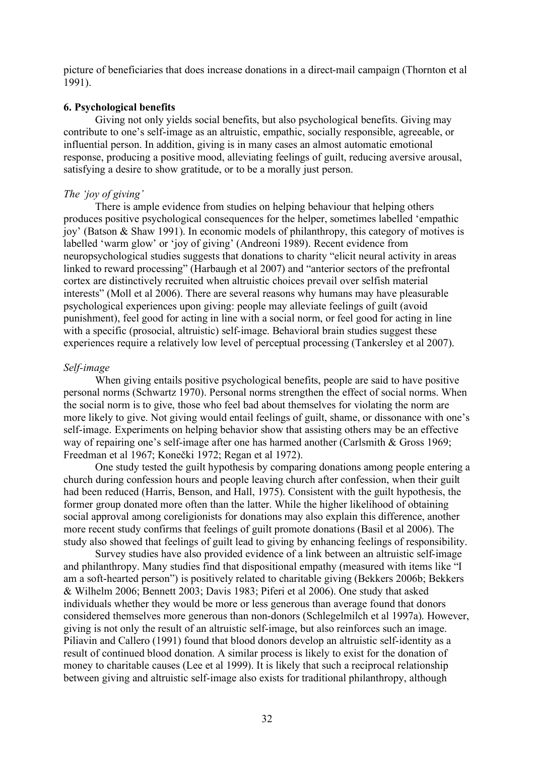picture of beneficiaries that does increase donations in a direct-mail campaign (Thornton et al 1991).

## 6. Psychological benefits

Giving not only yields social benefits, but also psychological benefits. Giving may contribute to one's self-image as an altruistic, empathic, socially responsible, agreeable, or influential person. In addition, giving is in many cases an almost automatic emotional response, producing a positive mood, alleviating feelings of guilt, reducing aversive arousal, satisfying a desire to show gratitude, or to be a morally just person.

### *The 'joy of giving'*

There is ample evidence from studies on helping behaviour that helping others produces positive psychological consequences for the helper, sometimes labelled 'empathic joy' (Batson & Shaw 1991). In economic models of philanthropy, this category of motives is labelled 'warm glow' or 'joy of giving' (Andreoni 1989). Recent evidence from neuropsychological studies suggests that donations to charity "elicit neural activity in areas linked to reward processing" (Harbaugh et al 2007) and "anterior sectors of the prefrontal cortex are distinctively recruited when altruistic choices prevail over selfish material interests" (Moll et al 2006). There are several reasons why humans may have pleasurable psychological experiences upon giving: people may alleviate feelings of guilt (avoid punishment), feel good for acting in line with a social norm, or feel good for acting in line with a specific (prosocial, altruistic) self-image. Behavioral brain studies suggest these experiences require a relatively low level of perceptual processing (Tankersley et al 2007).

### *Self-image*

When giving entails positive psychological benefits, people are said to have positive personal norms (Schwartz 1970). Personal norms strengthen the effect of social norms. When the social norm is to give, those who feel bad about themselves for violating the norm are more likely to give. Not giving would entail feelings of guilt, shame, or dissonance with one's self-image. Experiments on helping behavior show that assisting others may be an effective way of repairing one's self-image after one has harmed another (Carlsmith & Gross 1969; Freedman et al 1967; Konečki 1972; Regan et al 1972).

One study tested the guilt hypothesis by comparing donations among people entering a church during confession hours and people leaving church after confession, when their guilt had been reduced (Harris, Benson, and Hall, 1975). Consistent with the guilt hypothesis, the former group donated more often than the latter. While the higher likelihood of obtaining social approval among coreligionists for donations may also explain this difference, another more recent study confirms that feelings of guilt promote donations (Basil et al 2006). The study also showed that feelings of guilt lead to giving by enhancing feelings of responsibility.

Survey studies have also provided evidence of a link between an altruistic self-image and philanthropy. Many studies find that dispositional empathy (measured with items like "I am a soft-hearted person") is positively related to charitable giving (Bekkers 2006b; Bekkers & Wilhelm 2006; Bennett 2003; Davis 1983; Piferi et al 2006). One study that asked individuals whether they would be more or less generous than average found that donors considered themselves more generous than non-donors (Schlegelmilch et al 1997a). However, giving is not only the result of an altruistic self-image, but also reinforces such an image. Piliavin and Callero (1991) found that blood donors develop an altruistic self-identity as a result of continued blood donation. A similar process is likely to exist for the donation of money to charitable causes (Lee et al 1999). It is likely that such a reciprocal relationship between giving and altruistic self-image also exists for traditional philanthropy, although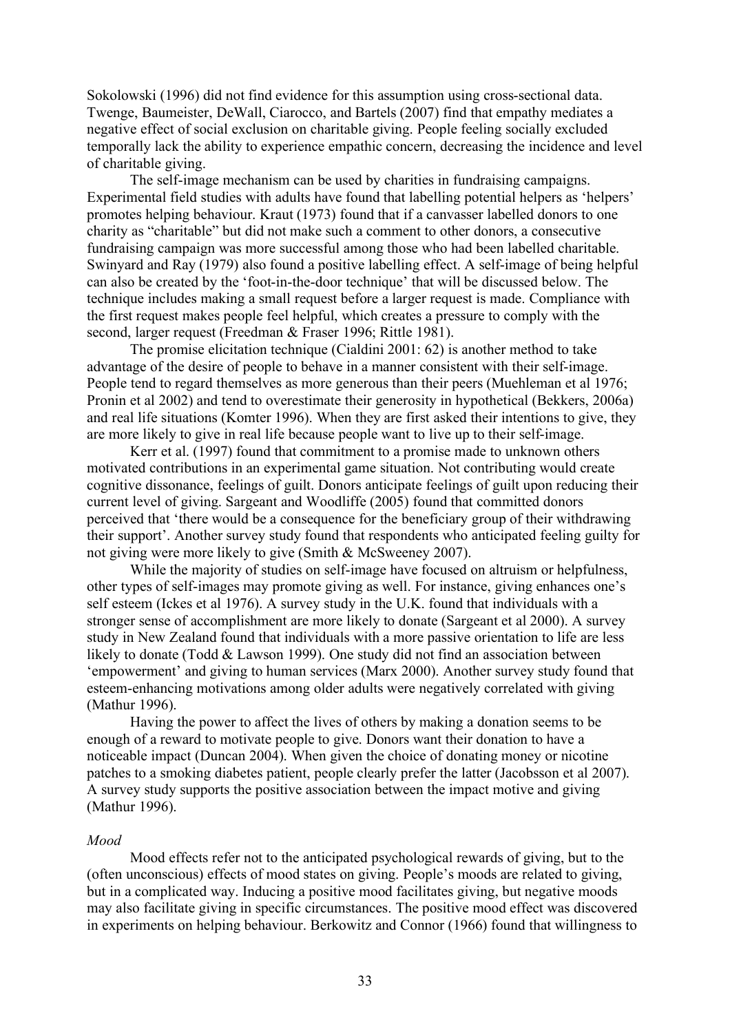Sokolowski (1996) did not find evidence for this assumption using cross-sectional data. Twenge, Baumeister, DeWall, Ciarocco, and Bartels (2007) find that empathy mediates a negative effect of social exclusion on charitable giving. People feeling socially excluded temporally lack the ability to experience empathic concern, decreasing the incidence and level of charitable giving.

The self-image mechanism can be used by charities in fundraising campaigns. Experimental field studies with adults have found that labelling potential helpers as 'helpers' promotes helping behaviour. Kraut (1973) found that if a canvasser labelled donors to one charity as "charitable" but did not make such a comment to other donors, a consecutive fundraising campaign was more successful among those who had been labelled charitable. Swinyard and Ray (1979) also found a positive labelling effect. A self-image of being helpful can also be created by the 'foot-in-the-door technique' that will be discussed below. The technique includes making a small request before a larger request is made. Compliance with the first request makes people feel helpful, which creates a pressure to comply with the second, larger request (Freedman & Fraser 1996; Rittle 1981).

The promise elicitation technique (Cialdini 2001: 62) is another method to take advantage of the desire of people to behave in a manner consistent with their self-image. People tend to regard themselves as more generous than their peers (Muehleman et al 1976; Pronin et al 2002) and tend to overestimate their generosity in hypothetical (Bekkers, 2006a) and real life situations (Komter 1996). When they are first asked their intentions to give, they are more likely to give in real life because people want to live up to their self-image.

Kerr et al. (1997) found that commitment to a promise made to unknown others motivated contributions in an experimental game situation. Not contributing would create cognitive dissonance, feelings of guilt. Donors anticipate feelings of guilt upon reducing their current level of giving. Sargeant and Woodliffe (2005) found that committed donors perceived that 'there would be a consequence for the beneficiary group of their withdrawing their support'. Another survey study found that respondents who anticipated feeling guilty for not giving were more likely to give (Smith & McSweeney 2007).

While the majority of studies on self-image have focused on altruism or helpfulness, other types of self-images may promote giving as well. For instance, giving enhances one's self esteem (Ickes et al 1976). A survey study in the U.K. found that individuals with a stronger sense of accomplishment are more likely to donate (Sargeant et al 2000). A survey study in New Zealand found that individuals with a more passive orientation to life are less likely to donate (Todd & Lawson 1999). One study did not find an association between 'empowerment' and giving to human services (Marx 2000). Another survey study found that esteem-enhancing motivations among older adults were negatively correlated with giving (Mathur 1996).

Having the power to affect the lives of others by making a donation seems to be enough of a reward to motivate people to give. Donors want their donation to have a noticeable impact (Duncan 2004). When given the choice of donating money or nicotine patches to a smoking diabetes patient, people clearly prefer the latter (Jacobsson et al 2007). A survey study supports the positive association between the impact motive and giving (Mathur 1996).

*Mood*

Mood effects refer not to the anticipated psychological rewards of giving, but to the (often unconscious) effects of mood states on giving. People's moods are related to giving, but in a complicated way. Inducing a positive mood facilitates giving, but negative moods may also facilitate giving in specific circumstances. The positive mood effect was discovered in experiments on helping behaviour. Berkowitz and Connor (1966) found that willingness to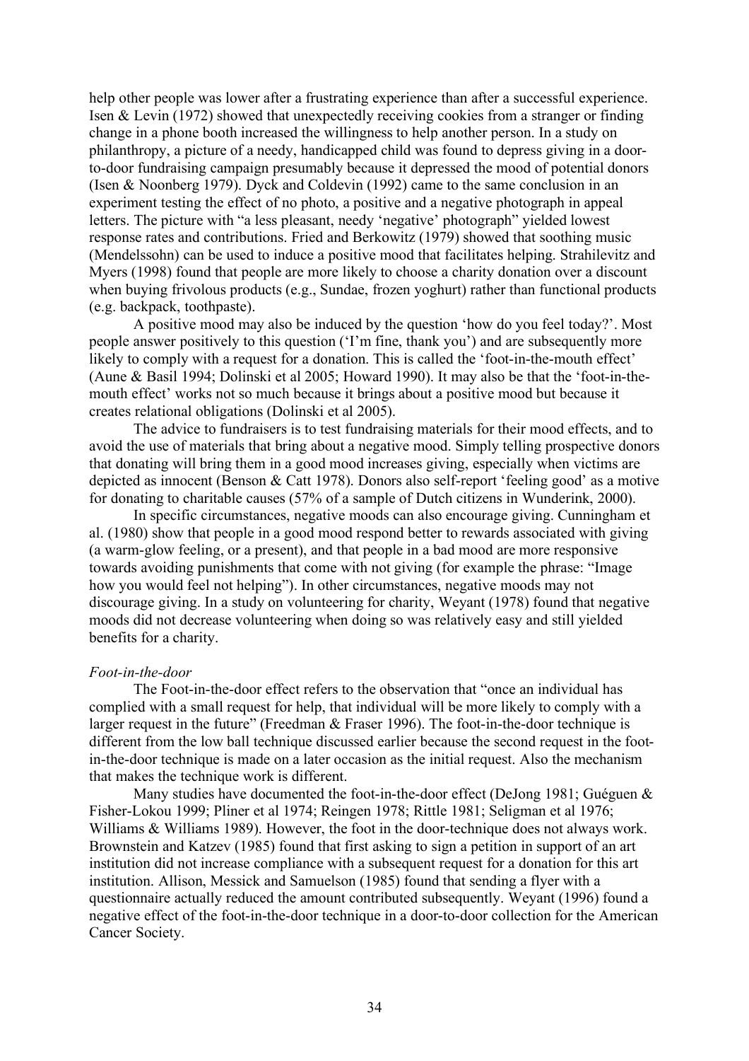help other people was lower after a frustrating experience than after a successful experience. Isen & Levin (1972) showed that unexpectedly receiving cookies from a stranger or finding change in a phone booth increased the willingness to help another person. In a study on philanthropy, a picture of a needy, handicapped child was found to depress giving in a door-to-door fundraising campaign presumably because it depressed the mood of potential donors (Isen & Noonberg 1979). Dyck and Coldevin (1992) came to the same conclusion in an experiment testing the effect of no photo, a positive and a negative photograph in appeal letters. The picture with "a less pleasant, needy 'negative' photograph" yielded lowest response rates and contributions. Fried and Berkowitz (1979) showed that soothing music (Mendelssohn) can be used to induce a positive mood that facilitates helping. Strahilevitz and Myers (1998) found that people are more likely to choose a charity donation over a discount when buying frivolous products (e.g., Sundae, frozen yoghurt) rather than functional products (e.g. backpack, toothpaste).

A positive mood may also be induced by the question 'how do you feel today?'. Most people answer positively to this question ('I'm fine, thank you') and are subsequently more likely to comply with a request for a donation. This is called the 'foot-in-the-mouth effect' (Aune & Basil 1994; Dolinski et al 2005; Howard 1990). It may also be that the 'foot-in-the-mouth effect' works not so much because it brings about a positive mood but because it creates relational obligations (Dolinski et al 2005).

The advice to fundraisers is to test fundraising materials for their mood effects, and to avoid the use of materials that bring about a negative mood. Simply telling prospective donors that donating will bring them in a good mood increases giving, especially when victims are depicted as innocent (Benson & Catt 1978). Donors also self-report 'feeling good' as a motive for donating to charitable causes (57% of a sample of Dutch citizens in Wunderink, 2000).

In specific circumstances, negative moods can also encourage giving. Cunningham et al. (1980) show that people in a good mood respond better to rewards associated with giving (a warm-glow feeling, or a present), and that people in a bad mood are more responsive towards avoiding punishments that come with not giving (for example the phrase: "Image how you would feel not helping"). In other circumstances, negative moods may not discourage giving. In a study on volunteering for charity, Weyant (1978) found that negative moods did not decrease volunteering when doing so was relatively easy and still yielded benefits for a charity.

*Foot-in-the-door*

The Foot-in-the-door effect refers to the observation that "once an individual has complied with a small request for help, that individual will be more likely to comply with a larger request in the future" (Freedman & Fraser 1996). The foot-in-the-door technique is different from the low ball technique discussed earlier because the second request in the foot-in-the-door technique is made on a later occasion as the initial request. Also the mechanism that makes the technique work is different.

Many studies have documented the foot-in-the-door effect (DeJong 1981; Guéguen & Fisher-Lokou 1999; Pliner et al 1974; Reingen 1978; Rittle 1981; Seligman et al 1976; Williams & Williams 1989). However, the foot in the door-technique does not always work. Brownstein and Katzev (1985) found that first asking to sign a petition in support of an art institution did not increase compliance with a subsequent request for a donation for this art institution. Allison, Messick and Samuelson (1985) found that sending a flyer with a questionnaire actually reduced the amount contributed subsequently. Weyant (1996) found a negative effect of the foot-in-the-door technique in a door-to-door collection for the American Cancer Society.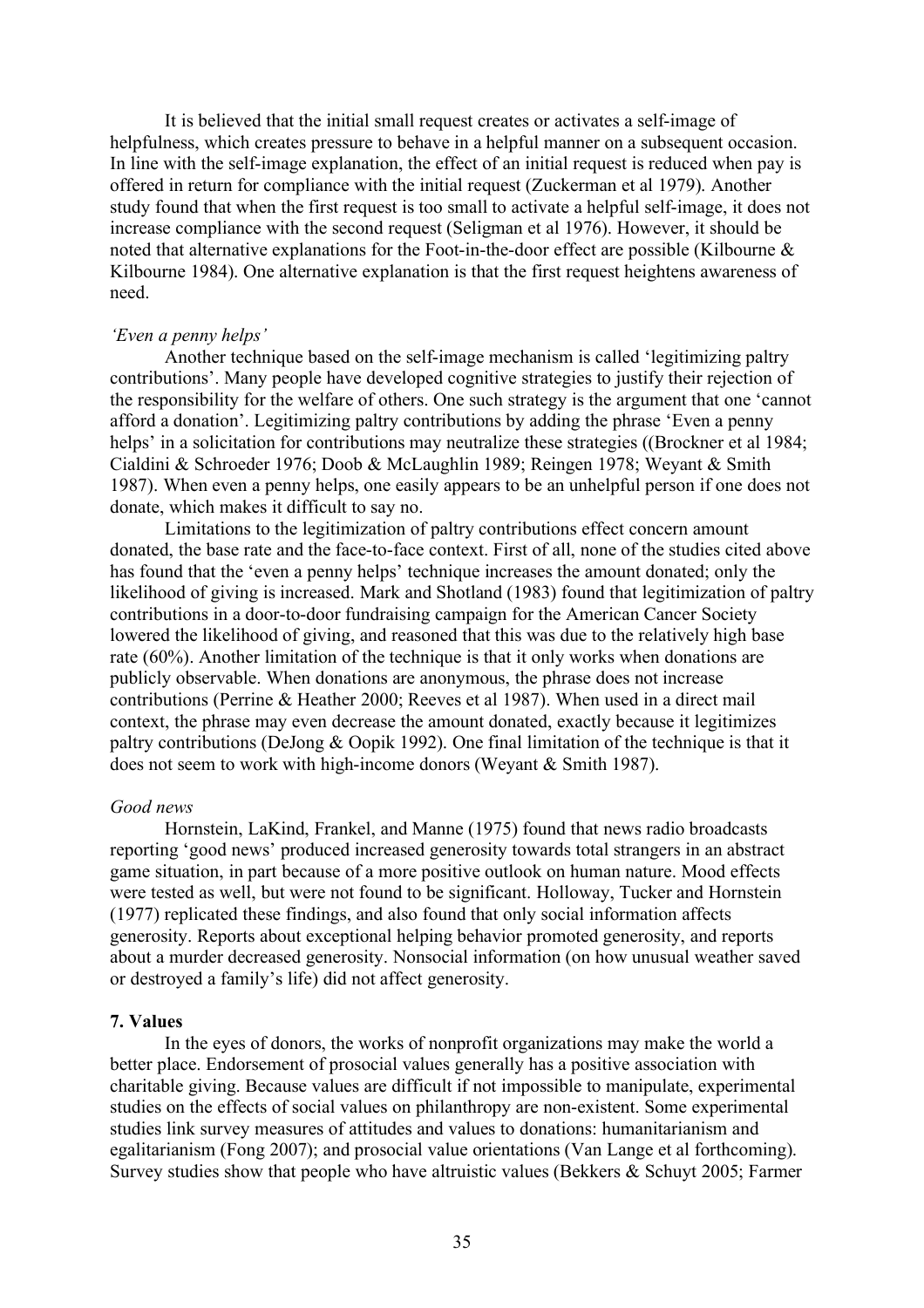It is believed that the initial small request creates or activates a self-image of helpfulness, which creates pressure to behave in a helpful manner on a subsequent occasion. In line with the self-image explanation, the effect of an initial request is reduced when pay is offered in return for compliance with the initial request (Zuckerman et al 1979). Another study found that when the first request is too small to activate a helpful self-image, it does not increase compliance with the second request (Seligman et al 1976). However, it should be noted that alternative explanations for the Foot-in-the-door effect are possible (Kilbourne & Kilbourne 1984). One alternative explanation is that the first request heightens awareness of need.

*'Even a penny helps'*

Another technique based on the self-image mechanism is called 'legitimizing paltry contributions'. Many people have developed cognitive strategies to justify their rejection of the responsibility for the welfare of others. One such strategy is the argument that one 'cannot afford a donation'. Legitimizing paltry contributions by adding the phrase 'Even a penny helps' in a solicitation for contributions may neutralize these strategies ((Brockner et al 1984; Cialdini & Schroeder 1976; Doob & McLaughlin 1989; Reingen 1978; Weyant & Smith 1987). When even a penny helps, one easily appears to be an unhelpful person if one does not donate, which makes it difficult to say no.

Limitations to the legitimization of paltry contributions effect concern amount donated, the base rate and the face-to-face context. First of all, none of the studies cited above has found that the 'even a penny helps' technique increases the amount donated; only the likelihood of giving is increased. Mark and Shotland (1983) found that legitimization of paltry contributions in a door-to-door fundraising campaign for the American Cancer Society lowered the likelihood of giving, and reasoned that this was due to the relatively high base rate (60%). Another limitation of the technique is that it only works when donations are publicly observable. When donations are anonymous, the phrase does not increase contributions (Perrine & Heather 2000; Reeves et al 1987). When used in a direct mail context, the phrase may even decrease the amount donated, exactly because it legitimizes paltry contributions (DeJong & Oopik 1992). One final limitation of the technique is that it does not seem to work with high-income donors (Weyant & Smith 1987).

*Good news*

Hornstein, LaKind, Frankel, and Manne (1975) found that news radio broadcasts reporting 'good news' produced increased generosity towards total strangers in an abstract game situation, in part because of a more positive outlook on human nature. Mood effects were tested as well, but were not found to be significant. Holloway, Tucker and Hornstein (1977) replicated these findings, and also found that only social information affects generosity. Reports about exceptional helping behavior promoted generosity, and reports about a murder decreased generosity. Nonsocial information (on how unusual weather saved or destroyed a family's life) did not affect generosity.

## 7. Values

In the eyes of donors, the works of nonprofit organizations may make the world a better place. Endorsement of prosocial values generally has a positive association with charitable giving. Because values are difficult if not impossible to manipulate, experimental studies on the effects of social values on philanthropy are non-existent. Some experimental studies link survey measures of attitudes and values to donations: humanitarianism and egalitarianism (Fong 2007); and prosocial value orientations (Van Lange et al forthcoming). Survey studies show that people who have altruistic values (Bekkers & Schuyt 2005; Farmer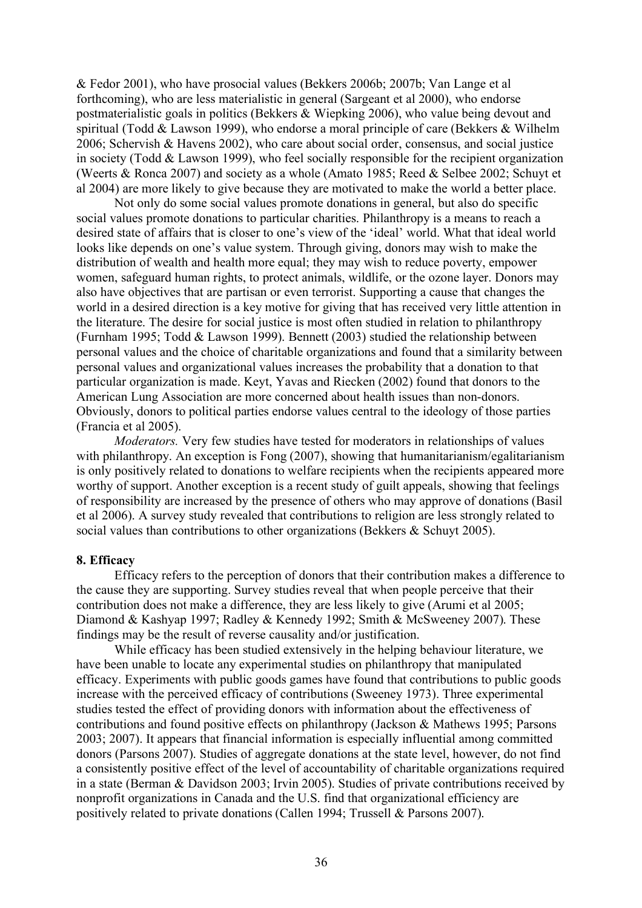& Fedor 2001), who have prosocial values (Bekkers 2006b; 2007b; Van Lange et al forthcoming), who are less materialistic in general (Sargeant et al 2000), who endorse postmaterialistic goals in politics (Bekkers & Wiepking 2006), who value being devout and spiritual (Todd & Lawson 1999), who endorse a moral principle of care (Bekkers & Wilhelm 2006; Schervish & Havens 2002), who care about social order, consensus, and social justice in society (Todd & Lawson 1999), who feel socially responsible for the recipient organization (Weerts & Ronca 2007) and society as a whole (Amato 1985; Reed & Selbee 2002; Schuyt et al 2004) are more likely to give because they are motivated to make the world a better place.

Not only do some social values promote donations in general, but also do specific social values promote donations to particular charities. Philanthropy is a means to reach a desired state of affairs that is closer to one's view of the 'ideal' world. What that ideal world looks like depends on one's value system. Through giving, donors may wish to make the distribution of wealth and health more equal; they may wish to reduce poverty, empower women, safeguard human rights, to protect animals, wildlife, or the ozone layer. Donors may also have objectives that are partisan or even terrorist. Supporting a cause that changes the world in a desired direction is a key motive for giving that has received very little attention in the literature. The desire for social justice is most often studied in relation to philanthropy (Furnham 1995; Todd & Lawson 1999). Bennett (2003) studied the relationship between personal values and the choice of charitable organizations and found that a similarity between personal values and organizational values increases the probability that a donation to that particular organization is made. Keyt, Yavas and Riecken (2002) found that donors to the American Lung Association are more concerned about health issues than non-donors. Obviously, donors to political parties endorse values central to the ideology of those parties (Francia et al 2005).

*Moderators.* Very few studies have tested for moderators in relationships of values with philanthropy. An exception is Fong (2007), showing that humanitarianism/egalitarianism is only positively related to donations to welfare recipients when the recipients appeared more worthy of support. Another exception is a recent study of guilt appeals, showing that feelings of responsibility are increased by the presence of others who may approve of donations (Basil et al 2006). A survey study revealed that contributions to religion are less strongly related to social values than contributions to other organizations (Bekkers & Schuyt 2005).

**8. Efficacy**

Efficacy refers to the perception of donors that their contribution makes a difference to the cause they are supporting. Survey studies reveal that when people perceive that their contribution does not make a difference, they are less likely to give (Arumi et al 2005; Diamond & Kashyap 1997; Radley & Kennedy 1992; Smith & McSweeney 2007). These findings may be the result of reverse causality and/or justification.

While efficacy has been studied extensively in the helping behaviour literature, we have been unable to locate any experimental studies on philanthropy that manipulated efficacy. Experiments with public goods games have found that contributions to public goods increase with the perceived efficacy of contributions (Sweeney 1973). Three experimental studies tested the effect of providing donors with information about the effectiveness of contributions and found positive effects on philanthropy (Jackson & Mathews 1995; Parsons 2003; 2007). It appears that financial information is especially influential among committed donors (Parsons 2007). Studies of aggregate donations at the state level, however, do not find a consistently positive effect of the level of accountability of charitable organizations required in a state (Berman & Davidson 2003; Irvin 2005). Studies of private contributions received by nonprofit organizations in Canada and the U.S. find that organizational efficiency are positively related to private donations (Callen 1994; Trussell & Parsons 2007).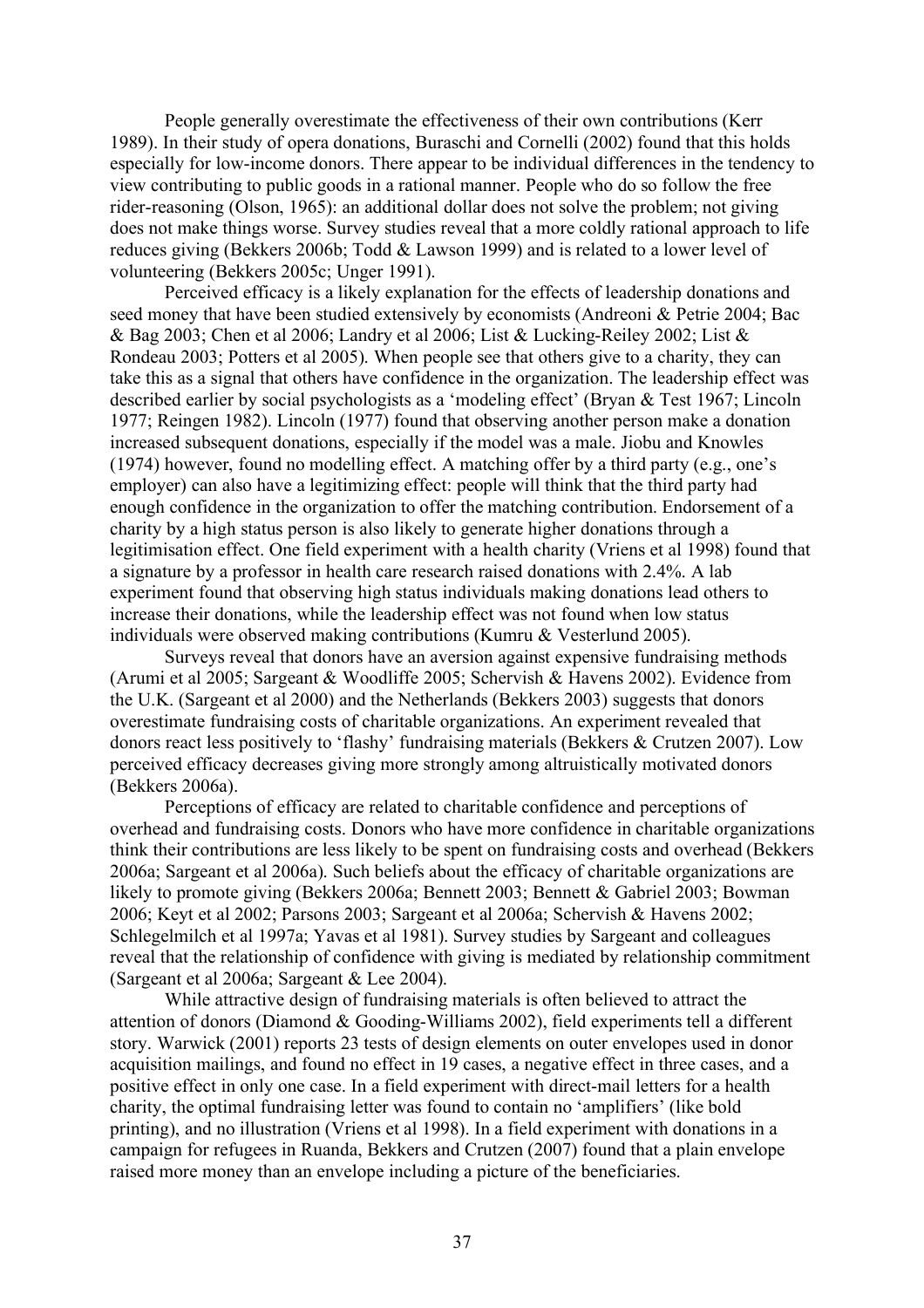People generally overestimate the effectiveness of their own contributions (Kerr 1989). In their study of opera donations, Buraschi and Cornelli (2002) found that this holds especially for low-income donors. There appear to be individual differences in the tendency to view contributing to public goods in a rational manner. People who do so follow the free rider-reasoning (Olson, 1965): an additional dollar does not solve the problem; not giving does not make things worse. Survey studies reveal that a more coldly rational approach to life reduces giving (Bekkers 2006b; Todd & Lawson 1999) and is related to a lower level of volunteering (Bekkers 2005c; Unger 1991).

Perceived efficacy is a likely explanation for the effects of leadership donations and seed money that have been studied extensively by economists (Andreoni & Petrie 2004; Bac & Bag 2003; Chen et al 2006; Landry et al 2006; List & Lucking-Reiley 2002; List & Rondeau 2003; Potters et al 2005). When people see that others give to a charity, they can take this as a signal that others have confidence in the organization. The leadership effect was described earlier by social psychologists as a 'modeling effect' (Bryan & Test 1967; Lincoln 1977; Reingen 1982). Lincoln (1977) found that observing another person make a donation increased subsequent donations, especially if the model was a male. Jiobu and Knowles (1974) however, found no modelling effect. A matching offer by a third party (e.g., one's employer) can also have a legitimizing effect: people will think that the third party had enough confidence in the organization to offer the matching contribution. Endorsement of a charity by a high status person is also likely to generate higher donations through a legitimisation effect. One field experiment with a health charity (Vriens et al 1998) found that a signature by a professor in health care research raised donations with 2.4%. A lab experiment found that observing high status individuals making donations lead others to increase their donations, while the leadership effect was not found when low status individuals were observed making contributions (Kumru & Vesterlund 2005).

Surveys reveal that donors have an aversion against expensive fundraising methods (Arumi et al 2005; Sargeant & Woodliffe 2005; Schervish & Havens 2002). Evidence from the U.K. (Sargeant et al 2000) and the Netherlands (Bekkers 2003) suggests that donors overestimate fundraising costs of charitable organizations. An experiment revealed that donors react less positively to 'flashy' fundraising materials (Bekkers & Crutzen 2007). Low perceived efficacy decreases giving more strongly among altruistically motivated donors (Bekkers 2006a).

Perceptions of efficacy are related to charitable confidence and perceptions of overhead and fundraising costs. Donors who have more confidence in charitable organizations think their contributions are less likely to be spent on fundraising costs and overhead (Bekkers 2006a; Sargeant et al 2006a). Such beliefs about the efficacy of charitable organizations are likely to promote giving (Bekkers 2006a; Bennett 2003; Bennett & Gabriel 2003; Bowman 2006; Keyt et al 2002; Parsons 2003; Sargeant et al 2006a; Schervish & Havens 2002; Schlegelmilch et al 1997a; Yavas et al 1981). Survey studies by Sargeant and colleagues reveal that the relationship of confidence with giving is mediated by relationship commitment (Sargeant et al 2006a; Sargeant & Lee 2004).

While attractive design of fundraising materials is often believed to attract the attention of donors (Diamond & Gooding-Williams 2002), field experiments tell a different story. Warwick (2001) reports 23 tests of design elements on outer envelopes used in donor acquisition mailings, and found no effect in 19 cases, a negative effect in three cases, and a positive effect in only one case. In a field experiment with direct-mail letters for a health charity, the optimal fundraising letter was found to contain no 'amplifiers' (like bold printing), and no illustration (Vriens et al 1998). In a field experiment with donations in a campaign for refugees in Ruanda, Bekkers and Crutzen (2007) found that a plain envelope raised more money than an envelope including a picture of the beneficiaries.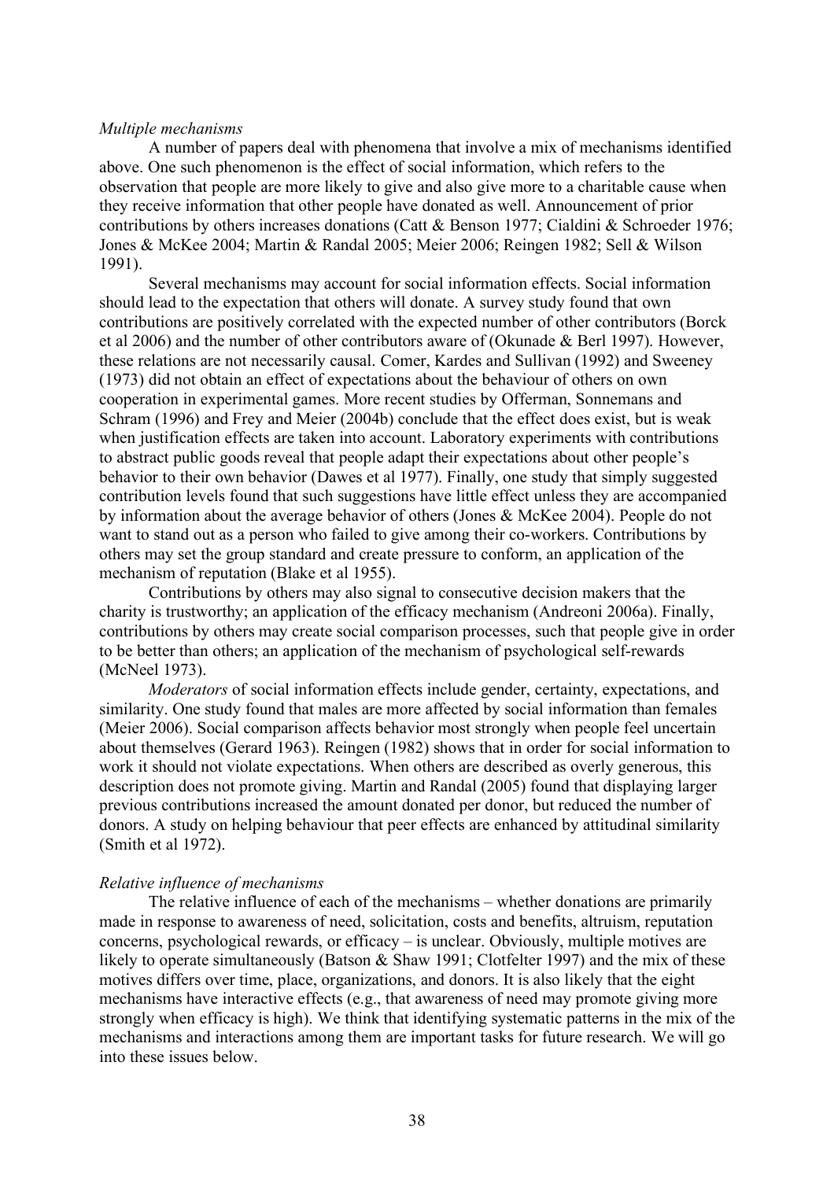*Multiple mechanisms*

A number of papers deal with phenomena that involve a mix of mechanisms identified above. One such phenomenon is the effect of social information, which refers to the observation that people are more likely to give and also give more to a charitable cause when they receive information that other people have donated as well. Announcement of prior contributions by others increases donations (Catt & Benson 1977; Cialdini & Schroeder 1976; Jones & McKee 2004; Martin & Randal 2005; Meier 2006; Reingen 1982; Sell & Wilson 1991).

Several mechanisms may account for social information effects. Social information should lead to the expectation that others will donate. A survey study found that own contributions are positively correlated with the expected number of other contributors (Borck et al 2006) and the number of other contributors aware of (Okunade & Berl 1997). However, these relations are not necessarily causal. Comer, Kardes and Sullivan (1992) and Sweeney (1973) did not obtain an effect of expectations about the behaviour of others on own cooperation in experimental games. More recent studies by Offerman, Sonnemans and Schram (1996) and Frey and Meier (2004b) conclude that the effect does exist, but is weak when justification effects are taken into account. Laboratory experiments with contributions to abstract public goods reveal that people adapt their expectations about other people's behavior to their own behavior (Dawes et al 1977). Finally, one study that simply suggested contribution levels found that such suggestions have little effect unless they are accompanied by information about the average behavior of others (Jones & McKee 2004). People do not want to stand out as a person who failed to give among their co-workers. Contributions by others may set the group standard and create pressure to conform, an application of the mechanism of reputation (Blake et al 1955).

Contributions by others may also signal to consecutive decision makers that the charity is trustworthy; an application of the efficacy mechanism (Andreoni 2006a). Finally, contributions by others may create social comparison processes, such that people give in order to be better than others; an application of the mechanism of psychological self-rewards (McNeel 1973).

*Moderators* of social information effects include gender, certainty, expectations, and similarity. One study found that males are more affected by social information than females (Meier 2006). Social comparison affects behavior most strongly when people feel uncertain about themselves (Gerard 1963). Reingen (1982) shows that in order for social information to work it should not violate expectations. When others are described as overly generous, this description does not promote giving. Martin and Randal (2005) found that displaying larger previous contributions increased the amount donated per donor, but reduced the number of donors. A study on helping behaviour that peer effects are enhanced by attitudinal similarity (Smith et al 1972).

*Relative influence of mechanisms*

The relative influence of each of the mechanisms – whether donations are primarily made in response to awareness of need, solicitation, costs and benefits, altruism, reputation concerns, psychological rewards, or efficacy – is unclear. Obviously, multiple motives are likely to operate simultaneously (Batson & Shaw 1991; Clotfelter 1997) and the mix of these motives differs over time, place, organizations, and donors. It is also likely that the eight mechanisms have interactive effects (e.g., that awareness of need may promote giving more strongly when efficacy is high). We think that identifying systematic patterns in the mix of the mechanisms and interactions among them are important tasks for future research. We will go into these issues below.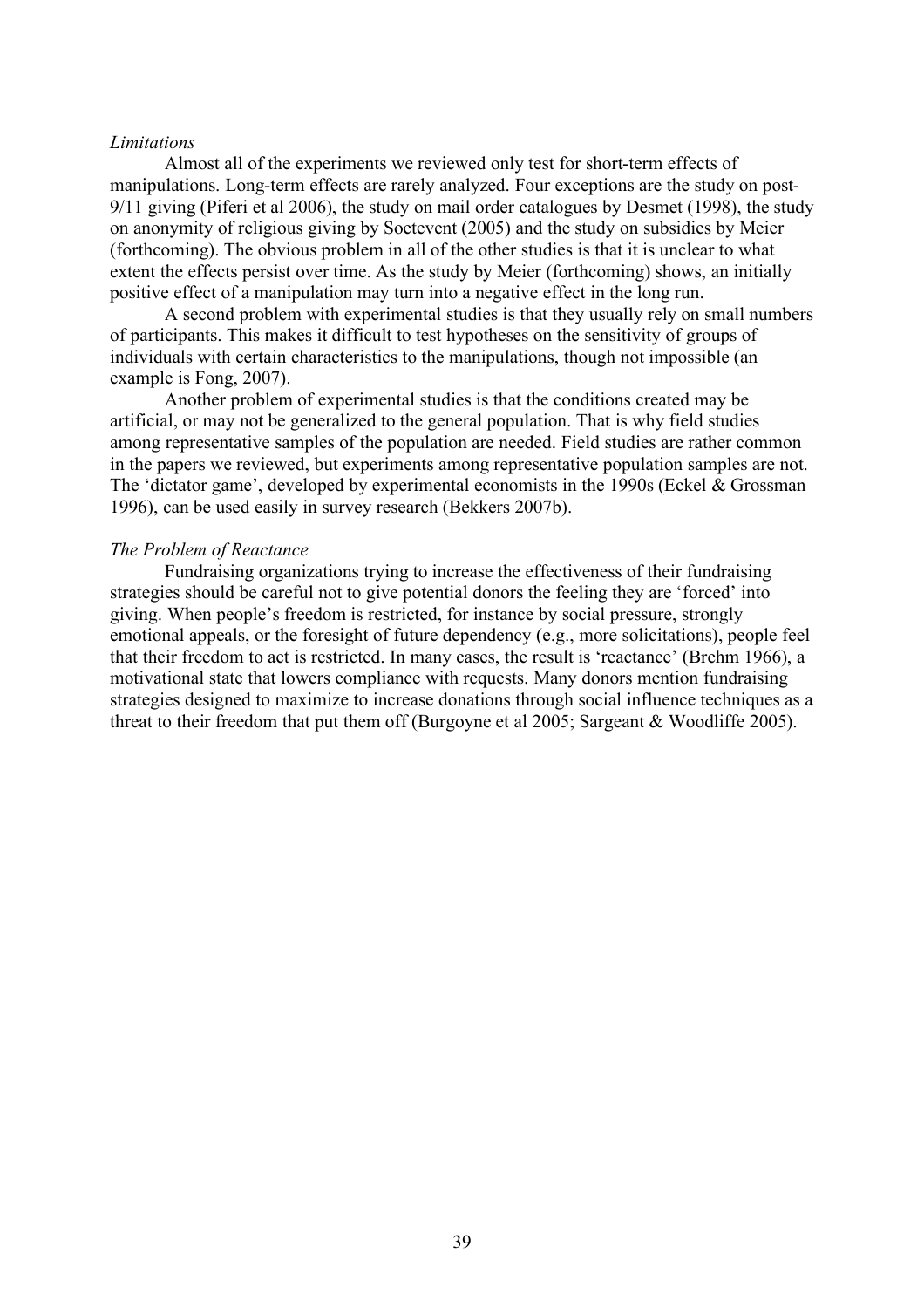*Limitations*

Almost all of the experiments we reviewed only test for short-term effects of manipulations. Long-term effects are rarely analyzed. Four exceptions are the study on post-9/11 giving (Piferi et al 2006), the study on mail order catalogues by Desmet (1998), the study on anonymity of religious giving by Soetevent (2005) and the study on subsidies by Meier (forthcoming). The obvious problem in all of the other studies is that it is unclear to what extent the effects persist over time. As the study by Meier (forthcoming) shows, an initially positive effect of a manipulation may turn into a negative effect in the long run.

A second problem with experimental studies is that they usually rely on small numbers of participants. This makes it difficult to test hypotheses on the sensitivity of groups of individuals with certain characteristics to the manipulations, though not impossible (an example is Fong, 2007).

Another problem of experimental studies is that the conditions created may be artificial, or may not be generalized to the general population. That is why field studies among representative samples of the population are needed. Field studies are rather common in the papers we reviewed, but experiments among representative population samples are not. The 'dictator game', developed by experimental economists in the 1990s (Eckel & Grossman 1996), can be used easily in survey research (Bekkers 2007b).

*The Problem of Reactance*

Fundraising organizations trying to increase the effectiveness of their fundraising strategies should be careful not to give potential donors the feeling they are 'forced' into giving. When people's freedom is restricted, for instance by social pressure, strongly emotional appeals, or the foresight of future dependency (e.g., more solicitations), people feel that their freedom to act is restricted. In many cases, the result is 'reactance' (Brehm 1966), a motivational state that lowers compliance with requests. Many donors mention fundraising strategies designed to maximize to increase donations through social influence techniques as a threat to their freedom that put them off (Burgoyne et al 2005; Sargeant & Woodliffe 2005).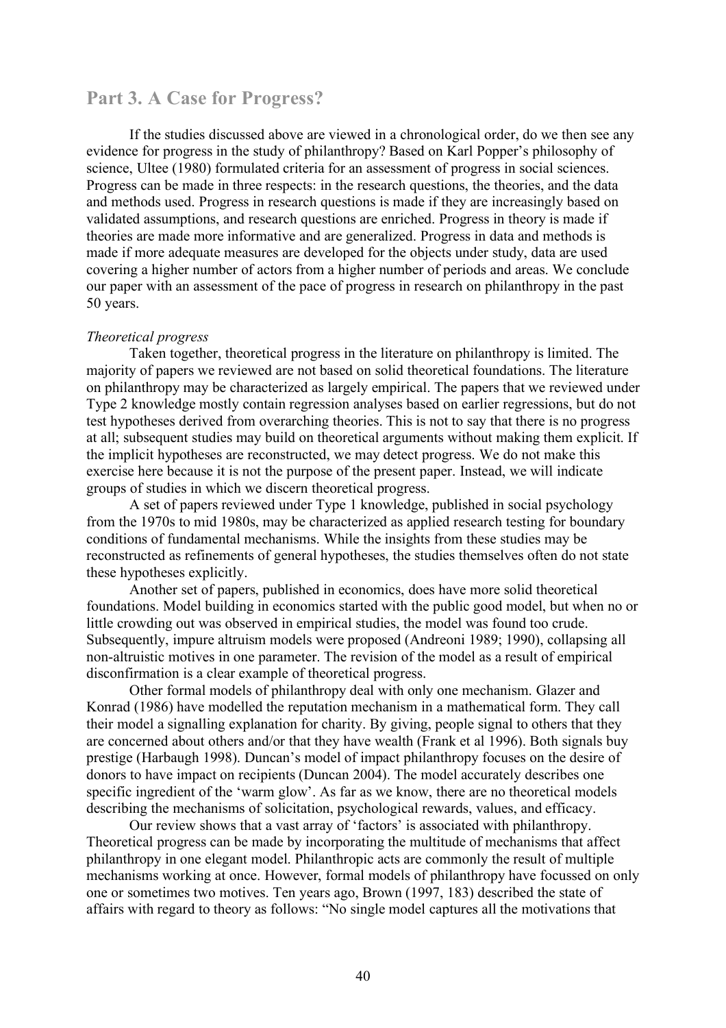## Part 3. A Case for Progress?

If the studies discussed above are viewed in a chronological order, do we then see any evidence for progress in the study of philanthropy? Based on Karl Popper's philosophy of science, Ultee (1980) formulated criteria for an assessment of progress in social sciences. Progress can be made in three respects: in the research questions, the theories, and the data and methods used. Progress in research questions is made if they are increasingly based on validated assumptions, and research questions are enriched. Progress in theory is made if theories are made more informative and are generalized. Progress in data and methods is made if more adequate measures are developed for the objects under study, data are used covering a higher number of actors from a higher number of periods and areas. We conclude our paper with an assessment of the pace of progress in research on philanthropy in the past 50 years.

*Theoretical progress*

Taken together, theoretical progress in the literature on philanthropy is limited. The majority of papers we reviewed are not based on solid theoretical foundations. The literature on philanthropy may be characterized as largely empirical. The papers that we reviewed under Type 2 knowledge mostly contain regression analyses based on earlier regressions, but do not test hypotheses derived from overarching theories. This is not to say that there is no progress at all; subsequent studies may build on theoretical arguments without making them explicit. If the implicit hypotheses are reconstructed, we may detect progress. We do not make this exercise here because it is not the purpose of the present paper. Instead, we will indicate groups of studies in which we discern theoretical progress.

A set of papers reviewed under Type 1 knowledge, published in social psychology from the 1970s to mid 1980s, may be characterized as applied research testing for boundary conditions of fundamental mechanisms. While the insights from these studies may be reconstructed as refinements of general hypotheses, the studies themselves often do not state these hypotheses explicitly.

Another set of papers, published in economics, does have more solid theoretical foundations. Model building in economics started with the public good model, but when no or little crowding out was observed in empirical studies, the model was found too crude. Subsequently, impure altruism models were proposed (Andreoni 1989; 1990), collapsing all non-altruistic motives in one parameter. The revision of the model as a result of empirical disconfirmation is a clear example of theoretical progress.

Other formal models of philanthropy deal with only one mechanism. Glazer and Konrad (1986) have modelled the reputation mechanism in a mathematical form. They call their model a signalling explanation for charity. By giving, people signal to others that they are concerned about others and/or that they have wealth (Frank et al 1996). Both signals buy prestige (Harbaugh 1998). Duncan's model of impact philanthropy focuses on the desire of donors to have impact on recipients (Duncan 2004). The model accurately describes one specific ingredient of the 'warm glow'. As far as we know, there are no theoretical models describing the mechanisms of solicitation, psychological rewards, values, and efficacy.

Our review shows that a vast array of 'factors' is associated with philanthropy. Theoretical progress can be made by incorporating the multitude of mechanisms that affect philanthropy in one elegant model. Philanthropic acts are commonly the result of multiple mechanisms working at once. However, formal models of philanthropy have focussed on only one or sometimes two motives. Ten years ago, Brown (1997, 183) described the state of affairs with regard to theory as follows: "No single model captures all the motivations that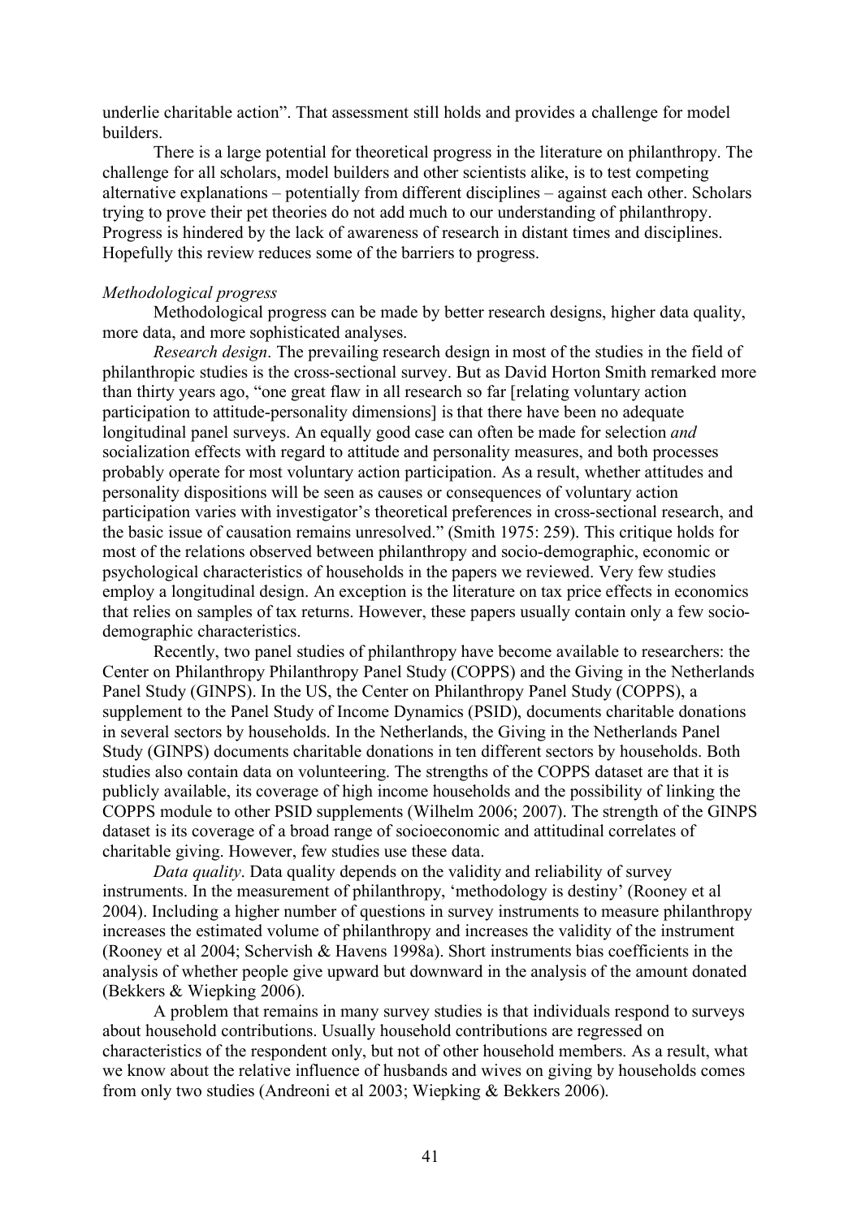underlie charitable action". That assessment still holds and provides a challenge for model builders.

There is a large potential for theoretical progress in the literature on philanthropy. The challenge for all scholars, model builders and other scientists alike, is to test competing alternative explanations – potentially from different disciplines – against each other. Scholars trying to prove their pet theories do not add much to our understanding of philanthropy. Progress is hindered by the lack of awareness of research in distant times and disciplines. Hopefully this review reduces some of the barriers to progress.

*Methodological progress*

Methodological progress can be made by better research designs, higher data quality, more data, and more sophisticated analyses.

*Research design*. The prevailing research design in most of the studies in the field of philanthropic studies is the cross-sectional survey. But as David Horton Smith remarked more than thirty years ago, "one great flaw in all research so far [relating voluntary action participation to attitude-personality dimensions] is that there have been no adequate longitudinal panel surveys. An equally good case can often be made for selection *and* socialization effects with regard to attitude and personality measures, and both processes probably operate for most voluntary action participation. As a result, whether attitudes and personality dispositions will be seen as causes or consequences of voluntary action participation varies with investigator's theoretical preferences in cross-sectional research, and the basic issue of causation remains unresolved." (Smith 1975: 259). This critique holds for most of the relations observed between philanthropy and socio-demographic, economic or psychological characteristics of households in the papers we reviewed. Very few studies employ a longitudinal design. An exception is the literature on tax price effects in economics that relies on samples of tax returns. However, these papers usually contain only a few socio-demographic characteristics.

Recently, two panel studies of philanthropy have become available to researchers: the Center on Philanthropy Philanthropy Panel Study (COPPS) and the Giving in the Netherlands Panel Study (GINPS). In the US, the Center on Philanthropy Panel Study (COPPS), a supplement to the Panel Study of Income Dynamics (PSID), documents charitable donations in several sectors by households. In the Netherlands, the Giving in the Netherlands Panel Study (GINPS) documents charitable donations in ten different sectors by households. Both studies also contain data on volunteering. The strengths of the COPPS dataset are that it is publicly available, its coverage of high income households and the possibility of linking the COPPS module to other PSID supplements (Wilhelm 2006; 2007). The strength of the GINPS dataset is its coverage of a broad range of socioeconomic and attitudinal correlates of charitable giving. However, few studies use these data.

*Data quality*. Data quality depends on the validity and reliability of survey instruments. In the measurement of philanthropy, 'methodology is destiny' (Rooney et al 2004). Including a higher number of questions in survey instruments to measure philanthropy increases the estimated volume of philanthropy and increases the validity of the instrument (Rooney et al 2004; Schervish & Havens 1998a). Short instruments bias coefficients in the analysis of whether people give upward but downward in the analysis of the amount donated (Bekkers & Wiepking 2006).

A problem that remains in many survey studies is that individuals respond to surveys about household contributions. Usually household contributions are regressed on characteristics of the respondent only, but not of other household members. As a result, what we know about the relative influence of husbands and wives on giving by households comes from only two studies (Andreoni et al 2003; Wiepking & Bekkers 2006).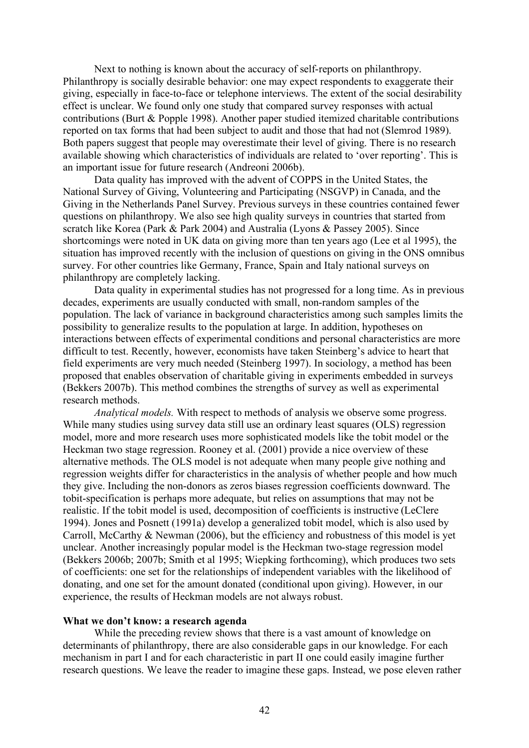Next to nothing is known about the accuracy of self-reports on philanthropy. Philanthropy is socially desirable behavior: one may expect respondents to exaggerate their giving, especially in face-to-face or telephone interviews. The extent of the social desirability effect is unclear. We found only one study that compared survey responses with actual contributions (Burt & Popple 1998). Another paper studied itemized charitable contributions reported on tax forms that had been subject to audit and those that had not (Slemrod 1989). Both papers suggest that people may overestimate their level of giving. There is no research available showing which characteristics of individuals are related to 'over reporting'. This is an important issue for future research (Andreoni 2006b).

Data quality has improved with the advent of COPPS in the United States, the National Survey of Giving, Volunteering and Participating (NSGVP) in Canada, and the Giving in the Netherlands Panel Survey. Previous surveys in these countries contained fewer questions on philanthropy. We also see high quality surveys in countries that started from scratch like Korea (Park & Park 2004) and Australia (Lyons & Passey 2005). Since shortcomings were noted in UK data on giving more than ten years ago (Lee et al 1995), the situation has improved recently with the inclusion of questions on giving in the ONS omnibus survey. For other countries like Germany, France, Spain and Italy national surveys on philanthropy are completely lacking.

Data quality in experimental studies has not progressed for a long time. As in previous decades, experiments are usually conducted with small, non-random samples of the population. The lack of variance in background characteristics among such samples limits the possibility to generalize results to the population at large. In addition, hypotheses on interactions between effects of experimental conditions and personal characteristics are more difficult to test. Recently, however, economists have taken Steinberg's advice to heart that field experiments are very much needed (Steinberg 1997). In sociology, a method has been proposed that enables observation of charitable giving in experiments embedded in surveys (Bekkers 2007b). This method combines the strengths of survey as well as experimental research methods.

*Analytical models.* With respect to methods of analysis we observe some progress. While many studies using survey data still use an ordinary least squares (OLS) regression model, more and more research uses more sophisticated models like the tobit model or the Heckman two stage regression. Rooney et al. (2001) provide a nice overview of these alternative methods. The OLS model is not adequate when many people give nothing and regression weights differ for characteristics in the analysis of whether people and how much they give. Including the non-donors as zeros biases regression coefficients downward. The tobit-specification is perhaps more adequate, but relies on assumptions that may not be realistic. If the tobit model is used, decomposition of coefficients is instructive (LeClere 1994). Jones and Posnett (1991a) develop a generalized tobit model, which is also used by Carroll, McCarthy & Newman (2006), but the efficiency and robustness of this model is yet unclear. Another increasingly popular model is the Heckman two-stage regression model (Bekkers 2006b; 2007b; Smith et al 1995; Wiepking forthcoming), which produces two sets of coefficients: one set for the relationships of independent variables with the likelihood of donating, and one set for the amount donated (conditional upon giving). However, in our experience, the results of Heckman models are not always robust.

**What we don't know: a research agenda**

While the preceding review shows that there is a vast amount of knowledge on determinants of philanthropy, there are also considerable gaps in our knowledge. For each mechanism in part I and for each characteristic in part II one could easily imagine further research questions. We leave the reader to imagine these gaps. Instead, we pose eleven rather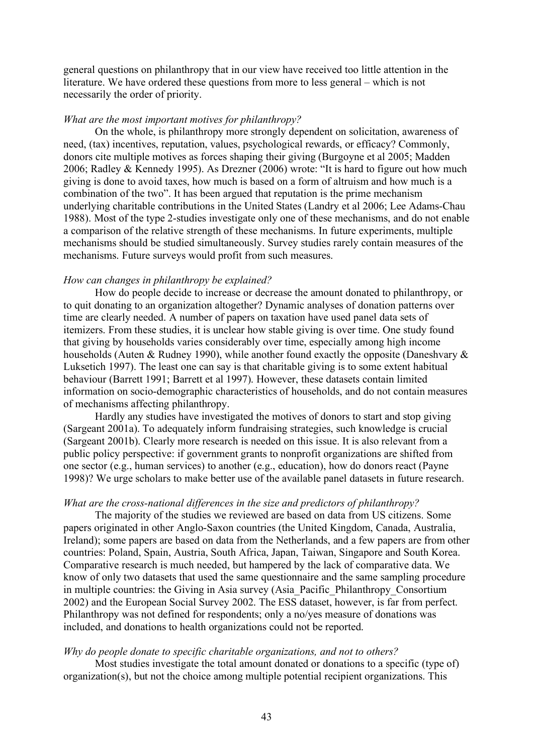general questions on philanthropy that in our view have received too little attention in the literature. We have ordered these questions from more to less general – which is not necessarily the order of priority.

*What are the most important motives for philanthropy?*

On the whole, is philanthropy more strongly dependent on solicitation, awareness of need, (tax) incentives, reputation, values, psychological rewards, or efficacy? Commonly, donors cite multiple motives as forces shaping their giving (Burgoyne et al 2005; Madden 2006; Radley & Kennedy 1995). As Drezner (2006) wrote: "It is hard to figure out how much giving is done to avoid taxes, how much is based on a form of altruism and how much is a combination of the two". It has been argued that reputation is the prime mechanism underlying charitable contributions in the United States (Landry et al 2006; Lee Adams-Chau 1988). Most of the type 2-studies investigate only one of these mechanisms, and do not enable a comparison of the relative strength of these mechanisms. In future experiments, multiple mechanisms should be studied simultaneously. Survey studies rarely contain measures of the mechanisms. Future surveys would profit from such measures.

*How can changes in philanthropy be explained?*

How do people decide to increase or decrease the amount donated to philanthropy, or to quit donating to an organization altogether? Dynamic analyses of donation patterns over time are clearly needed. A number of papers on taxation have used panel data sets of itemizers. From these studies, it is unclear how stable giving is over time. One study found that giving by households varies considerably over time, especially among high income households (Auten & Rudney 1990), while another found exactly the opposite (Daneshvary & Luksetich 1997). The least one can say is that charitable giving is to some extent habitual behaviour (Barrett 1991; Barrett et al 1997). However, these datasets contain limited information on socio-demographic characteristics of households, and do not contain measures of mechanisms affecting philanthropy.

Hardly any studies have investigated the motives of donors to start and stop giving (Sargeant 2001a). To adequately inform fundraising strategies, such knowledge is crucial (Sargeant 2001b). Clearly more research is needed on this issue. It is also relevant from a public policy perspective: if government grants to nonprofit organizations are shifted from one sector (e.g., human services) to another (e.g., education), how do donors react (Payne 1998)? We urge scholars to make better use of the available panel datasets in future research.

*What are the cross-national differences in the size and predictors of philanthropy?*

The majority of the studies we reviewed are based on data from US citizens. Some papers originated in other Anglo-Saxon countries (the United Kingdom, Canada, Australia, Ireland); some papers are based on data from the Netherlands, and a few papers are from other countries: Poland, Spain, Austria, South Africa, Japan, Taiwan, Singapore and South Korea. Comparative research is much needed, but hampered by the lack of comparative data. We know of only two datasets that used the same questionnaire and the same sampling procedure in multiple countries: the Giving in Asia survey (Asia_Pacific_Philanthropy_Consortium 2002) and the European Social Survey 2002. The ESS dataset, however, is far from perfect. Philanthropy was not defined for respondents; only a no/yes measure of donations was included, and donations to health organizations could not be reported.

*Why do people donate to specific charitable organizations, and not to others?*

Most studies investigate the total amount donated or donations to a specific (type of) organization(s), but not the choice among multiple potential recipient organizations. This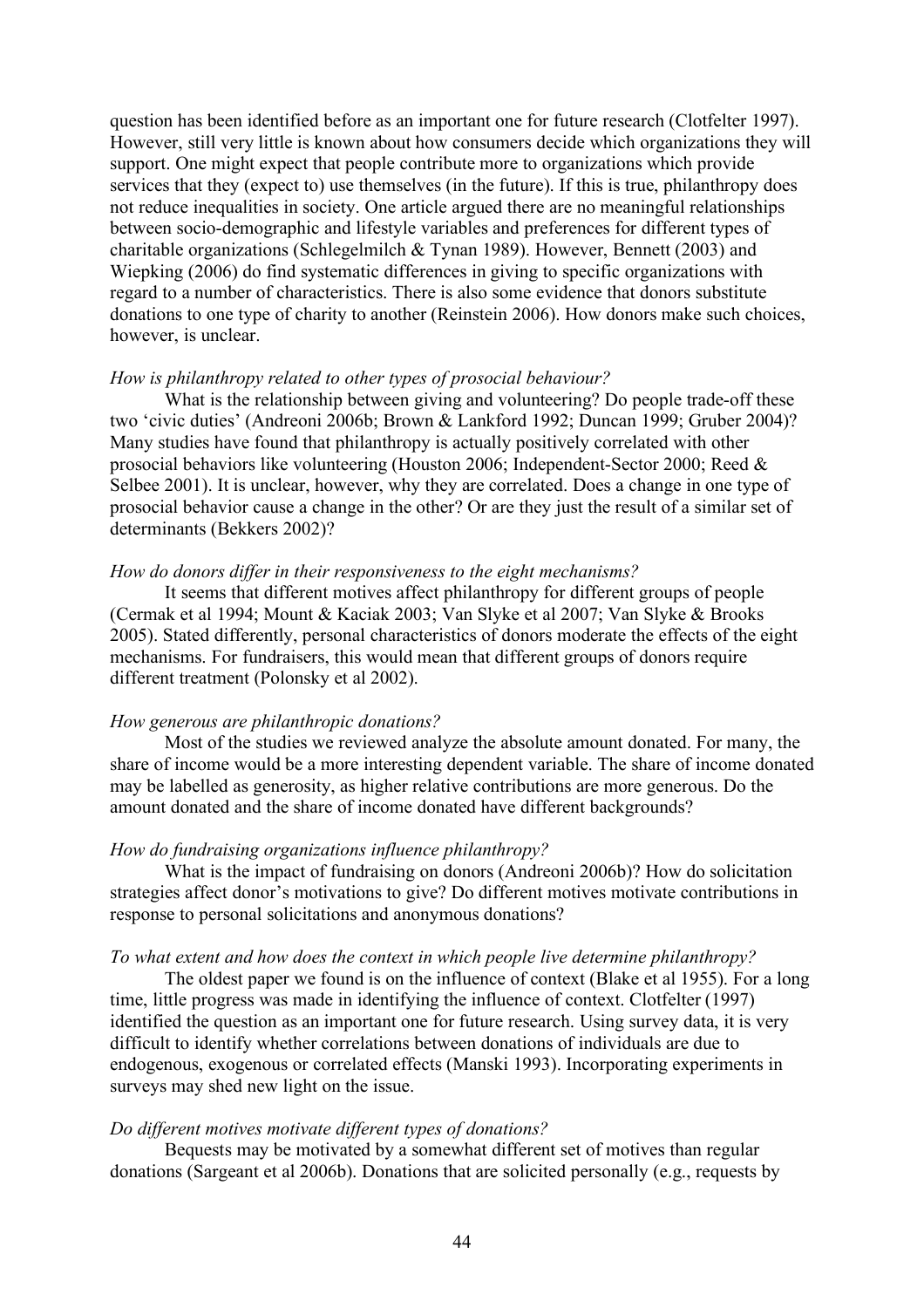question has been identified before as an important one for future research (Clotfelter 1997). However, still very little is known about how consumers decide which organizations they will support. One might expect that people contribute more to organizations which provide services that they (expect to) use themselves (in the future). If this is true, philanthropy does not reduce inequalities in society. One article argued there are no meaningful relationships between socio-demographic and lifestyle variables and preferences for different types of charitable organizations (Schlegelmilch & Tynan 1989). However, Bennett (2003) and Wiepking (2006) do find systematic differences in giving to specific organizations with regard to a number of characteristics. There is also some evidence that donors substitute donations to one type of charity to another (Reinstein 2006). How donors make such choices, however, is unclear.

*How is philanthropy related to other types of prosocial behaviour?*

What is the relationship between giving and volunteering? Do people trade-off these two 'civic duties' (Andreoni 2006b; Brown & Lankford 1992; Duncan 1999; Gruber 2004)? Many studies have found that philanthropy is actually positively correlated with other prosocial behaviors like volunteering (Houston 2006; Independent-Sector 2000; Reed & Selbee 2001). It is unclear, however, why they are correlated. Does a change in one type of prosocial behavior cause a change in the other? Or are they just the result of a similar set of determinants (Bekkers 2002)?

*How do donors differ in their responsiveness to the eight mechanisms?*

It seems that different motives affect philanthropy for different groups of people (Cermak et al 1994; Mount & Kaciak 2003; Van Slyke et al 2007; Van Slyke & Brooks 2005). Stated differently, personal characteristics of donors moderate the effects of the eight mechanisms. For fundraisers, this would mean that different groups of donors require different treatment (Polonsky et al 2002).

*How generous are philanthropic donations?*

Most of the studies we reviewed analyze the absolute amount donated. For many, the share of income would be a more interesting dependent variable. The share of income donated may be labelled as generosity, as higher relative contributions are more generous. Do the amount donated and the share of income donated have different backgrounds?

*How do fundraising organizations influence philanthropy?*

What is the impact of fundraising on donors (Andreoni 2006b)? How do solicitation strategies affect donor's motivations to give? Do different motives motivate contributions in response to personal solicitations and anonymous donations?

*To what extent and how does the context in which people live determine philanthropy?*

The oldest paper we found is on the influence of context (Blake et al 1955). For a long time, little progress was made in identifying the influence of context. Clotfelter (1997) identified the question as an important one for future research. Using survey data, it is very difficult to identify whether correlations between donations of individuals are due to endogenous, exogenous or correlated effects (Manski 1993). Incorporating experiments in surveys may shed new light on the issue.

*Do different motives motivate different types of donations?*

Bequests may be motivated by a somewhat different set of motives than regular donations (Sargeant et al 2006b). Donations that are solicited personally (e.g., requests by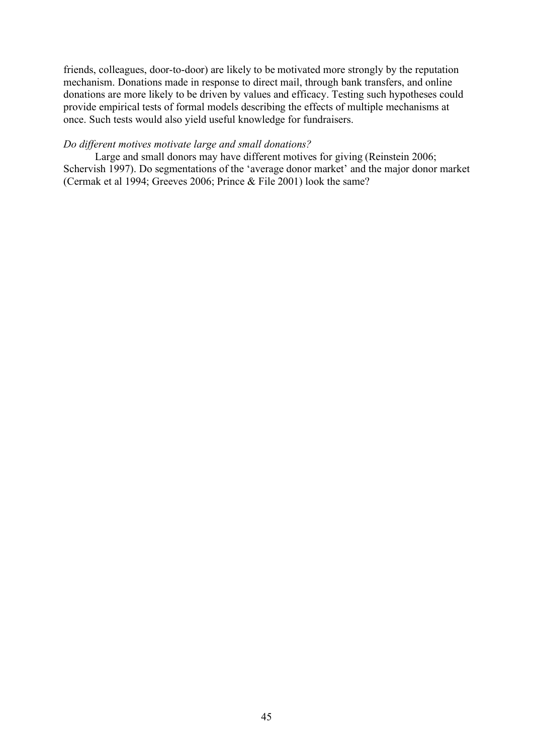friends, colleagues, door-to-door) are likely to be motivated more strongly by the reputation mechanism. Donations made in response to direct mail, through bank transfers, and online donations are more likely to be driven by values and efficacy. Testing such hypotheses could provide empirical tests of formal models describing the effects of multiple mechanisms at once. Such tests would also yield useful knowledge for fundraisers.

*Do different motives motivate large and small donations?*

Large and small donors may have different motives for giving (Reinstein 2006; Schervish 1997). Do segmentations of the 'average donor market' and the major donor market (Cermak et al 1994; Greeves 2006; Prince & File 2001) look the same?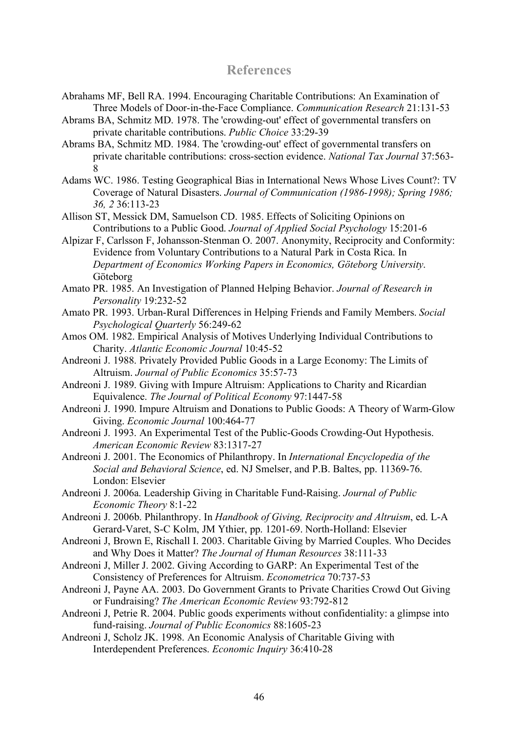## References

Abrahams MF, Bell RA. 1994. Encouraging Charitable Contributions: An Examination of Three Models of Door-in-the-Face Compliance. *Communication Research* 21:131-53

Abrams BA, Schmitz MD. 1978. The 'crowding-out' effect of governmental transfers on private charitable contributions. *Public Choice* 33:29-39

Abrams BA, Schmitz MD. 1984. The 'crowding-out' effect of governmental transfers on private charitable contributions: cross-section evidence. *National Tax Journal* 37:563-8

Adams WC. 1986. Testing Geographical Bias in International News Whose Lives Count?: TV Coverage of Natural Disasters. *Journal of Communication (1986-1998); Spring 1986; 36, 2* 36:113-23

Allison ST, Messick DM, Samuelson CD. 1985. Effects of Soliciting Opinions on Contributions to a Public Good. *Journal of Applied Social Psychology* 15:201-6

Alpizar F, Carlsson F, Johansson-Stenman O. 2007. Anonymity, Reciprocity and Conformity: Evidence from Voluntary Contributions to a Natural Park in Costa Rica. In *Department of Economics Working Papers in Economics, Göteborg University*. Göteborg

Amato PR. 1985. An Investigation of Planned Helping Behavior. *Journal of Research in Personality* 19:232-52

Amato PR. 1993. Urban-Rural Differences in Helping Friends and Family Members. *Social Psychological Quarterly* 56:249-62

Amos OM. 1982. Empirical Analysis of Motives Underlying Individual Contributions to Charity. *Atlantic Economic Journal* 10:45-52

Andreoni J. 1988. Privately Provided Public Goods in a Large Economy: The Limits of Altruism. *Journal of Public Economics* 35:57-73

Andreoni J. 1989. Giving with Impure Altruism: Applications to Charity and Ricardian Equivalence. *The Journal of Political Economy* 97:1447-58

Andreoni J. 1990. Impure Altruism and Donations to Public Goods: A Theory of Warm-Glow Giving. *Economic Journal* 100:464-77

Andreoni J. 1993. An Experimental Test of the Public-Goods Crowding-Out Hypothesis. *American Economic Review* 83:1317-27

Andreoni J. 2001. The Economics of Philanthropy. In *International Encyclopedia of the Social and Behavioral Science*, ed. NJ Smelser, and P.B. Baltes, pp. 11369-76. London: Elsevier

Andreoni J. 2006a. Leadership Giving in Charitable Fund-Raising. *Journal of Public Economic Theory* 8:1-22

Andreoni J. 2006b. Philanthropy. In *Handbook of Giving, Reciprocity and Altruism*, ed. L-A Gerard-Varet, S-C Kolm, JM Ythier, pp. 1201-69. North-Holland: Elsevier

Andreoni J, Brown E, Rischall I. 2003. Charitable Giving by Married Couples. Who Decides and Why Does it Matter? *The Journal of Human Resources* 38:111-33

Andreoni J, Miller J. 2002. Giving According to GARP: An Experimental Test of the Consistency of Preferences for Altruism. *Econometrica* 70:737-53

Andreoni J, Payne AA. 2003. Do Government Grants to Private Charities Crowd Out Giving or Fundraising? *The American Economic Review* 93:792-812

Andreoni J, Petrie R. 2004. Public goods experiments without confidentiality: a glimpse into fund-raising. *Journal of Public Economics* 88:1605-23

Andreoni J, Scholz JK. 1998. An Economic Analysis of Charitable Giving with Interdependent Preferences. *Economic Inquiry* 36:410-28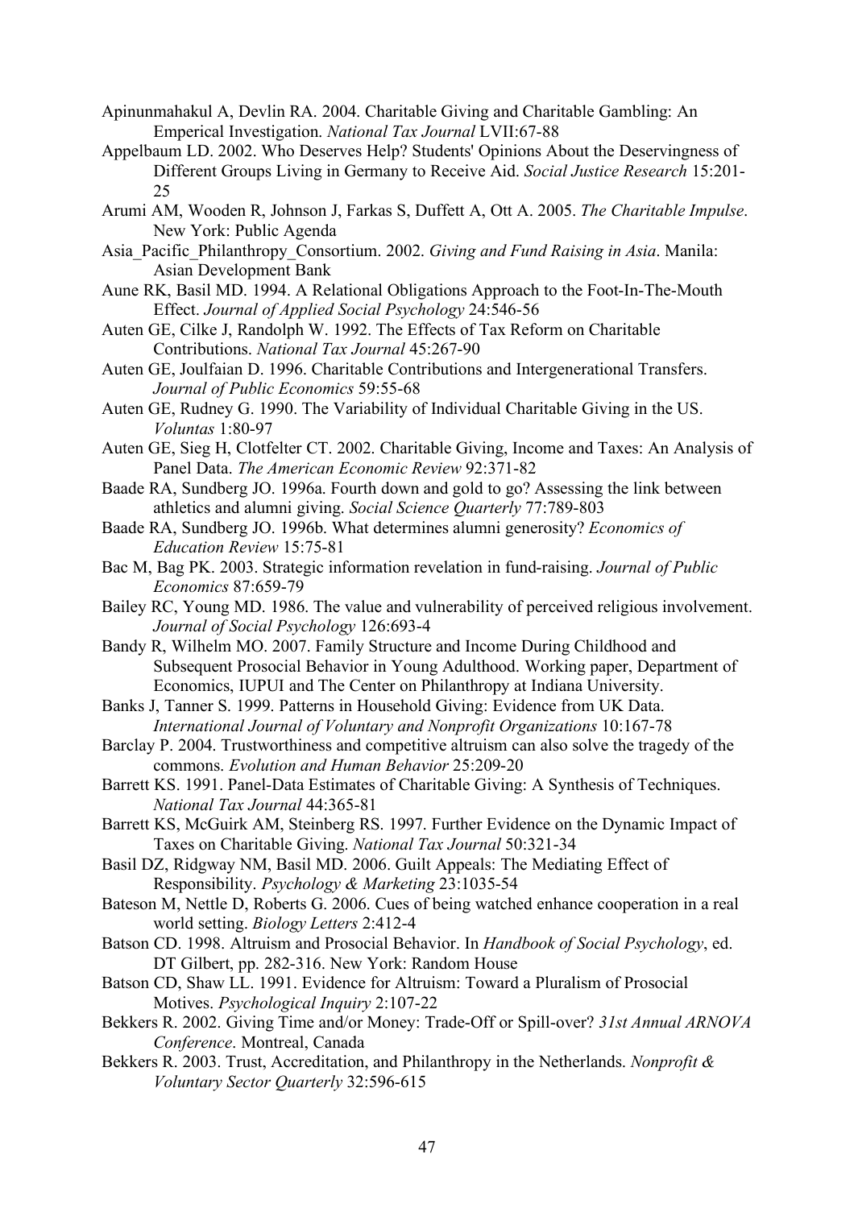Apinunmahakul A, Devlin RA. 2004. Charitable Giving and Charitable Gambling: An Emperical Investigation. *National Tax Journal* LVII:67-88

Appelbaum LD. 2002. Who Deserves Help? Students' Opinions About the Deservingness of Different Groups Living in Germany to Receive Aid. *Social Justice Research* 15:201-25

Arumi AM, Wooden R, Johnson J, Farkas S, Duffett A, Ott A. 2005. *The Charitable Impulse*. New York: Public Agenda

Asia_Pacific_Philanthropy_Consortium. 2002. *Giving and Fund Raising in Asia*. Manila: Asian Development Bank

Aune RK, Basil MD. 1994. A Relational Obligations Approach to the Foot-In-The-Mouth Effect. *Journal of Applied Social Psychology* 24:546-56

Auten GE, Cilke J, Randolph W. 1992. The Effects of Tax Reform on Charitable Contributions. *National Tax Journal* 45:267-90

Auten GE, Joulfaian D. 1996. Charitable Contributions and Intergenerational Transfers. *Journal of Public Economics* 59:55-68

Auten GE, Rudney G. 1990. The Variability of Individual Charitable Giving in the US. *Voluntas* 1:80-97

Auten GE, Sieg H, Clotfelter CT. 2002. Charitable Giving, Income and Taxes: An Analysis of Panel Data. *The American Economic Review* 92:371-82

Baade RA, Sundberg JO. 1996a. Fourth down and gold to go? Assessing the link between athletics and alumni giving. *Social Science Quarterly* 77:789-803

Baade RA, Sundberg JO. 1996b. What determines alumni generosity? *Economics of Education Review* 15:75-81

Bac M, Bag PK. 2003. Strategic information revelation in fund-raising. *Journal of Public Economics* 87:659-79

Bailey RC, Young MD. 1986. The value and vulnerability of perceived religious involvement. *Journal of Social Psychology* 126:693-4

Bandy R, Wilhelm MO. 2007. Family Structure and Income During Childhood and Subsequent Prosocial Behavior in Young Adulthood. Working paper, Department of Economics, IUPUI and The Center on Philanthropy at Indiana University.

Banks J, Tanner S. 1999. Patterns in Household Giving: Evidence from UK Data. *International Journal of Voluntary and Nonprofit Organizations* 10:167-78

Barclay P. 2004. Trustworthiness and competitive altruism can also solve the tragedy of the commons. *Evolution and Human Behavior* 25:209-20

Barrett KS. 1991. Panel-Data Estimates of Charitable Giving: A Synthesis of Techniques. *National Tax Journal* 44:365-81

Barrett KS, McGuirk AM, Steinberg RS. 1997. Further Evidence on the Dynamic Impact of Taxes on Charitable Giving. *National Tax Journal* 50:321-34

Basil DZ, Ridgway NM, Basil MD. 2006. Guilt Appeals: The Mediating Effect of Responsibility. *Psychology & Marketing* 23:1035-54

Bateson M, Nettle D, Roberts G. 2006. Cues of being watched enhance cooperation in a real world setting. *Biology Letters* 2:412-4

Batson CD. 1998. Altruism and Prosocial Behavior. In *Handbook of Social Psychology*, ed. DT Gilbert, pp. 282-316. New York: Random House

Batson CD, Shaw LL. 1991. Evidence for Altruism: Toward a Pluralism of Prosocial Motives. *Psychological Inquiry* 2:107-22

Bekkers R. 2002. Giving Time and/or Money: Trade-Off or Spill-over? *31st Annual ARNOVA Conference*. Montreal, Canada

Bekkers R. 2003. Trust, Accreditation, and Philanthropy in the Netherlands. *Nonprofit & Voluntary Sector Quarterly* 32:596-615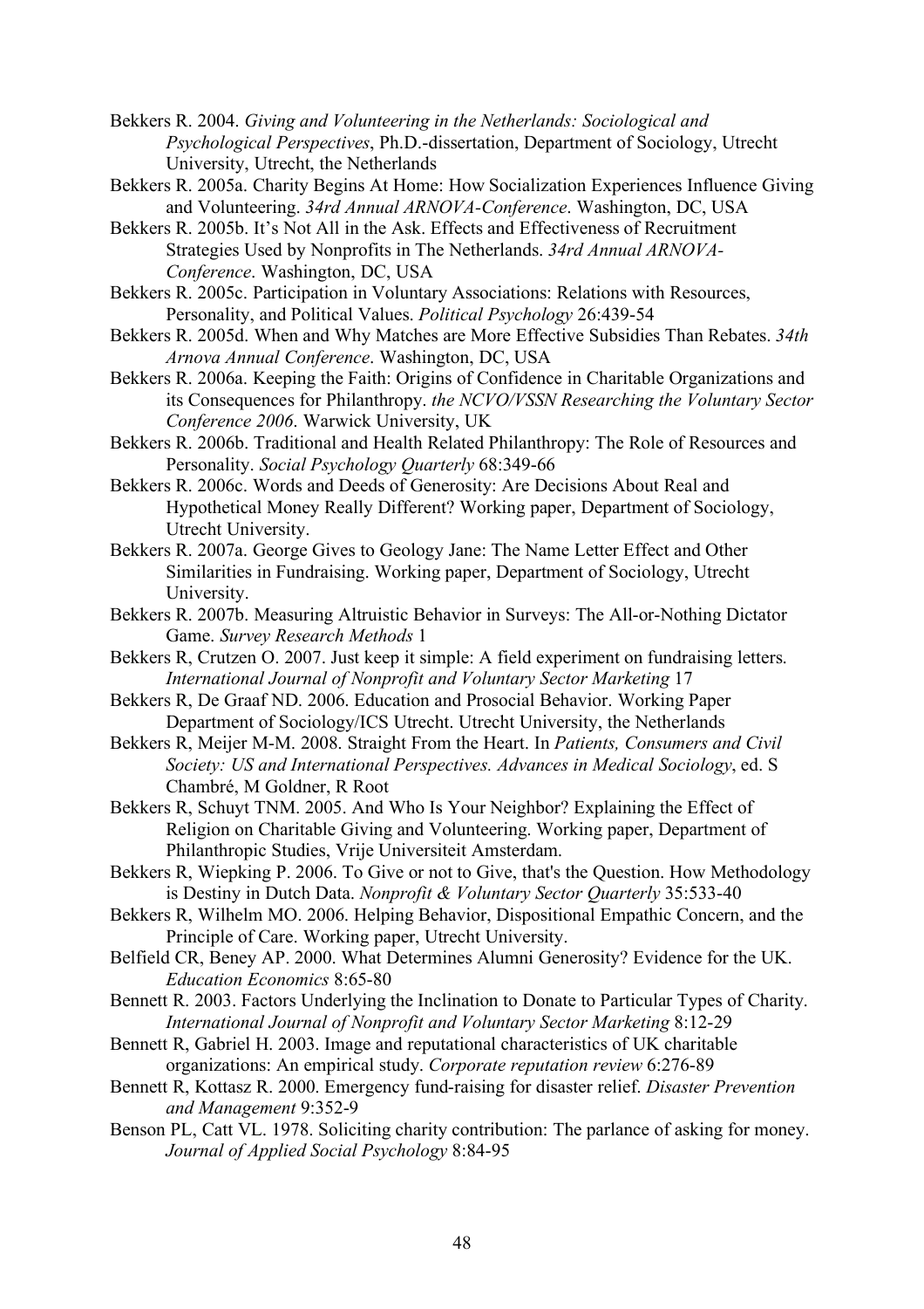Bekkers R. 2004. *Giving and Volunteering in the Netherlands: Sociological and Psychological Perspectives*, Ph.D.-dissertation, Department of Sociology, Utrecht University, Utrecht, the Netherlands

Bekkers R. 2005a. Charity Begins At Home: How Socialization Experiences Influence Giving and Volunteering. *34rd Annual ARNOVA-Conference*. Washington, DC, USA

Bekkers R. 2005b. It's Not All in the Ask. Effects and Effectiveness of Recruitment Strategies Used by Nonprofits in The Netherlands. *34rd Annual ARNOVA-Conference*. Washington, DC, USA

Bekkers R. 2005c. Participation in Voluntary Associations: Relations with Resources, Personality, and Political Values. *Political Psychology* 26:439-54

Bekkers R. 2005d. When and Why Matches are More Effective Subsidies Than Rebates. *34th Arnova Annual Conference*. Washington, DC, USA

Bekkers R. 2006a. Keeping the Faith: Origins of Confidence in Charitable Organizations and its Consequences for Philanthropy. *the NCVO/VSSN Researching the Voluntary Sector Conference 2006*. Warwick University, UK

Bekkers R. 2006b. Traditional and Health Related Philanthropy: The Role of Resources and Personality. *Social Psychology Quarterly* 68:349-66

Bekkers R. 2006c. Words and Deeds of Generosity: Are Decisions About Real and Hypothetical Money Really Different? Working paper, Department of Sociology, Utrecht University.

Bekkers R. 2007a. George Gives to Geology Jane: The Name Letter Effect and Other Similarities in Fundraising. Working paper, Department of Sociology, Utrecht University.

Bekkers R. 2007b. Measuring Altruistic Behavior in Surveys: The All-or-Nothing Dictator Game. *Survey Research Methods* 1

Bekkers R, Crutzen O. 2007. Just keep it simple: A field experiment on fundraising letters. *International Journal of Nonprofit and Voluntary Sector Marketing* 17

Bekkers R, De Graaf ND. 2006. Education and Prosocial Behavior. Working Paper Department of Sociology/ICS Utrecht. Utrecht University, the Netherlands

Bekkers R, Meijer M-M. 2008. Straight From the Heart. In *Patients, Consumers and Civil Society: US and International Perspectives. Advances in Medical Sociology*, ed. S Chambré, M Goldner, R Root

Bekkers R, Schuyt TNM. 2005. And Who Is Your Neighbor? Explaining the Effect of Religion on Charitable Giving and Volunteering. Working paper, Department of Philanthropic Studies, Vrije Universiteit Amsterdam.

Bekkers R, Wiepking P. 2006. To Give or not to Give, that's the Question. How Methodology is Destiny in Dutch Data. *Nonprofit & Voluntary Sector Quarterly* 35:533-40

Bekkers R, Wilhelm MO. 2006. Helping Behavior, Dispositional Empathic Concern, and the Principle of Care. Working paper, Utrecht University.

Belfield CR, Beney AP. 2000. What Determines Alumni Generosity? Evidence for the UK. *Education Economics* 8:65-80

Bennett R. 2003. Factors Underlying the Inclination to Donate to Particular Types of Charity. *International Journal of Nonprofit and Voluntary Sector Marketing* 8:12-29

Bennett R, Gabriel H. 2003. Image and reputational characteristics of UK charitable organizations: An empirical study. *Corporate reputation review* 6:276-89

Bennett R, Kottasz R. 2000. Emergency fund-raising for disaster relief. *Disaster Prevention and Management* 9:352-9

Benson PL, Catt VL. 1978. Soliciting charity contribution: The parlance of asking for money. *Journal of Applied Social Psychology* 8:84-95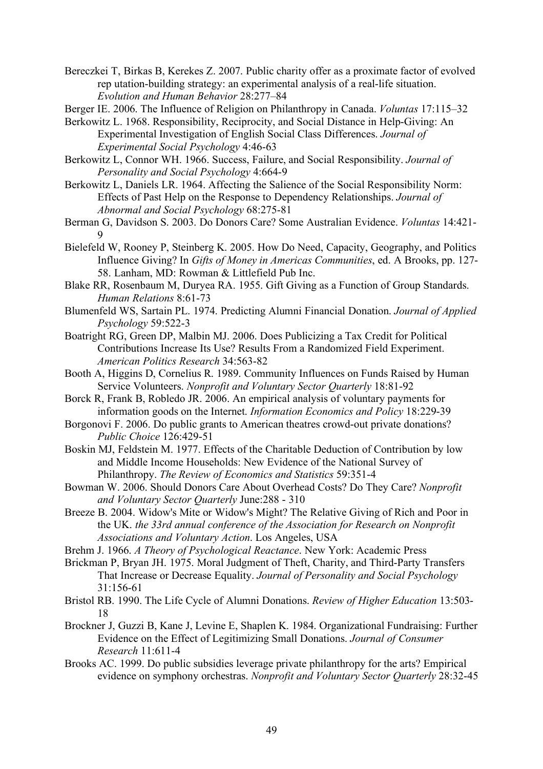Bereczkei T, Birkas B, Kerekes Z. 2007. Public charity offer as a proximate factor of evolved rep utation-building strategy: an experimental analysis of a real-life situation. *Evolution and Human Behavior* 28:277–84

Berger IE. 2006. The Influence of Religion on Philanthropy in Canada. *Voluntas* 17:115–32

Berkowitz L. 1968. Responsibility, Reciprocity, and Social Distance in Help-Giving: An Experimental Investigation of English Social Class Differences. *Journal of Experimental Social Psychology* 4:46-63

Berkowitz L, Connor WH. 1966. Success, Failure, and Social Responsibility. *Journal of Personality and Social Psychology* 4:664-9

Berkowitz L, Daniels LR. 1964. Affecting the Salience of the Social Responsibility Norm: Effects of Past Help on the Response to Dependency Relationships. *Journal of Abnormal and Social Psychology* 68:275-81

Berman G, Davidson S. 2003. Do Donors Care? Some Australian Evidence. *Voluntas* 14:421-9

Bielefeld W, Rooney P, Steinberg K. 2005. How Do Need, Capacity, Geography, and Politics Influence Giving? In *Gifts of Money in Americas Communities*, ed. A Brooks, pp. 127-58. Lanham, MD: Rowman & Littlefield Pub Inc.

Blake RR, Rosenbaum M, Duryea RA. 1955. Gift Giving as a Function of Group Standards. *Human Relations* 8:61-73

Blumenfeld WS, Sartain PL. 1974. Predicting Alumni Financial Donation. *Journal of Applied Psychology* 59:522-3

Boatright RG, Green DP, Malbin MJ. 2006. Does Publicizing a Tax Credit for Political Contributions Increase Its Use? Results From a Randomized Field Experiment. *American Politics Research* 34:563-82

Booth A, Higgins D, Cornelius R. 1989. Community Influences on Funds Raised by Human Service Volunteers. *Nonprofit and Voluntary Sector Quarterly* 18:81-92

Borck R, Frank B, Robledo JR. 2006. An empirical analysis of voluntary payments for information goods on the Internet. *Information Economics and Policy* 18:229-39

Borgonovi F. 2006. Do public grants to American theatres crowd-out private donations? *Public Choice* 126:429-51

Boskin MJ, Feldstein M. 1977. Effects of the Charitable Deduction of Contribution by low and Middle Income Households: New Evidence of the National Survey of Philanthropy. *The Review of Economics and Statistics* 59:351-4

Bowman W. 2006. Should Donors Care About Overhead Costs? Do They Care? *Nonprofit and Voluntary Sector Quarterly* June:288 - 310

Breeze B. 2004. Widow's Mite or Widow's Might? The Relative Giving of Rich and Poor in the UK. *the 33rd annual conference of the Association for Research on Nonprofit Associations and Voluntary Action*. Los Angeles, USA

Brehm J. 1966. *A Theory of Psychological Reactance*. New York: Academic Press

Brickman P, Bryan JH. 1975. Moral Judgment of Theft, Charity, and Third-Party Transfers That Increase or Decrease Equality. *Journal of Personality and Social Psychology* 31:156-61

Bristol RB. 1990. The Life Cycle of Alumni Donations. *Review of Higher Education* 13:503-18

Brockner J, Guzzi B, Kane J, Levine E, Shaplen K. 1984. Organizational Fundraising: Further Evidence on the Effect of Legitimizing Small Donations. *Journal of Consumer Research* 11:611-4

Brooks AC. 1999. Do public subsidies leverage private philanthropy for the arts? Empirical evidence on symphony orchestras. *Nonprofit and Voluntary Sector Quarterly* 28:32-45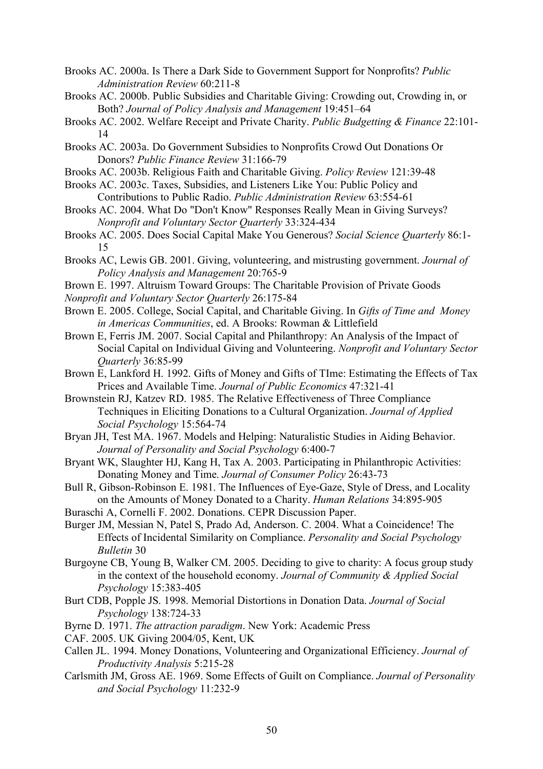Brooks AC. 2000a. Is There a Dark Side to Government Support for Nonprofits? *Public Administration Review* 60:211-8

Brooks AC. 2000b. Public Subsidies and Charitable Giving: Crowding out, Crowding in, or Both? *Journal of Policy Analysis and Management* 19:451–64

Brooks AC. 2002. Welfare Receipt and Private Charity. *Public Budgetting & Finance* 22:101-14

Brooks AC. 2003a. Do Government Subsidies to Nonprofits Crowd Out Donations Or Donors? *Public Finance Review* 31:166-79

Brooks AC. 2003b. Religious Faith and Charitable Giving. *Policy Review* 121:39-48

Brooks AC. 2003c. Taxes, Subsidies, and Listeners Like You: Public Policy and Contributions to Public Radio. *Public Administration Review* 63:554-61

Brooks AC. 2004. What Do "Don't Know" Responses Really Mean in Giving Surveys? *Nonprofit and Voluntary Sector Quarterly* 33:324-434

Brooks AC. 2005. Does Social Capital Make You Generous? *Social Science Quarterly* 86:1-15

Brooks AC, Lewis GB. 2001. Giving, volunteering, and mistrusting government. *Journal of Policy Analysis and Management* 20:765-9

Brown E. 1997. Altruism Toward Groups: The Charitable Provision of Private Goods *Nonprofit and Voluntary Sector Quarterly* 26:175-84

Brown E. 2005. College, Social Capital, and Charitable Giving. In *Gifts of Time and Money in Americas Communities*, ed. A Brooks: Rowman & Littlefield

Brown E, Ferris JM. 2007. Social Capital and Philanthropy: An Analysis of the Impact of Social Capital on Individual Giving and Volunteering. *Nonprofit and Voluntary Sector Quarterly* 36:85-99

Brown E, Lankford H. 1992. Gifts of Money and Gifts of TIme: Estimating the Effects of Tax Prices and Available Time. *Journal of Public Economics* 47:321-41

Brownstein RJ, Katzev RD. 1985. The Relative Effectiveness of Three Compliance Techniques in Eliciting Donations to a Cultural Organization. *Journal of Applied Social Psychology* 15:564-74

Bryan JH, Test MA. 1967. Models and Helping: Naturalistic Studies in Aiding Behavior. *Journal of Personality and Social Psychology* 6:400-7

Bryant WK, Slaughter HJ, Kang H, Tax A. 2003. Participating in Philanthropic Activities: Donating Money and Time. *Journal of Consumer Policy* 26:43-73

Bull R, Gibson-Robinson E. 1981. The Influences of Eye-Gaze, Style of Dress, and Locality on the Amounts of Money Donated to a Charity. *Human Relations* 34:895-905

Buraschi A, Cornelli F. 2002. Donations. CEPR Discussion Paper.

Burger JM, Messian N, Patel S, Prado Ad, Anderson. C. 2004. What a Coincidence! The Effects of Incidental Similarity on Compliance. *Personality and Social Psychology Bulletin* 30

Burgoyne CB, Young B, Walker CM. 2005. Deciding to give to charity: A focus group study in the context of the household economy. *Journal of Community & Applied Social Psychology* 15:383-405

Burt CDB, Popple JS. 1998. Memorial Distortions in Donation Data. *Journal of Social Psychology* 138:724-33

Byrne D. 1971. *The attraction paradigm*. New York: Academic Press

CAF. 2005. UK Giving 2004/05, Kent, UK

Callen JL. 1994. Money Donations, Volunteering and Organizational Efficiency. *Journal of Productivity Analysis* 5:215-28

Carlsmith JM, Gross AE. 1969. Some Effects of Guilt on Compliance. *Journal of Personality and Social Psychology* 11:232-9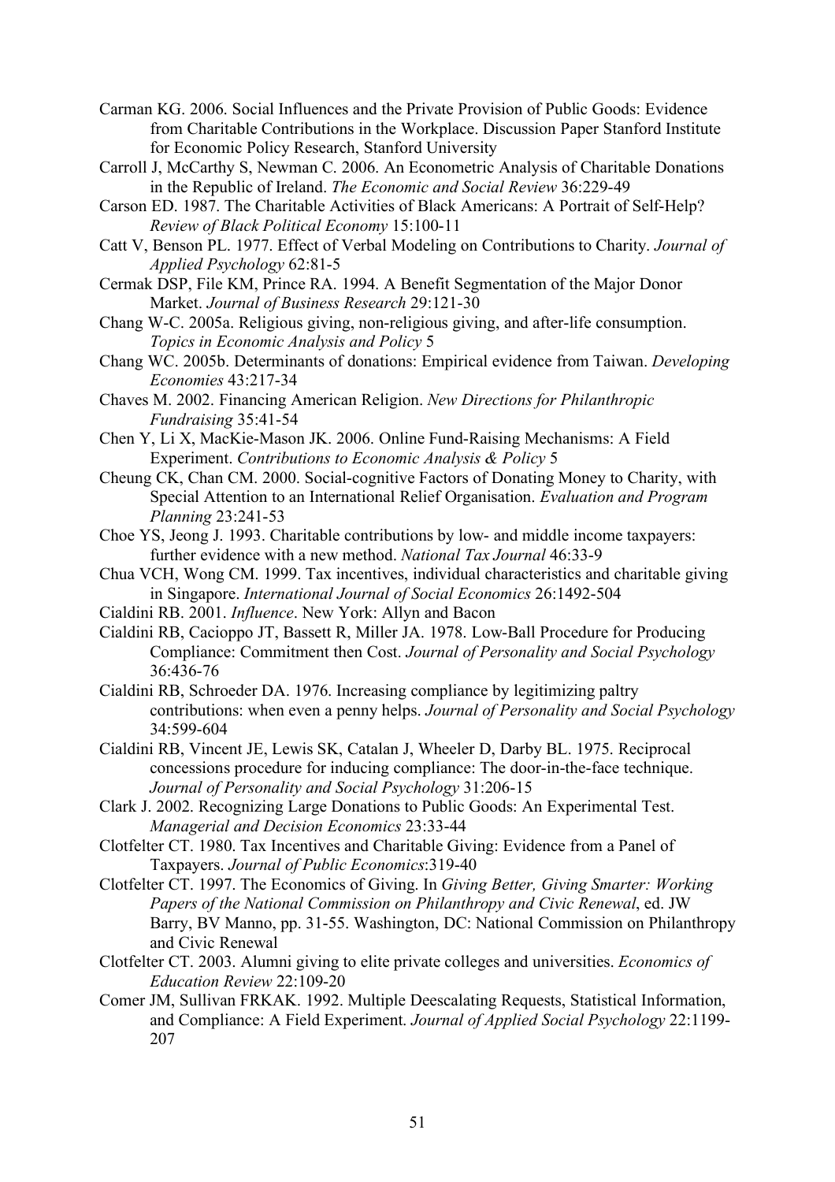Carman KG. 2006. Social Influences and the Private Provision of Public Goods: Evidence from Charitable Contributions in the Workplace. Discussion Paper Stanford Institute for Economic Policy Research, Stanford University

Carroll J, McCarthy S, Newman C. 2006. An Econometric Analysis of Charitable Donations in the Republic of Ireland. *The Economic and Social Review* 36:229-49

Carson ED. 1987. The Charitable Activities of Black Americans: A Portrait of Self-Help? *Review of Black Political Economy* 15:100-11

Catt V, Benson PL. 1977. Effect of Verbal Modeling on Contributions to Charity. *Journal of Applied Psychology* 62:81-5

Cermak DSP, File KM, Prince RA. 1994. A Benefit Segmentation of the Major Donor Market. *Journal of Business Research* 29:121-30

Chang W-C. 2005a. Religious giving, non-religious giving, and after-life consumption. *Topics in Economic Analysis and Policy* 5

Chang WC. 2005b. Determinants of donations: Empirical evidence from Taiwan. *Developing Economies* 43:217-34

Chaves M. 2002. Financing American Religion. *New Directions for Philanthropic Fundraising* 35:41-54

Chen Y, Li X, MacKie-Mason JK. 2006. Online Fund-Raising Mechanisms: A Field Experiment. *Contributions to Economic Analysis & Policy* 5

Cheung CK, Chan CM. 2000. Social-cognitive Factors of Donating Money to Charity, with Special Attention to an International Relief Organisation. *Evaluation and Program Planning* 23:241-53

Choe YS, Jeong J. 1993. Charitable contributions by low- and middle income taxpayers: further evidence with a new method. *National Tax Journal* 46:33-9

Chua VCH, Wong CM. 1999. Tax incentives, individual characteristics and charitable giving in Singapore. *International Journal of Social Economics* 26:1492-504

Cialdini RB. 2001. *Influence*. New York: Allyn and Bacon

Cialdini RB, Cacioppo JT, Bassett R, Miller JA. 1978. Low-Ball Procedure for Producing Compliance: Commitment then Cost. *Journal of Personality and Social Psychology* 36:436-76

Cialdini RB, Schroeder DA. 1976. Increasing compliance by legitimizing paltry contributions: when even a penny helps. *Journal of Personality and Social Psychology* 34:599-604

Cialdini RB, Vincent JE, Lewis SK, Catalan J, Wheeler D, Darby BL. 1975. Reciprocal concessions procedure for inducing compliance: The door-in-the-face technique. *Journal of Personality and Social Psychology* 31:206-15

Clark J. 2002. Recognizing Large Donations to Public Goods: An Experimental Test. *Managerial and Decision Economics* 23:33-44

Clotfelter CT. 1980. Tax Incentives and Charitable Giving: Evidence from a Panel of Taxpayers. *Journal of Public Economics*:319-40

Clotfelter CT. 1997. The Economics of Giving. In *Giving Better, Giving Smarter: Working Papers of the National Commission on Philanthropy and Civic Renewal*, ed. JW Barry, BV Manno, pp. 31-55. Washington, DC: National Commission on Philanthropy and Civic Renewal

Clotfelter CT. 2003. Alumni giving to elite private colleges and universities. *Economics of Education Review* 22:109-20

Comer JM, Sullivan FRKAK. 1992. Multiple Deescalating Requests, Statistical Information, and Compliance: A Field Experiment. *Journal of Applied Social Psychology* 22:1199-207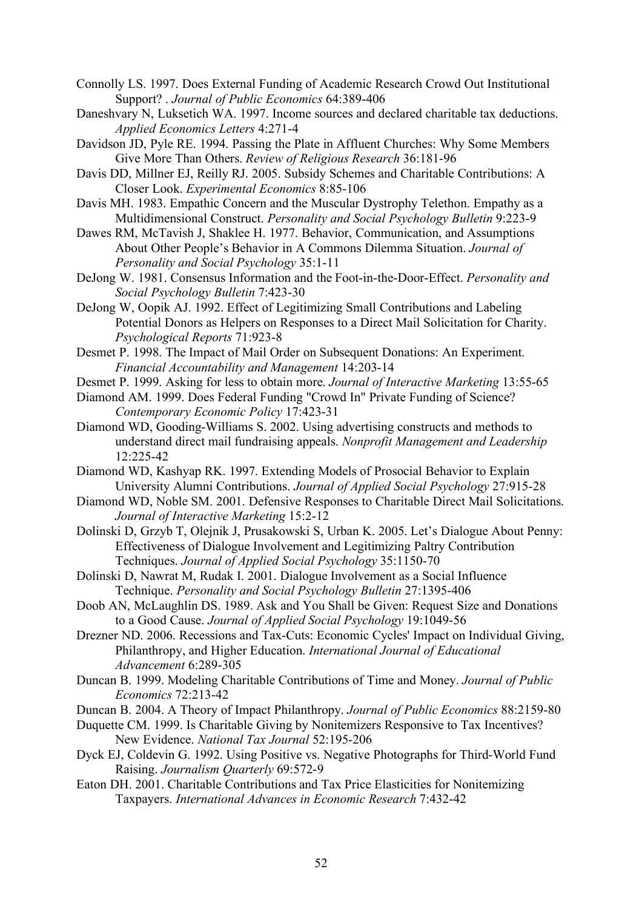Connolly LS. 1997. Does External Funding of Academic Research Crowd Out Institutional Support? . *Journal of Public Economics* 64:389-406

Daneshvary N, Luksetich WA. 1997. Income sources and declared charitable tax deductions. *Applied Economics Letters* 4:271-4

Davidson JD, Pyle RE. 1994. Passing the Plate in Affluent Churches: Why Some Members Give More Than Others. *Review of Religious Research* 36:181-96

Davis DD, Millner EJ, Reilly RJ. 2005. Subsidy Schemes and Charitable Contributions: A Closer Look. *Experimental Economics* 8:85-106

Davis MH. 1983. Empathic Concern and the Muscular Dystrophy Telethon. Empathy as a Multidimensional Construct. *Personality and Social Psychology Bulletin* 9:223-9

Dawes RM, McTavish J, Shaklee H. 1977. Behavior, Communication, and Assumptions About Other People's Behavior in A Commons Dilemma Situation. *Journal of Personality and Social Psychology* 35:1-11

DeJong W. 1981. Consensus Information and the Foot-in-the-Door-Effect. *Personality and Social Psychology Bulletin* 7:423-30

DeJong W, Oopik AJ. 1992. Effect of Legitimizing Small Contributions and Labeling Potential Donors as Helpers on Responses to a Direct Mail Solicitation for Charity. *Psychological Reports* 71:923-8

Desmet P. 1998. The Impact of Mail Order on Subsequent Donations: An Experiment. *Financial Accountability and Management* 14:203-14

Desmet P. 1999. Asking for less to obtain more. *Journal of Interactive Marketing* 13:55-65

Diamond AM. 1999. Does Federal Funding "Crowd In" Private Funding of Science? *Contemporary Economic Policy* 17:423-31

Diamond WD, Gooding-Williams S. 2002. Using advertising constructs and methods to understand direct mail fundraising appeals. *Nonprofit Management and Leadership* 12:225-42

Diamond WD, Kashyap RK. 1997. Extending Models of Prosocial Behavior to Explain University Alumni Contributions. *Journal of Applied Social Psychology* 27:915-28

Diamond WD, Noble SM. 2001. Defensive Responses to Charitable Direct Mail Solicitations. *Journal of Interactive Marketing* 15:2-12

Dolinski D, Grzyb T, Olejnik J, Prusakowski S, Urban K. 2005. Let's Dialogue About Penny: Effectiveness of Dialogue Involvement and Legitimizing Paltry Contribution Techniques. *Journal of Applied Social Psychology* 35:1150-70

Dolinski D, Nawrat M, Rudak I. 2001. Dialogue Involvement as a Social Influence Technique. *Personality and Social Psychology Bulletin* 27:1395-406

Doob AN, McLaughlin DS. 1989. Ask and You Shall be Given: Request Size and Donations to a Good Cause. *Journal of Applied Social Psychology* 19:1049-56

Drezner ND. 2006. Recessions and Tax-Cuts: Economic Cycles' Impact on Individual Giving, Philanthropy, and Higher Education. *International Journal of Educational Advancement* 6:289-305

Duncan B. 1999. Modeling Charitable Contributions of Time and Money. *Journal of Public Economics* 72:213-42

Duncan B. 2004. A Theory of Impact Philanthropy. *Journal of Public Economics* 88:2159-80

Duquette CM. 1999. Is Charitable Giving by Nonitemizers Responsive to Tax Incentives? New Evidence. *National Tax Journal* 52:195-206

Dyck EJ, Coldevin G. 1992. Using Positive vs. Negative Photographs for Third-World Fund Raising. *Journalism Quarterly* 69:572-9

Eaton DH. 2001. Charitable Contributions and Tax Price Elasticities for Nonitemizing Taxpayers. *International Advances in Economic Research* 7:432-42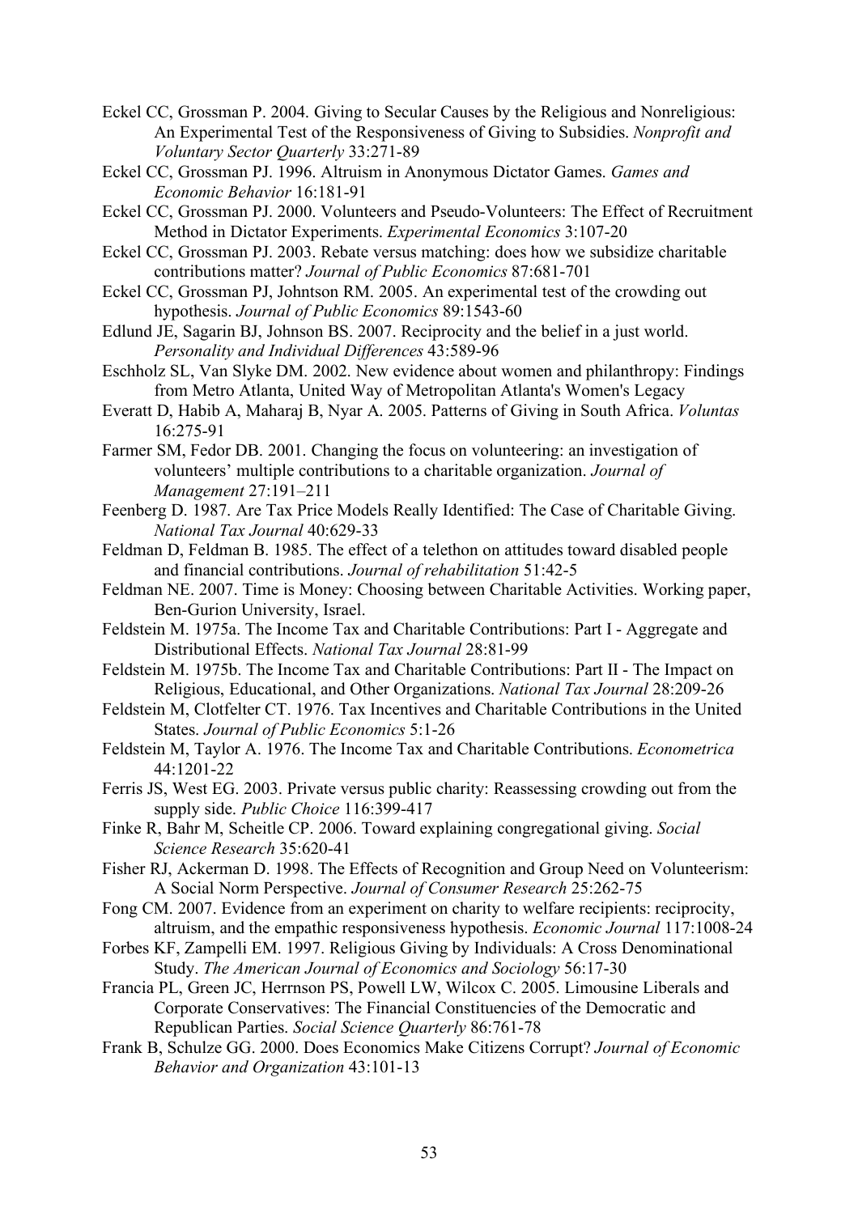Eckel CC, Grossman P. 2004. Giving to Secular Causes by the Religious and Nonreligious: An Experimental Test of the Responsiveness of Giving to Subsidies. *Nonprofit and Voluntary Sector Quarterly* 33:271-89

Eckel CC, Grossman PJ. 1996. Altruism in Anonymous Dictator Games. *Games and Economic Behavior* 16:181-91

Eckel CC, Grossman PJ. 2000. Volunteers and Pseudo-Volunteers: The Effect of Recruitment Method in Dictator Experiments. *Experimental Economics* 3:107-20

Eckel CC, Grossman PJ. 2003. Rebate versus matching: does how we subsidize charitable contributions matter? *Journal of Public Economics* 87:681-701

Eckel CC, Grossman PJ, Johntson RM. 2005. An experimental test of the crowding out hypothesis. *Journal of Public Economics* 89:1543-60

Edlund JE, Sagarin BJ, Johnson BS. 2007. Reciprocity and the belief in a just world. *Personality and Individual Differences* 43:589-96

Eschholz SL, Van Slyke DM. 2002. New evidence about women and philanthropy: Findings from Metro Atlanta, United Way of Metropolitan Atlanta's Women's Legacy

Everatt D, Habib A, Maharaj B, Nyar A. 2005. Patterns of Giving in South Africa. *Voluntas* 16:275-91

Farmer SM, Fedor DB. 2001. Changing the focus on volunteering: an investigation of volunteers' multiple contributions to a charitable organization. *Journal of Management* 27:191–211

Feenberg D. 1987. Are Tax Price Models Really Identified: The Case of Charitable Giving. *National Tax Journal* 40:629-33

Feldman D, Feldman B. 1985. The effect of a telethon on attitudes toward disabled people and financial contributions. *Journal of rehabilitation* 51:42-5

Feldman NE. 2007. Time is Money: Choosing between Charitable Activities. Working paper, Ben-Gurion University, Israel.

Feldstein M. 1975a. The Income Tax and Charitable Contributions: Part I - Aggregate and Distributional Effects. *National Tax Journal* 28:81-99

Feldstein M. 1975b. The Income Tax and Charitable Contributions: Part II - The Impact on Religious, Educational, and Other Organizations. *National Tax Journal* 28:209-26

Feldstein M, Clotfelter CT. 1976. Tax Incentives and Charitable Contributions in the United States. *Journal of Public Economics* 5:1-26

Feldstein M, Taylor A. 1976. The Income Tax and Charitable Contributions. *Econometrica* 44:1201-22

Ferris JS, West EG. 2003. Private versus public charity: Reassessing crowding out from the supply side. *Public Choice* 116:399-417

Finke R, Bahr M, Scheitle CP. 2006. Toward explaining congregational giving. *Social Science Research* 35:620-41

Fisher RJ, Ackerman D. 1998. The Effects of Recognition and Group Need on Volunteerism: A Social Norm Perspective. *Journal of Consumer Research* 25:262-75

Fong CM. 2007. Evidence from an experiment on charity to welfare recipients: reciprocity, altruism, and the empathic responsiveness hypothesis. *Economic Journal* 117:1008-24

Forbes KF, Zampelli EM. 1997. Religious Giving by Individuals: A Cross Denominational Study. *The American Journal of Economics and Sociology* 56:17-30

Francia PL, Green JC, Herrnson PS, Powell LW, Wilcox C. 2005. Limousine Liberals and Corporate Conservatives: The Financial Constituencies of the Democratic and Republican Parties. *Social Science Quarterly* 86:761-78

Frank B, Schulze GG. 2000. Does Economics Make Citizens Corrupt? *Journal of Economic Behavior and Organization* 43:101-13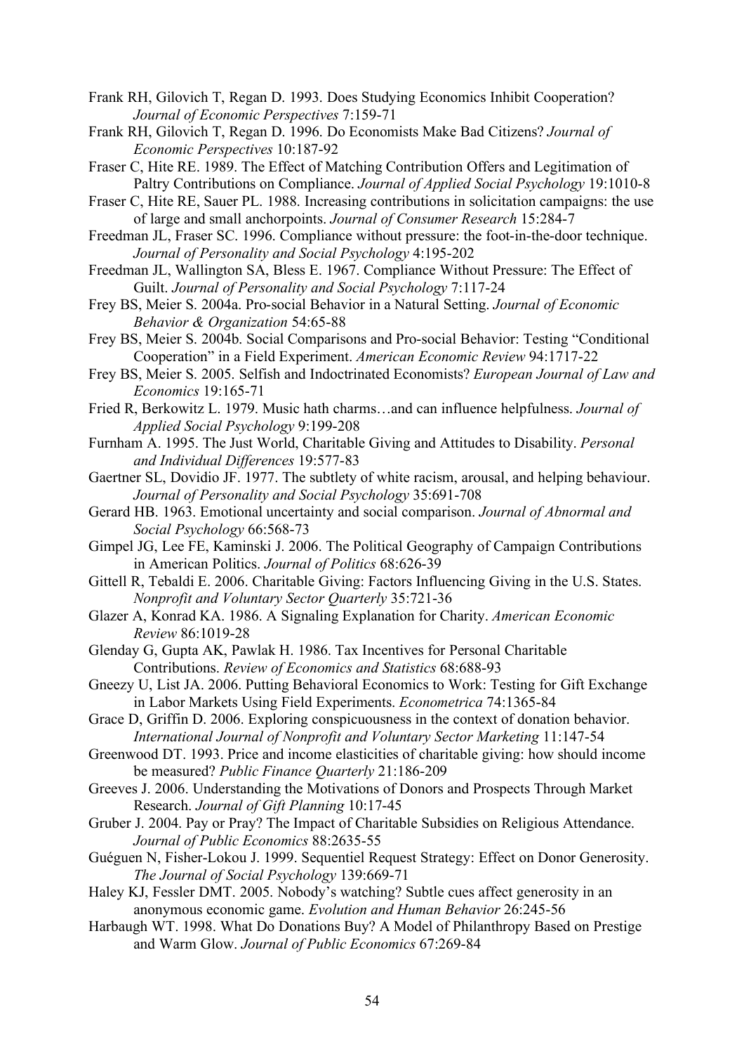Frank RH, Gilovich T, Regan D. 1993. Does Studying Economics Inhibit Cooperation? *Journal of Economic Perspectives* 7:159-71

Frank RH, Gilovich T, Regan D. 1996. Do Economists Make Bad Citizens? *Journal of Economic Perspectives* 10:187-92

Fraser C, Hite RE. 1989. The Effect of Matching Contribution Offers and Legitimation of Paltry Contributions on Compliance. *Journal of Applied Social Psychology* 19:1010-8

Fraser C, Hite RE, Sauer PL. 1988. Increasing contributions in solicitation campaigns: the use of large and small anchorpoints. *Journal of Consumer Research* 15:284-7

Freedman JL, Fraser SC. 1996. Compliance without pressure: the foot-in-the-door technique. *Journal of Personality and Social Psychology* 4:195-202

Freedman JL, Wallington SA, Bless E. 1967. Compliance Without Pressure: The Effect of Guilt. *Journal of Personality and Social Psychology* 7:117-24

Frey BS, Meier S. 2004a. Pro-social Behavior in a Natural Setting. *Journal of Economic Behavior & Organization* 54:65-88

Frey BS, Meier S. 2004b. Social Comparisons and Pro-social Behavior: Testing "Conditional Cooperation" in a Field Experiment. *American Economic Review* 94:1717-22

Frey BS, Meier S. 2005. Selfish and Indoctrinated Economists? *European Journal of Law and Economics* 19:165-71

Fried R, Berkowitz L. 1979. Music hath charms…and can influence helpfulness. *Journal of Applied Social Psychology* 9:199-208

Furnham A. 1995. The Just World, Charitable Giving and Attitudes to Disability. *Personal and Individual Differences* 19:577-83

Gaertner SL, Dovidio JF. 1977. The subtlety of white racism, arousal, and helping behaviour. *Journal of Personality and Social Psychology* 35:691-708

Gerard HB. 1963. Emotional uncertainty and social comparison. *Journal of Abnormal and Social Psychology* 66:568-73

Gimpel JG, Lee FE, Kaminski J. 2006. The Political Geography of Campaign Contributions in American Politics. *Journal of Politics* 68:626-39

Gittell R, Tebaldi E. 2006. Charitable Giving: Factors Influencing Giving in the U.S. States. *Nonprofit and Voluntary Sector Quarterly* 35:721-36

Glazer A, Konrad KA. 1986. A Signaling Explanation for Charity. *American Economic Review* 86:1019-28

Glenday G, Gupta AK, Pawlak H. 1986. Tax Incentives for Personal Charitable Contributions. *Review of Economics and Statistics* 68:688-93

Gneezy U, List JA. 2006. Putting Behavioral Economics to Work: Testing for Gift Exchange in Labor Markets Using Field Experiments. *Econometrica* 74:1365-84

Grace D, Griffin D. 2006. Exploring conspicuousness in the context of donation behavior. *International Journal of Nonprofit and Voluntary Sector Marketing* 11:147-54

Greenwood DT. 1993. Price and income elasticities of charitable giving: how should income be measured? *Public Finance Quarterly* 21:186-209

Greeves J. 2006. Understanding the Motivations of Donors and Prospects Through Market Research. *Journal of Gift Planning* 10:17-45

Gruber J. 2004. Pay or Pray? The Impact of Charitable Subsidies on Religious Attendance. *Journal of Public Economics* 88:2635-55

Guéguen N, Fisher-Lokou J. 1999. Sequentiel Request Strategy: Effect on Donor Generosity. *The Journal of Social Psychology* 139:669-71

Haley KJ, Fessler DMT. 2005. Nobody's watching? Subtle cues affect generosity in an anonymous economic game. *Evolution and Human Behavior* 26:245-56

Harbaugh WT. 1998. What Do Donations Buy? A Model of Philanthropy Based on Prestige and Warm Glow. *Journal of Public Economics* 67:269-84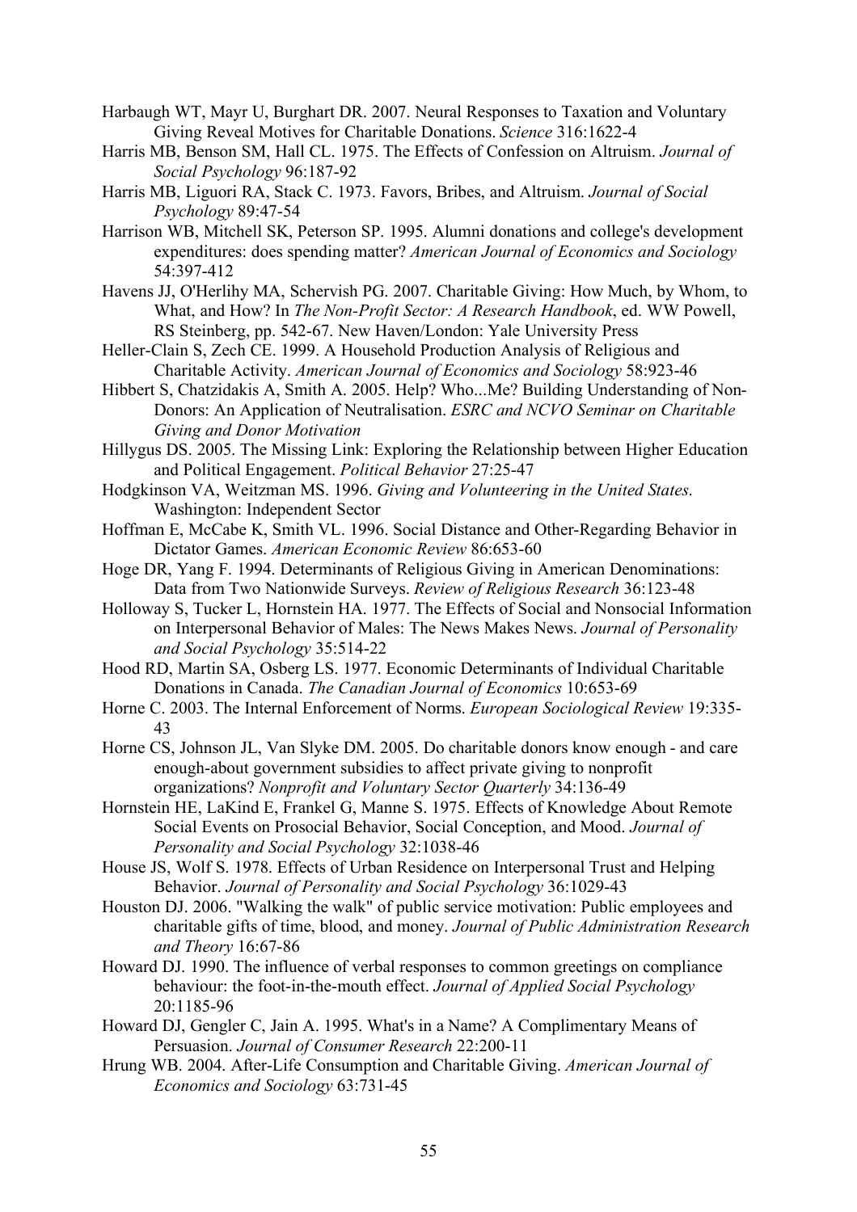Harbaugh WT, Mayr U, Burghart DR. 2007. Neural Responses to Taxation and Voluntary Giving Reveal Motives for Charitable Donations. *Science* 316:1622-4

Harris MB, Benson SM, Hall CL. 1975. The Effects of Confession on Altruism. *Journal of Social Psychology* 96:187-92

Harris MB, Liguori RA, Stack C. 1973. Favors, Bribes, and Altruism. *Journal of Social Psychology* 89:47-54

Harrison WB, Mitchell SK, Peterson SP. 1995. Alumni donations and college's development expenditures: does spending matter? *American Journal of Economics and Sociology* 54:397-412

Havens JJ, O'Herlihy MA, Schervish PG. 2007. Charitable Giving: How Much, by Whom, to What, and How? In *The Non-Profit Sector: A Research Handbook*, ed. WW Powell, RS Steinberg, pp. 542-67. New Haven/London: Yale University Press

Heller-Clain S, Zech CE. 1999. A Household Production Analysis of Religious and Charitable Activity. *American Journal of Economics and Sociology* 58:923-46

Hibbert S, Chatzidakis A, Smith A. 2005. Help? Who...Me? Building Understanding of Non-Donors: An Application of Neutralisation. *ESRC and NCVO Seminar on Charitable Giving and Donor Motivation*

Hillygus DS. 2005. The Missing Link: Exploring the Relationship between Higher Education and Political Engagement. *Political Behavior* 27:25-47

Hodgkinson VA, Weitzman MS. 1996. *Giving and Volunteering in the United States*. Washington: Independent Sector

Hoffman E, McCabe K, Smith VL. 1996. Social Distance and Other-Regarding Behavior in Dictator Games. *American Economic Review* 86:653-60

Hoge DR, Yang F. 1994. Determinants of Religious Giving in American Denominations: Data from Two Nationwide Surveys. *Review of Religious Research* 36:123-48

Holloway S, Tucker L, Hornstein HA. 1977. The Effects of Social and Nonsocial Information on Interpersonal Behavior of Males: The News Makes News. *Journal of Personality and Social Psychology* 35:514-22

Hood RD, Martin SA, Osberg LS. 1977. Economic Determinants of Individual Charitable Donations in Canada. *The Canadian Journal of Economics* 10:653-69

Horne C. 2003. The Internal Enforcement of Norms. *European Sociological Review* 19:335-43

Horne CS, Johnson JL, Van Slyke DM. 2005. Do charitable donors know enough - and care enough-about government subsidies to affect private giving to nonprofit organizations? *Nonprofit and Voluntary Sector Quarterly* 34:136-49

Hornstein HE, LaKind E, Frankel G, Manne S. 1975. Effects of Knowledge About Remote Social Events on Prosocial Behavior, Social Conception, and Mood. *Journal of Personality and Social Psychology* 32:1038-46

House JS, Wolf S. 1978. Effects of Urban Residence on Interpersonal Trust and Helping Behavior. *Journal of Personality and Social Psychology* 36:1029-43

Houston DJ. 2006. "Walking the walk" of public service motivation: Public employees and charitable gifts of time, blood, and money. *Journal of Public Administration Research and Theory* 16:67-86

Howard DJ. 1990. The influence of verbal responses to common greetings on compliance behaviour: the foot-in-the-mouth effect. *Journal of Applied Social Psychology* 20:1185-96

Howard DJ, Gengler C, Jain A. 1995. What's in a Name? A Complimentary Means of Persuasion. *Journal of Consumer Research* 22:200-11

Hrung WB. 2004. After-Life Consumption and Charitable Giving. *American Journal of Economics and Sociology* 63:731-45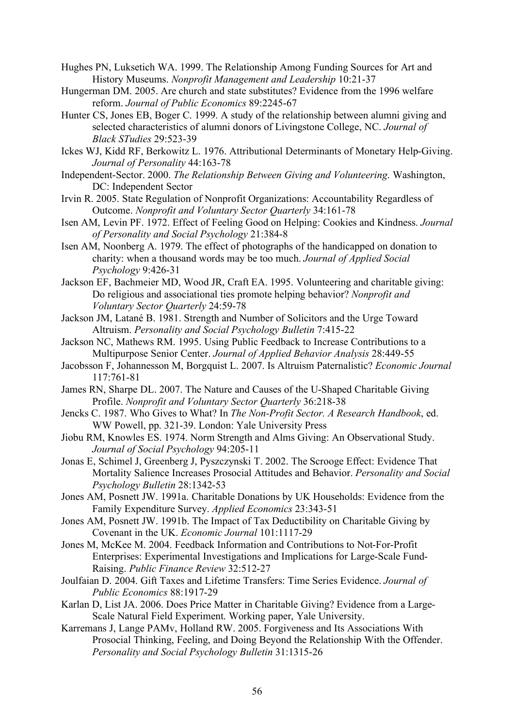Hughes PN, Luksetich WA. 1999. The Relationship Among Funding Sources for Art and History Museums. *Nonprofit Management and Leadership* 10:21-37

Hungerman DM. 2005. Are church and state substitutes? Evidence from the 1996 welfare reform. *Journal of Public Economics* 89:2245-67

Hunter CS, Jones EB, Boger C. 1999. A study of the relationship between alumni giving and selected characteristics of alumni donors of Livingstone College, NC. *Journal of Black STudies* 29:523-39

Ickes WJ, Kidd RF, Berkowitz L. 1976. Attributional Determinants of Monetary Help-Giving. *Journal of Personality* 44:163-78

Independent-Sector. 2000. *The Relationship Between Giving and Volunteering*. Washington, DC: Independent Sector

Irvin R. 2005. State Regulation of Nonprofit Organizations: Accountability Regardless of Outcome. *Nonprofit and Voluntary Sector Quarterly* 34:161-78

Isen AM, Levin PF. 1972. Effect of Feeling Good on Helping: Cookies and Kindness. *Journal of Personality and Social Psychology* 21:384-8

Isen AM, Noonberg A. 1979. The effect of photographs of the handicapped on donation to charity: when a thousand words may be too much. *Journal of Applied Social Psychology* 9:426-31

Jackson EF, Bachmeier MD, Wood JR, Craft EA. 1995. Volunteering and charitable giving: Do religious and associational ties promote helping behavior? *Nonprofit and Voluntary Sector Quarterly* 24:59-78

Jackson JM, Latané B. 1981. Strength and Number of Solicitors and the Urge Toward Altruism. *Personality and Social Psychology Bulletin* 7:415-22

Jackson NC, Mathews RM. 1995. Using Public Feedback to Increase Contributions to a Multipurpose Senior Center. *Journal of Applied Behavior Analysis* 28:449-55

Jacobsson F, Johannesson M, Borgquist L. 2007. Is Altruism Paternalistic? *Economic Journal* 117:761-81

James RN, Sharpe DL. 2007. The Nature and Causes of the U-Shaped Charitable Giving Profile. *Nonprofit and Voluntary Sector Quarterly* 36:218-38

Jencks C. 1987. Who Gives to What? In *The Non-Profit Sector. A Research Handbook*, ed. WW Powell, pp. 321-39. London: Yale University Press

Jiobu RM, Knowles ES. 1974. Norm Strength and Alms Giving: An Observational Study. *Journal of Social Psychology* 94:205-11

Jonas E, Schimel J, Greenberg J, Pyszczynski T. 2002. The Scrooge Effect: Evidence That Mortality Salience Increases Prosocial Attitudes and Behavior. *Personality and Social Psychology Bulletin* 28:1342-53

Jones AM, Posnett JW. 1991a. Charitable Donations by UK Households: Evidence from the Family Expenditure Survey. *Applied Economics* 23:343-51

Jones AM, Posnett JW. 1991b. The Impact of Tax Deductibility on Charitable Giving by Covenant in the UK. *Economic Journal* 101:1117-29

Jones M, McKee M. 2004. Feedback Information and Contributions to Not-For-Profit Enterprises: Experimental Investigations and Implications for Large-Scale Fund-Raising. *Public Finance Review* 32:512-27

Joulfaian D. 2004. Gift Taxes and Lifetime Transfers: Time Series Evidence. *Journal of Public Economics* 88:1917-29

Karlan D, List JA. 2006. Does Price Matter in Charitable Giving? Evidence from a Large-Scale Natural Field Experiment. Working paper, Yale University.

Karremans J, Lange PAMv, Holland RW. 2005. Forgiveness and Its Associations With Prosocial Thinking, Feeling, and Doing Beyond the Relationship With the Offender. *Personality and Social Psychology Bulletin* 31:1315-26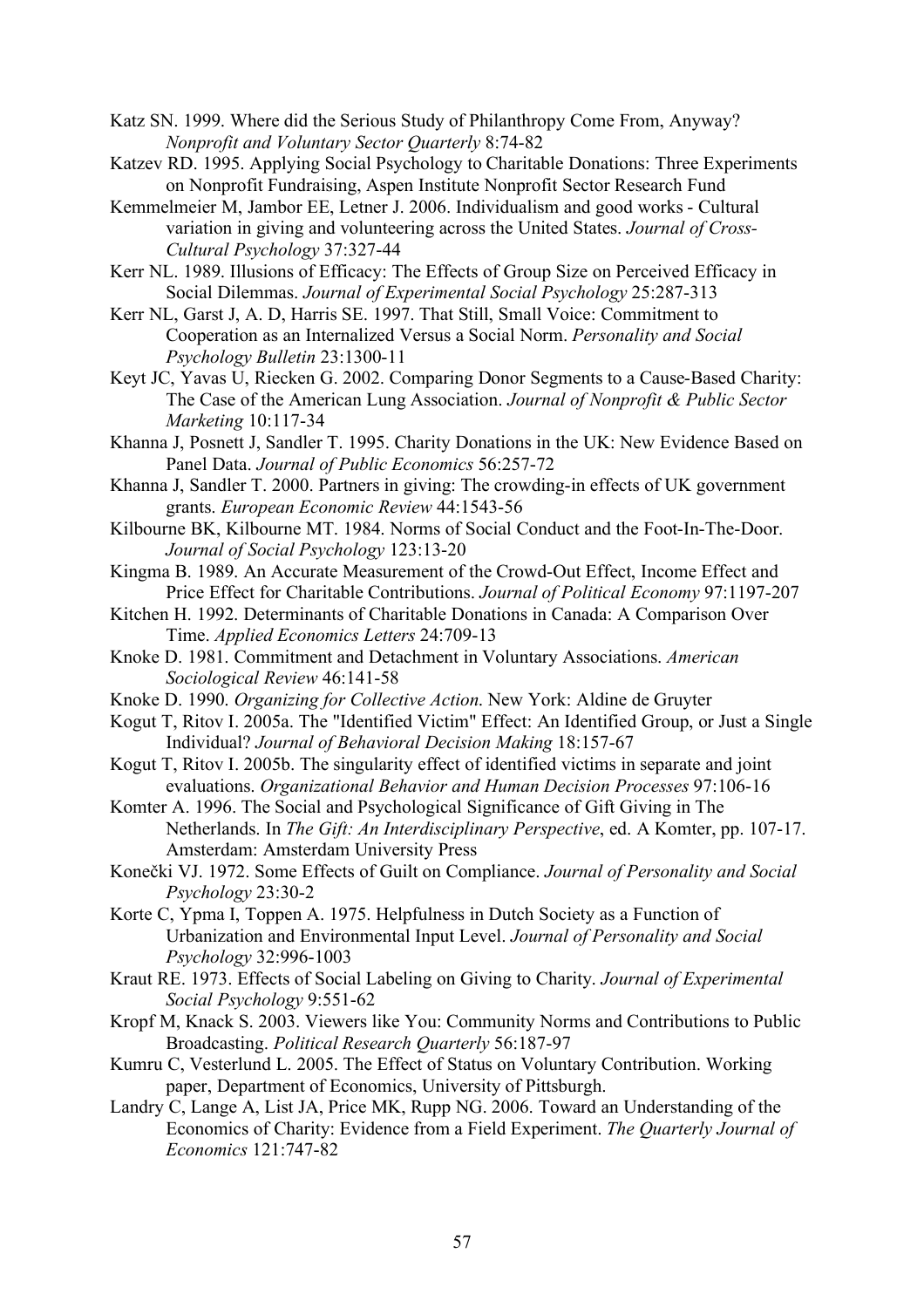Katz SN. 1999. Where did the Serious Study of Philanthropy Come From, Anyway? *Nonprofit and Voluntary Sector Quarterly* 8:74-82

Katzev RD. 1995. Applying Social Psychology to Charitable Donations: Three Experiments on Nonprofit Fundraising, Aspen Institute Nonprofit Sector Research Fund

Kemmelmeier M, Jambor EE, Letner J. 2006. Individualism and good works - Cultural variation in giving and volunteering across the United States. *Journal of Cross-Cultural Psychology* 37:327-44

Kerr NL. 1989. Illusions of Efficacy: The Effects of Group Size on Perceived Efficacy in Social Dilemmas. *Journal of Experimental Social Psychology* 25:287-313

Kerr NL, Garst J, A. D, Harris SE. 1997. That Still, Small Voice: Commitment to Cooperation as an Internalized Versus a Social Norm. *Personality and Social Psychology Bulletin* 23:1300-11

Keyt JC, Yavas U, Riecken G. 2002. Comparing Donor Segments to a Cause-Based Charity: The Case of the American Lung Association. *Journal of Nonprofit & Public Sector Marketing* 10:117-34

Khanna J, Posnett J, Sandler T. 1995. Charity Donations in the UK: New Evidence Based on Panel Data. *Journal of Public Economics* 56:257-72

Khanna J, Sandler T. 2000. Partners in giving: The crowding-in effects of UK government grants. *European Economic Review* 44:1543-56

Kilbourne BK, Kilbourne MT. 1984. Norms of Social Conduct and the Foot-In-The-Door. *Journal of Social Psychology* 123:13-20

Kingma B. 1989. An Accurate Measurement of the Crowd-Out Effect, Income Effect and Price Effect for Charitable Contributions. *Journal of Political Economy* 97:1197-207

Kitchen H. 1992. Determinants of Charitable Donations in Canada: A Comparison Over Time. *Applied Economics Letters* 24:709-13

Knoke D. 1981. Commitment and Detachment in Voluntary Associations. *American Sociological Review* 46:141-58

Knoke D. 1990. *Organizing for Collective Action*. New York: Aldine de Gruyter

Kogut T, Ritov I. 2005a. The "Identified Victim" Effect: An Identified Group, or Just a Single Individual? *Journal of Behavioral Decision Making* 18:157-67

Kogut T, Ritov I. 2005b. The singularity effect of identified victims in separate and joint evaluations. *Organizational Behavior and Human Decision Processes* 97:106-16

Komter A. 1996. The Social and Psychological Significance of Gift Giving in The Netherlands. In *The Gift: An Interdisciplinary Perspective*, ed. A Komter, pp. 107-17. Amsterdam: Amsterdam University Press

Konečki VJ. 1972. Some Effects of Guilt on Compliance. *Journal of Personality and Social Psychology* 23:30-2

Korte C, Ypma I, Toppen A. 1975. Helpfulness in Dutch Society as a Function of Urbanization and Environmental Input Level. *Journal of Personality and Social Psychology* 32:996-1003

Kraut RE. 1973. Effects of Social Labeling on Giving to Charity. *Journal of Experimental Social Psychology* 9:551-62

Kropf M, Knack S. 2003. Viewers like You: Community Norms and Contributions to Public Broadcasting. *Political Research Quarterly* 56:187-97

Kumru C, Vesterlund L. 2005. The Effect of Status on Voluntary Contribution. Working paper, Department of Economics, University of Pittsburgh.

Landry C, Lange A, List JA, Price MK, Rupp NG. 2006. Toward an Understanding of the Economics of Charity: Evidence from a Field Experiment. *The Quarterly Journal of Economics* 121:747-82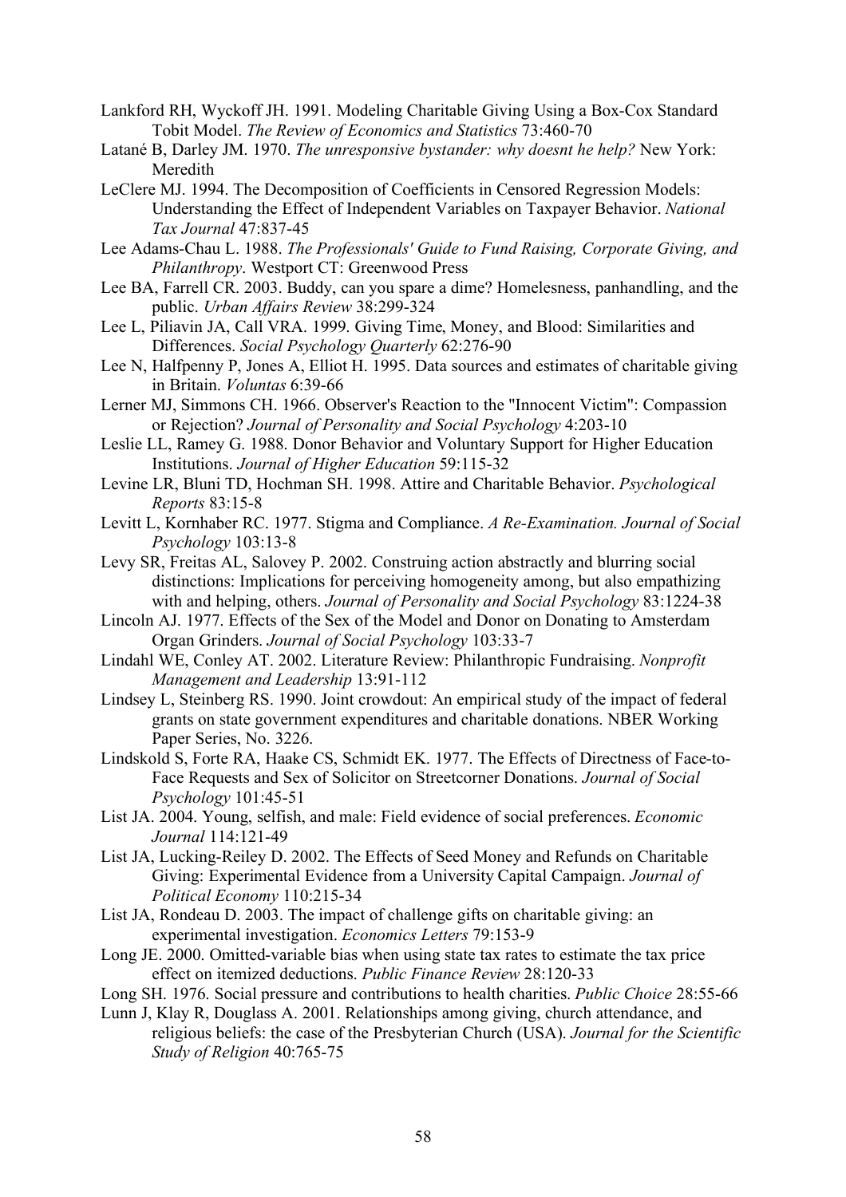Lankford RH, Wyckoff JH. 1991. Modeling Charitable Giving Using a Box-Cox Standard Tobit Model. *The Review of Economics and Statistics* 73:460-70

Latané B, Darley JM. 1970. *The unresponsive bystander: why doesnt he help?* New York: Meredith

LeClere MJ. 1994. The Decomposition of Coefficients in Censored Regression Models: Understanding the Effect of Independent Variables on Taxpayer Behavior. *National Tax Journal* 47:837-45

Lee Adams-Chau L. 1988. *The Professionals' Guide to Fund Raising, Corporate Giving, and Philanthropy*. Westport CT: Greenwood Press

Lee BA, Farrell CR. 2003. Buddy, can you spare a dime? Homelessness, panhandling, and the public. *Urban Affairs Review* 38:299-324

Lee L, Piliavin JA, Call VRA. 1999. Giving Time, Money, and Blood: Similarities and Differences. *Social Psychology Quarterly* 62:276-90

Lee N, Halfpenny P, Jones A, Elliot H. 1995. Data sources and estimates of charitable giving in Britain. *Voluntas* 6:39-66

Lerner MJ, Simmons CH. 1966. Observer's Reaction to the "Innocent Victim": Compassion or Rejection? *Journal of Personality and Social Psychology* 4:203-10

Leslie LL, Ramey G. 1988. Donor Behavior and Voluntary Support for Higher Education Institutions. *Journal of Higher Education* 59:115-32

Levine LR, Bluni TD, Hochman SH. 1998. Attire and Charitable Behavior. *Psychological Reports* 83:15-8

Levitt L, Kornhaber RC. 1977. Stigma and Compliance. *A Re-Examination. Journal of Social Psychology* 103:13-8

Levy SR, Freitas AL, Salovey P. 2002. Construing action abstractly and blurring social distinctions: Implications for perceiving homogeneity among, but also empathizing with and helping, others. *Journal of Personality and Social Psychology* 83:1224-38

Lincoln AJ. 1977. Effects of the Sex of the Model and Donor on Donating to Amsterdam Organ Grinders. *Journal of Social Psychology* 103:33-7

Lindahl WE, Conley AT. 2002. Literature Review: Philanthropic Fundraising. *Nonprofit Management and Leadership* 13:91-112

Lindsey L, Steinberg RS. 1990. Joint crowdout: An empirical study of the impact of federal grants on state government expenditures and charitable donations. NBER Working Paper Series, No. 3226.

Lindskold S, Forte RA, Haake CS, Schmidt EK. 1977. The Effects of Directness of Face-to-Face Requests and Sex of Solicitor on Streetcorner Donations. *Journal of Social Psychology* 101:45-51

List JA. 2004. Young, selfish, and male: Field evidence of social preferences. *Economic Journal* 114:121-49

List JA, Lucking-Reiley D. 2002. The Effects of Seed Money and Refunds on Charitable Giving: Experimental Evidence from a University Capital Campaign. *Journal of Political Economy* 110:215-34

List JA, Rondeau D. 2003. The impact of challenge gifts on charitable giving: an experimental investigation. *Economics Letters* 79:153-9

Long JE. 2000. Omitted-variable bias when using state tax rates to estimate the tax price effect on itemized deductions. *Public Finance Review* 28:120-33

Long SH. 1976. Social pressure and contributions to health charities. *Public Choice* 28:55-66

Lunn J, Klay R, Douglass A. 2001. Relationships among giving, church attendance, and religious beliefs: the case of the Presbyterian Church (USA). *Journal for the Scientific Study of Religion* 40:765-75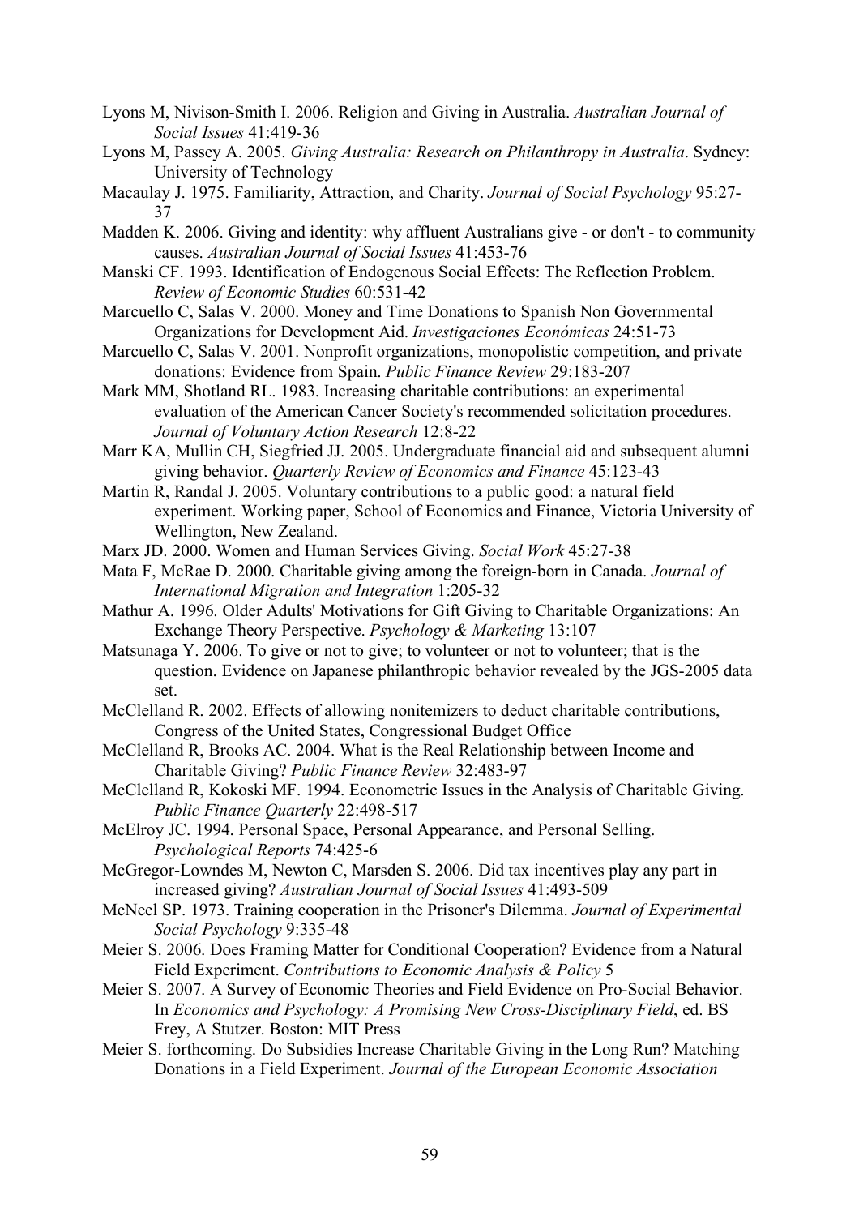Lyons M, Nivison-Smith I. 2006. Religion and Giving in Australia. *Australian Journal of Social Issues* 41:419-36

Lyons M, Passey A. 2005. *Giving Australia: Research on Philanthropy in Australia*. Sydney: University of Technology

Macaulay J. 1975. Familiarity, Attraction, and Charity. *Journal of Social Psychology* 95:27-37

Madden K. 2006. Giving and identity: why affluent Australians give - or don't - to community causes. *Australian Journal of Social Issues* 41:453-76

Manski CF. 1993. Identification of Endogenous Social Effects: The Reflection Problem. *Review of Economic Studies* 60:531-42

Marcuello C, Salas V. 2000. Money and Time Donations to Spanish Non Governmental Organizations for Development Aid. *Investigaciones Económicas* 24:51-73

Marcuello C, Salas V. 2001. Nonprofit organizations, monopolistic competition, and private donations: Evidence from Spain. *Public Finance Review* 29:183-207

Mark MM, Shotland RL. 1983. Increasing charitable contributions: an experimental evaluation of the American Cancer Society's recommended solicitation procedures. *Journal of Voluntary Action Research* 12:8-22

Marr KA, Mullin CH, Siegfried JJ. 2005. Undergraduate financial aid and subsequent alumni giving behavior. *Quarterly Review of Economics and Finance* 45:123-43

Martin R, Randal J. 2005. Voluntary contributions to a public good: a natural field experiment. Working paper, School of Economics and Finance, Victoria University of Wellington, New Zealand.

Marx JD. 2000. Women and Human Services Giving. *Social Work* 45:27-38

Mata F, McRae D. 2000. Charitable giving among the foreign-born in Canada. *Journal of International Migration and Integration* 1:205-32

Mathur A. 1996. Older Adults' Motivations for Gift Giving to Charitable Organizations: An Exchange Theory Perspective. *Psychology & Marketing* 13:107

Matsunaga Y. 2006. To give or not to give; to volunteer or not to volunteer; that is the question. Evidence on Japanese philanthropic behavior revealed by the JGS-2005 data set.

McClelland R. 2002. Effects of allowing nonitemizers to deduct charitable contributions, Congress of the United States, Congressional Budget Office

McClelland R, Brooks AC. 2004. What is the Real Relationship between Income and Charitable Giving? *Public Finance Review* 32:483-97

McClelland R, Kokoski MF. 1994. Econometric Issues in the Analysis of Charitable Giving. *Public Finance Quarterly* 22:498-517

McElroy JC. 1994. Personal Space, Personal Appearance, and Personal Selling. *Psychological Reports* 74:425-6

McGregor-Lowndes M, Newton C, Marsden S. 2006. Did tax incentives play any part in increased giving? *Australian Journal of Social Issues* 41:493-509

McNeel SP. 1973. Training cooperation in the Prisoner's Dilemma. *Journal of Experimental Social Psychology* 9:335-48

Meier S. 2006. Does Framing Matter for Conditional Cooperation? Evidence from a Natural Field Experiment. *Contributions to Economic Analysis & Policy* 5

Meier S. 2007. A Survey of Economic Theories and Field Evidence on Pro-Social Behavior. In *Economics and Psychology: A Promising New Cross-Disciplinary Field*, ed. BS Frey, A Stutzer. Boston: MIT Press

Meier S. forthcoming. Do Subsidies Increase Charitable Giving in the Long Run? Matching Donations in a Field Experiment. *Journal of the European Economic Association*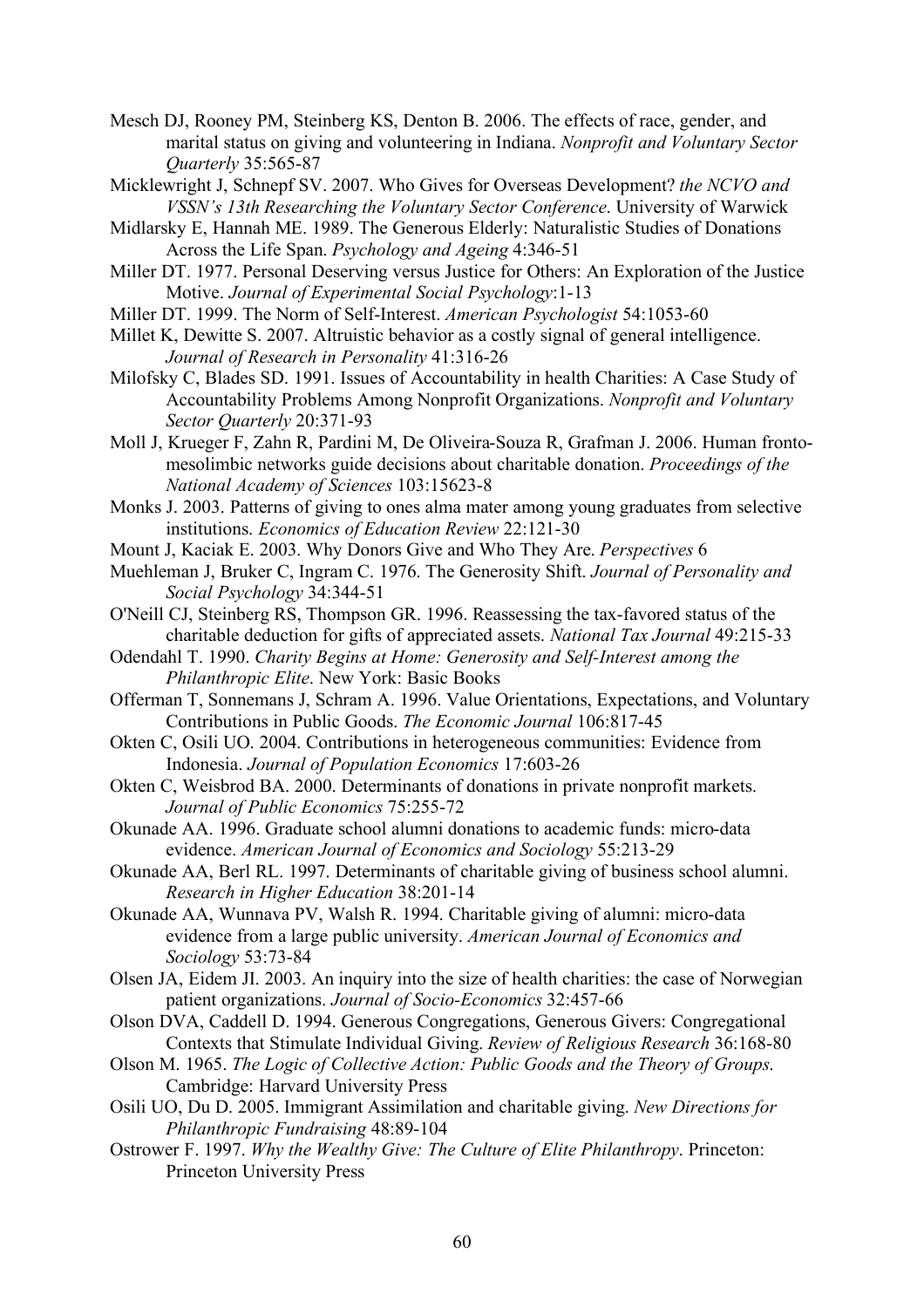Mesch DJ, Rooney PM, Steinberg KS, Denton B. 2006. The effects of race, gender, and marital status on giving and volunteering in Indiana. *Nonprofit and Voluntary Sector Quarterly* 35:565-87

Micklewright J, Schnepf SV. 2007. Who Gives for Overseas Development? *the NCVO and VSSN's 13th Researching the Voluntary Sector Conference*. University of Warwick

Midlarsky E, Hannah ME. 1989. The Generous Elderly: Naturalistic Studies of Donations Across the Life Span. *Psychology and Ageing* 4:346-51

Miller DT. 1977. Personal Deserving versus Justice for Others: An Exploration of the Justice Motive. *Journal of Experimental Social Psychology*:1-13

Miller DT. 1999. The Norm of Self-Interest. *American Psychologist* 54:1053-60

Millet K, Dewitte S. 2007. Altruistic behavior as a costly signal of general intelligence. *Journal of Research in Personality* 41:316-26

Milofsky C, Blades SD. 1991. Issues of Accountability in health Charities: A Case Study of Accountability Problems Among Nonprofit Organizations. *Nonprofit and Voluntary Sector Quarterly* 20:371-93

Moll J, Krueger F, Zahn R, Pardini M, De Oliveira-Souza R, Grafman J. 2006. Human fronto-mesolimbic networks guide decisions about charitable donation. *Proceedings of the National Academy of Sciences* 103:15623-8

Monks J. 2003. Patterns of giving to ones alma mater among young graduates from selective institutions. *Economics of Education Review* 22:121-30

Mount J, Kaciak E. 2003. Why Donors Give and Who They Are. *Perspectives* 6

Muehleman J, Bruker C, Ingram C. 1976. The Generosity Shift. *Journal of Personality and Social Psychology* 34:344-51

O'Neill CJ, Steinberg RS, Thompson GR. 1996. Reassessing the tax-favored status of the charitable deduction for gifts of appreciated assets. *National Tax Journal* 49:215-33

Odendahl T. 1990. *Charity Begins at Home: Generosity and Self-Interest among the Philanthropic Elite*. New York: Basic Books

Offerman T, Sonnemans J, Schram A. 1996. Value Orientations, Expectations, and Voluntary Contributions in Public Goods. *The Economic Journal* 106:817-45

Okten C, Osili UO. 2004. Contributions in heterogeneous communities: Evidence from Indonesia. *Journal of Population Economics* 17:603-26

Okten C, Weisbrod BA. 2000. Determinants of donations in private nonprofit markets. *Journal of Public Economics* 75:255-72

Okunade AA. 1996. Graduate school alumni donations to academic funds: micro-data evidence. *American Journal of Economics and Sociology* 55:213-29

Okunade AA, Berl RL. 1997. Determinants of charitable giving of business school alumni. *Research in Higher Education* 38:201-14

Okunade AA, Wunnava PV, Walsh R. 1994. Charitable giving of alumni: micro-data evidence from a large public university. *American Journal of Economics and Sociology* 53:73-84

Olsen JA, Eidem JI. 2003. An inquiry into the size of health charities: the case of Norwegian patient organizations. *Journal of Socio-Economics* 32:457-66

Olson DVA, Caddell D. 1994. Generous Congregations, Generous Givers: Congregational Contexts that Stimulate Individual Giving. *Review of Religious Research* 36:168-80

Olson M. 1965. *The Logic of Collective Action: Public Goods and the Theory of Groups*. Cambridge: Harvard University Press

Osili UO, Du D. 2005. Immigrant Assimilation and charitable giving. *New Directions for Philanthropic Fundraising* 48:89-104

Ostrower F. 1997. *Why the Wealthy Give: The Culture of Elite Philanthropy*. Princeton: Princeton University Press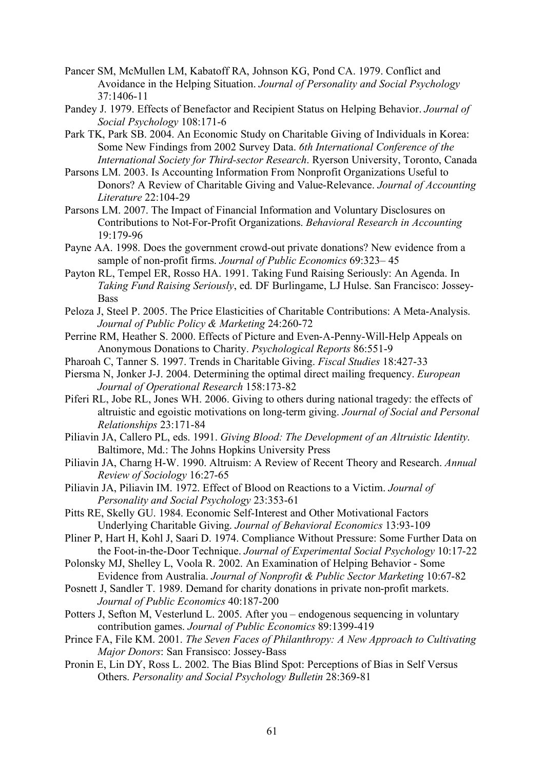Pancer SM, McMullen LM, Kabatoff RA, Johnson KG, Pond CA. 1979. Conflict and Avoidance in the Helping Situation. *Journal of Personality and Social Psychology* 37:1406-11

Pandey J. 1979. Effects of Benefactor and Recipient Status on Helping Behavior. *Journal of Social Psychology* 108:171-6

Park TK, Park SB. 2004. An Economic Study on Charitable Giving of Individuals in Korea: Some New Findings from 2002 Survey Data. *6th International Conference of the International Society for Third-sector Research*. Ryerson University, Toronto, Canada

Parsons LM. 2003. Is Accounting Information From Nonprofit Organizations Useful to Donors? A Review of Charitable Giving and Value-Relevance. *Journal of Accounting Literature* 22:104-29

Parsons LM. 2007. The Impact of Financial Information and Voluntary Disclosures on Contributions to Not-For-Profit Organizations. *Behavioral Research in Accounting* 19:179-96

Payne AA. 1998. Does the government crowd-out private donations? New evidence from a sample of non-profit firms. *Journal of Public Economics* 69:323– 45

Payton RL, Tempel ER, Rosso HA. 1991. Taking Fund Raising Seriously: An Agenda. In *Taking Fund Raising Seriously*, ed. DF Burlingame, LJ Hulse. San Francisco: Jossey-Bass

Peloza J, Steel P. 2005. The Price Elasticities of Charitable Contributions: A Meta-Analysis. *Journal of Public Policy & Marketing* 24:260-72

Perrine RM, Heather S. 2000. Effects of Picture and Even-A-Penny-Will-Help Appeals on Anonymous Donations to Charity. *Psychological Reports* 86:551-9

Pharoah C, Tanner S. 1997. Trends in Charitable Giving. *Fiscal Studies* 18:427-33

Piersma N, Jonker J-J. 2004. Determining the optimal direct mailing frequency. *European Journal of Operational Research* 158:173-82

Piferi RL, Jobe RL, Jones WH. 2006. Giving to others during national tragedy: the effects of altruistic and egoistic motivations on long-term giving. *Journal of Social and Personal Relationships* 23:171-84

Piliavin JA, Callero PL, eds. 1991. *Giving Blood: The Development of an Altruistic Identity*. Baltimore, Md.: The Johns Hopkins University Press

Piliavin JA, Charng H-W. 1990. Altruism: A Review of Recent Theory and Research. *Annual Review of Sociology* 16:27-65

Piliavin JA, Piliavin IM. 1972. Effect of Blood on Reactions to a Victim. *Journal of Personality and Social Psychology* 23:353-61

Pitts RE, Skelly GU. 1984. Economic Self-Interest and Other Motivational Factors Underlying Charitable Giving. *Journal of Behavioral Economics* 13:93-109

Pliner P, Hart H, Kohl J, Saari D. 1974. Compliance Without Pressure: Some Further Data on the Foot-in-the-Door Technique. *Journal of Experimental Social Psychology* 10:17-22

Polonsky MJ, Shelley L, Voola R. 2002. An Examination of Helping Behavior - Some Evidence from Australia. *Journal of Nonprofit & Public Sector Marketing* 10:67-82

Posnett J, Sandler T. 1989. Demand for charity donations in private non-profit markets. *Journal of Public Economics* 40:187-200

Potters J, Sefton M, Vesterlund L. 2005. After you – endogenous sequencing in voluntary contribution games. *Journal of Public Economics* 89:1399-419

Prince FA, File KM. 2001. *The Seven Faces of Philanthropy: A New Approach to Cultivating Major Donors*: San Fransisco: Jossey-Bass

Pronin E, Lin DY, Ross L. 2002. The Bias Blind Spot: Perceptions of Bias in Self Versus Others. *Personality and Social Psychology Bulletin* 28:369-81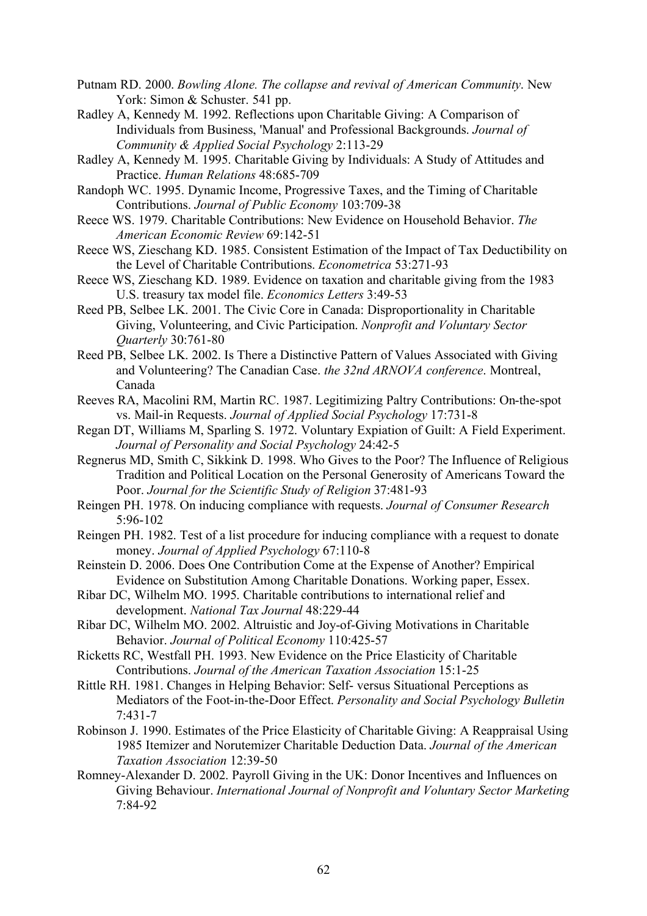Putnam RD. 2000. *Bowling Alone. The collapse and revival of American Community*. New York: Simon & Schuster. 541 pp.

Radley A, Kennedy M. 1992. Reflections upon Charitable Giving: A Comparison of Individuals from Business, 'Manual' and Professional Backgrounds. *Journal of Community & Applied Social Psychology* 2:113-29

Radley A, Kennedy M. 1995. Charitable Giving by Individuals: A Study of Attitudes and Practice. *Human Relations* 48:685-709

Randoph WC. 1995. Dynamic Income, Progressive Taxes, and the Timing of Charitable Contributions. *Journal of Public Economy* 103:709-38

Reece WS. 1979. Charitable Contributions: New Evidence on Household Behavior. *The American Economic Review* 69:142-51

Reece WS, Zieschang KD. 1985. Consistent Estimation of the Impact of Tax Deductibility on the Level of Charitable Contributions. *Econometrica* 53:271-93

Reece WS, Zieschang KD. 1989. Evidence on taxation and charitable giving from the 1983 U.S. treasury tax model file. *Economics Letters* 3:49-53

Reed PB, Selbee LK. 2001. The Civic Core in Canada: Disproportionality in Charitable Giving, Volunteering, and Civic Participation. *Nonprofit and Voluntary Sector Quarterly* 30:761-80

Reed PB, Selbee LK. 2002. Is There a Distinctive Pattern of Values Associated with Giving and Volunteering? The Canadian Case. *the 32nd ARNOVA conference*. Montreal, Canada

Reeves RA, Macolini RM, Martin RC. 1987. Legitimizing Paltry Contributions: On-the-spot vs. Mail-in Requests. *Journal of Applied Social Psychology* 17:731-8

Regan DT, Williams M, Sparling S. 1972. Voluntary Expiation of Guilt: A Field Experiment. *Journal of Personality and Social Psychology* 24:42-5

Regnerus MD, Smith C, Sikkink D. 1998. Who Gives to the Poor? The Influence of Religious Tradition and Political Location on the Personal Generosity of Americans Toward the Poor. *Journal for the Scientific Study of Religion* 37:481-93

Reingen PH. 1978. On inducing compliance with requests. *Journal of Consumer Research* 5:96-102

Reingen PH. 1982. Test of a list procedure for inducing compliance with a request to donate money. *Journal of Applied Psychology* 67:110-8

Reinstein D. 2006. Does One Contribution Come at the Expense of Another? Empirical Evidence on Substitution Among Charitable Donations. Working paper, Essex.

Ribar DC, Wilhelm MO. 1995. Charitable contributions to international relief and development. *National Tax Journal* 48:229-44

Ribar DC, Wilhelm MO. 2002. Altruistic and Joy-of-Giving Motivations in Charitable Behavior. *Journal of Political Economy* 110:425-57

Ricketts RC, Westfall PH. 1993. New Evidence on the Price Elasticity of Charitable Contributions. *Journal of the American Taxation Association* 15:1-25

Rittle RH. 1981. Changes in Helping Behavior: Self- versus Situational Perceptions as Mediators of the Foot-in-the-Door Effect. *Personality and Social Psychology Bulletin* 7:431-7

Robinson J. 1990. Estimates of the Price Elasticity of Charitable Giving: A Reappraisal Using 1985 Itemizer and Norutemizer Charitable Deduction Data. *Journal of the American Taxation Association* 12:39-50

Romney-Alexander D. 2002. Payroll Giving in the UK: Donor Incentives and Influences on Giving Behaviour. *International Journal of Nonprofit and Voluntary Sector Marketing* 7:84-92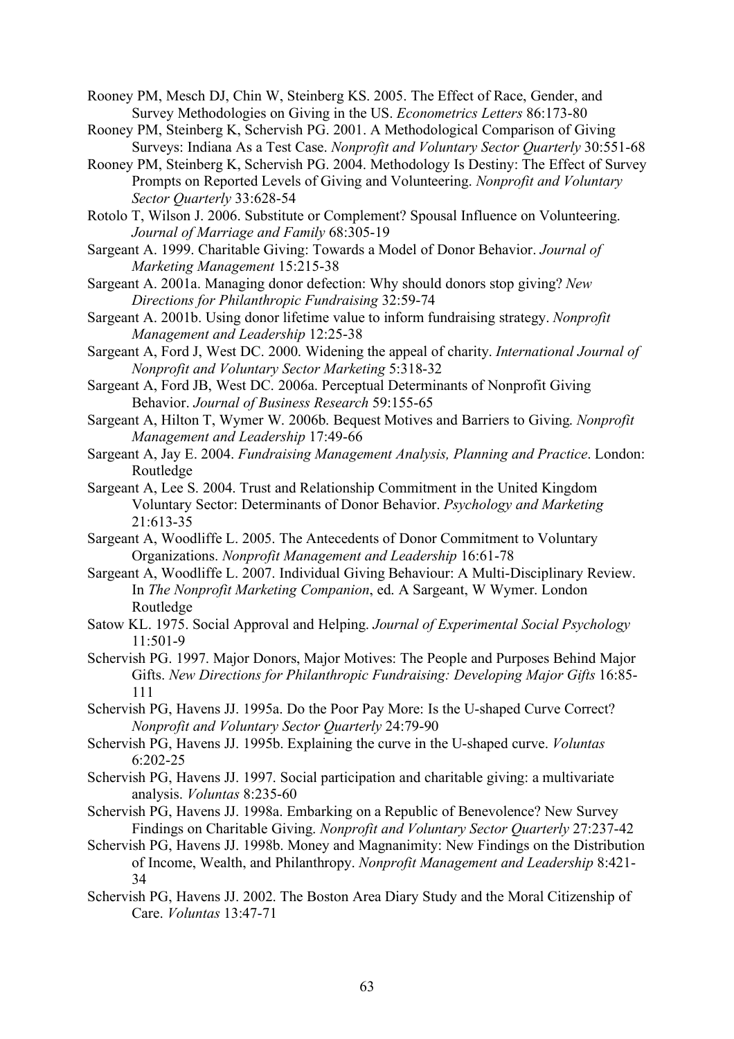Rooney PM, Mesch DJ, Chin W, Steinberg KS. 2005. The Effect of Race, Gender, and Survey Methodologies on Giving in the US. *Econometrics Letters* 86:173-80

Rooney PM, Steinberg K, Schervish PG. 2001. A Methodological Comparison of Giving Surveys: Indiana As a Test Case. *Nonprofit and Voluntary Sector Quarterly* 30:551-68

Rooney PM, Steinberg K, Schervish PG. 2004. Methodology Is Destiny: The Effect of Survey Prompts on Reported Levels of Giving and Volunteering. *Nonprofit and Voluntary Sector Quarterly* 33:628-54

Rotolo T, Wilson J. 2006. Substitute or Complement? Spousal Influence on Volunteering. *Journal of Marriage and Family* 68:305-19

Sargeant A. 1999. Charitable Giving: Towards a Model of Donor Behavior. *Journal of Marketing Management* 15:215-38

Sargeant A. 2001a. Managing donor defection: Why should donors stop giving? *New Directions for Philanthropic Fundraising* 32:59-74

Sargeant A. 2001b. Using donor lifetime value to inform fundraising strategy. *Nonprofit Management and Leadership* 12:25-38

Sargeant A, Ford J, West DC. 2000. Widening the appeal of charity. *International Journal of Nonprofit and Voluntary Sector Marketing* 5:318-32

Sargeant A, Ford JB, West DC. 2006a. Perceptual Determinants of Nonprofit Giving Behavior. *Journal of Business Research* 59:155-65

Sargeant A, Hilton T, Wymer W. 2006b. Bequest Motives and Barriers to Giving. *Nonprofit Management and Leadership* 17:49-66

Sargeant A, Jay E. 2004. *Fundraising Management Analysis, Planning and Practice*. London: Routledge

Sargeant A, Lee S. 2004. Trust and Relationship Commitment in the United Kingdom Voluntary Sector: Determinants of Donor Behavior. *Psychology and Marketing* 21:613-35

Sargeant A, Woodliffe L. 2005. The Antecedents of Donor Commitment to Voluntary Organizations. *Nonprofit Management and Leadership* 16:61-78

Sargeant A, Woodliffe L. 2007. Individual Giving Behaviour: A Multi-Disciplinary Review. In *The Nonprofit Marketing Companion*, ed. A Sargeant, W Wymer. London Routledge

Satow KL. 1975. Social Approval and Helping. *Journal of Experimental Social Psychology* 11:501-9

Schervish PG. 1997. Major Donors, Major Motives: The People and Purposes Behind Major Gifts. *New Directions for Philanthropic Fundraising: Developing Major Gifts* 16:85-111

Schervish PG, Havens JJ. 1995a. Do the Poor Pay More: Is the U-shaped Curve Correct? *Nonprofit and Voluntary Sector Quarterly* 24:79-90

Schervish PG, Havens JJ. 1995b. Explaining the curve in the U-shaped curve. *Voluntas* 6:202-25

Schervish PG, Havens JJ. 1997. Social participation and charitable giving: a multivariate analysis. *Voluntas* 8:235-60

Schervish PG, Havens JJ. 1998a. Embarking on a Republic of Benevolence? New Survey Findings on Charitable Giving. *Nonprofit and Voluntary Sector Quarterly* 27:237-42

Schervish PG, Havens JJ. 1998b. Money and Magnanimity: New Findings on the Distribution of Income, Wealth, and Philanthropy. *Nonprofit Management and Leadership* 8:421-34

Schervish PG, Havens JJ. 2002. The Boston Area Diary Study and the Moral Citizenship of Care. *Voluntas* 13:47-71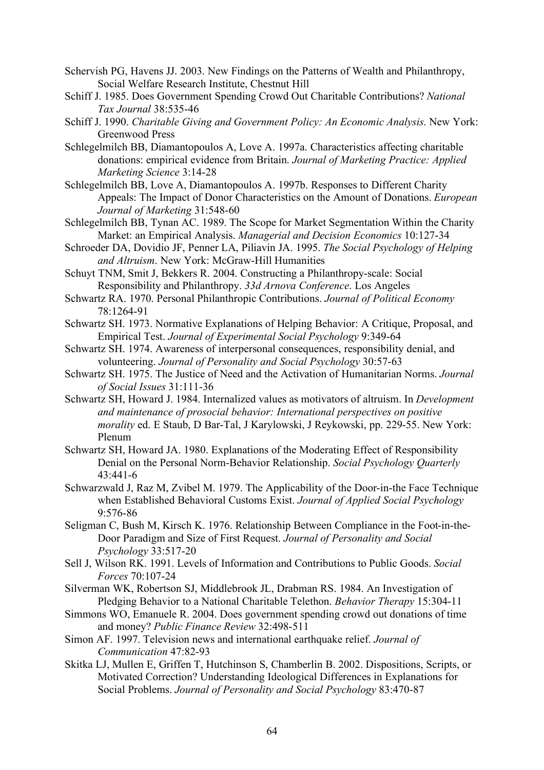Schervish PG, Havens JJ. 2003. New Findings on the Patterns of Wealth and Philanthropy, Social Welfare Research Institute, Chestnut Hill

Schiff J. 1985. Does Government Spending Crowd Out Charitable Contributions? *National Tax Journal* 38:535-46

Schiff J. 1990. *Charitable Giving and Government Policy: An Economic Analysis*. New York: Greenwood Press

Schlegelmilch BB, Diamantopoulos A, Love A. 1997a. Characteristics affecting charitable donations: empirical evidence from Britain. *Journal of Marketing Practice: Applied Marketing Science* 3:14-28

Schlegelmilch BB, Love A, Diamantopoulos A. 1997b. Responses to Different Charity Appeals: The Impact of Donor Characteristics on the Amount of Donations. *European Journal of Marketing* 31:548-60

Schlegelmilch BB, Tynan AC. 1989. The Scope for Market Segmentation Within the Charity Market: an Empirical Analysis. *Managerial and Decision Economics* 10:127-34

Schroeder DA, Dovidio JF, Penner LA, Piliavin JA. 1995. *The Social Psychology of Helping and Altruism*. New York: McGraw-Hill Humanities

Schuyt TNM, Smit J, Bekkers R. 2004. Constructing a Philanthropy-scale: Social Responsibility and Philanthropy. *33d Arnova Conference*. Los Angeles

Schwartz RA. 1970. Personal Philanthropic Contributions. *Journal of Political Economy* 78:1264-91

Schwartz SH. 1973. Normative Explanations of Helping Behavior: A Critique, Proposal, and Empirical Test. *Journal of Experimental Social Psychology* 9:349-64

Schwartz SH. 1974. Awareness of interpersonal consequences, responsibility denial, and volunteering. *Journal of Personality and Social Psychology* 30:57-63

Schwartz SH. 1975. The Justice of Need and the Activation of Humanitarian Norms. *Journal of Social Issues* 31:111-36

Schwartz SH, Howard J. 1984. Internalized values as motivators of altruism. In *Development and maintenance of prosocial behavior: International perspectives on positive morality* ed. E Staub, D Bar-Tal, J Karylowski, J Reykowski, pp. 229-55. New York: Plenum

Schwartz SH, Howard JA. 1980. Explanations of the Moderating Effect of Responsibility Denial on the Personal Norm-Behavior Relationship. *Social Psychology Quarterly* 43:441-6

Schwarzwald J, Raz M, Zvibel M. 1979. The Applicability of the Door-in-the Face Technique when Established Behavioral Customs Exist. *Journal of Applied Social Psychology* 9:576-86

Seligman C, Bush M, Kirsch K. 1976. Relationship Between Compliance in the Foot-in-the-Door Paradigm and Size of First Request. *Journal of Personality and Social Psychology* 33:517-20

Sell J, Wilson RK. 1991. Levels of Information and Contributions to Public Goods. *Social Forces* 70:107-24

Silverman WK, Robertson SJ, Middlebrook JL, Drabman RS. 1984. An Investigation of Pledging Behavior to a National Charitable Telethon. *Behavior Therapy* 15:304-11

Simmons WO, Emanuele R. 2004. Does government spending crowd out donations of time and money? *Public Finance Review* 32:498-511

Simon AF. 1997. Television news and international earthquake relief. *Journal of Communication* 47:82-93

Skitka LJ, Mullen E, Griffen T, Hutchinson S, Chamberlin B. 2002. Dispositions, Scripts, or Motivated Correction? Understanding Ideological Differences in Explanations for Social Problems. *Journal of Personality and Social Psychology* 83:470-87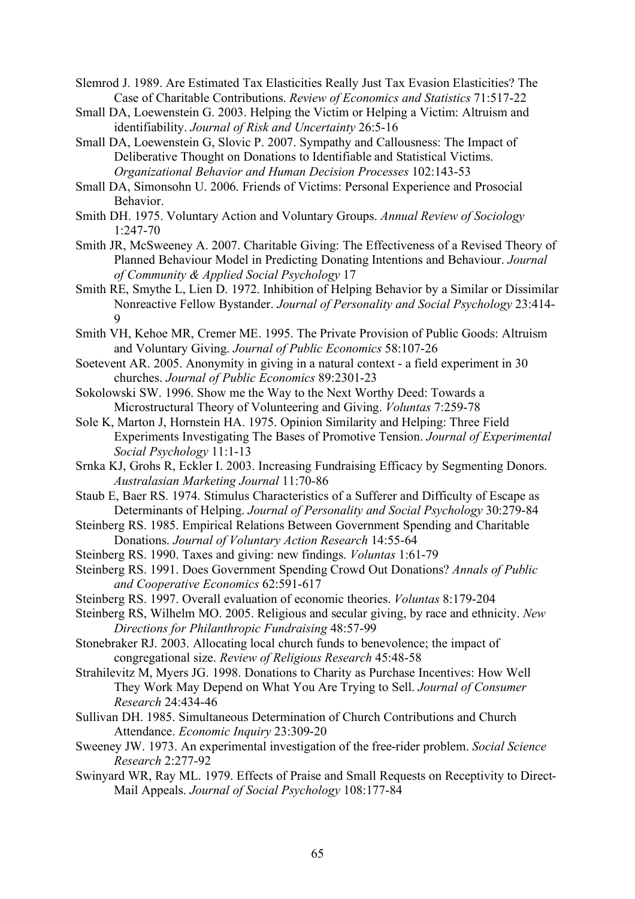Slemrod J. 1989. Are Estimated Tax Elasticities Really Just Tax Evasion Elasticities? The Case of Charitable Contributions. *Review of Economics and Statistics* 71:517-22

Small DA, Loewenstein G. 2003. Helping the Victim or Helping a Victim: Altruism and identifiability. *Journal of Risk and Uncertainty* 26:5-16

Small DA, Loewenstein G, Slovic P. 2007. Sympathy and Callousness: The Impact of Deliberative Thought on Donations to Identifiable and Statistical Victims. *Organizational Behavior and Human Decision Processes* 102:143-53

Small DA, Simonsohn U. 2006. Friends of Victims: Personal Experience and Prosocial Behavior.

Smith DH. 1975. Voluntary Action and Voluntary Groups. *Annual Review of Sociology* 1:247-70

Smith JR, McSweeney A. 2007. Charitable Giving: The Effectiveness of a Revised Theory of Planned Behaviour Model in Predicting Donating Intentions and Behaviour. *Journal of Community & Applied Social Psychology* 17

Smith RE, Smythe L, Lien D. 1972. Inhibition of Helping Behavior by a Similar or Dissimilar Nonreactive Fellow Bystander. *Journal of Personality and Social Psychology* 23:414-9

Smith VH, Kehoe MR, Cremer ME. 1995. The Private Provision of Public Goods: Altruism and Voluntary Giving. *Journal of Public Economics* 58:107-26

Soetevent AR. 2005. Anonymity in giving in a natural context - a field experiment in 30 churches. *Journal of Public Economics* 89:2301-23

Sokolowski SW. 1996. Show me the Way to the Next Worthy Deed: Towards a Microstructural Theory of Volunteering and Giving. *Voluntas* 7:259-78

Sole K, Marton J, Hornstein HA. 1975. Opinion Similarity and Helping: Three Field Experiments Investigating The Bases of Promotive Tension. *Journal of Experimental Social Psychology* 11:1-13

Srnka KJ, Grohs R, Eckler I. 2003. Increasing Fundraising Efficacy by Segmenting Donors. *Australasian Marketing Journal* 11:70-86

Staub E, Baer RS. 1974. Stimulus Characteristics of a Sufferer and Difficulty of Escape as Determinants of Helping. *Journal of Personality and Social Psychology* 30:279-84

Steinberg RS. 1985. Empirical Relations Between Government Spending and Charitable Donations. *Journal of Voluntary Action Research* 14:55-64

Steinberg RS. 1990. Taxes and giving: new findings. *Voluntas* 1:61-79

Steinberg RS. 1991. Does Government Spending Crowd Out Donations? *Annals of Public and Cooperative Economics* 62:591-617

Steinberg RS. 1997. Overall evaluation of economic theories. *Voluntas* 8:179-204

Steinberg RS, Wilhelm MO. 2005. Religious and secular giving, by race and ethnicity. *New Directions for Philanthropic Fundraising* 48:57-99

Stonebraker RJ. 2003. Allocating local church funds to benevolence; the impact of congregational size. *Review of Religious Research* 45:48-58

Strahilevitz M, Myers JG. 1998. Donations to Charity as Purchase Incentives: How Well They Work May Depend on What You Are Trying to Sell. *Journal of Consumer Research* 24:434-46

Sullivan DH. 1985. Simultaneous Determination of Church Contributions and Church Attendance. *Economic Inquiry* 23:309-20

Sweeney JW. 1973. An experimental investigation of the free-rider problem. *Social Science Research* 2:277-92

Swinyard WR, Ray ML. 1979. Effects of Praise and Small Requests on Receptivity to Direct-Mail Appeals. *Journal of Social Psychology* 108:177-84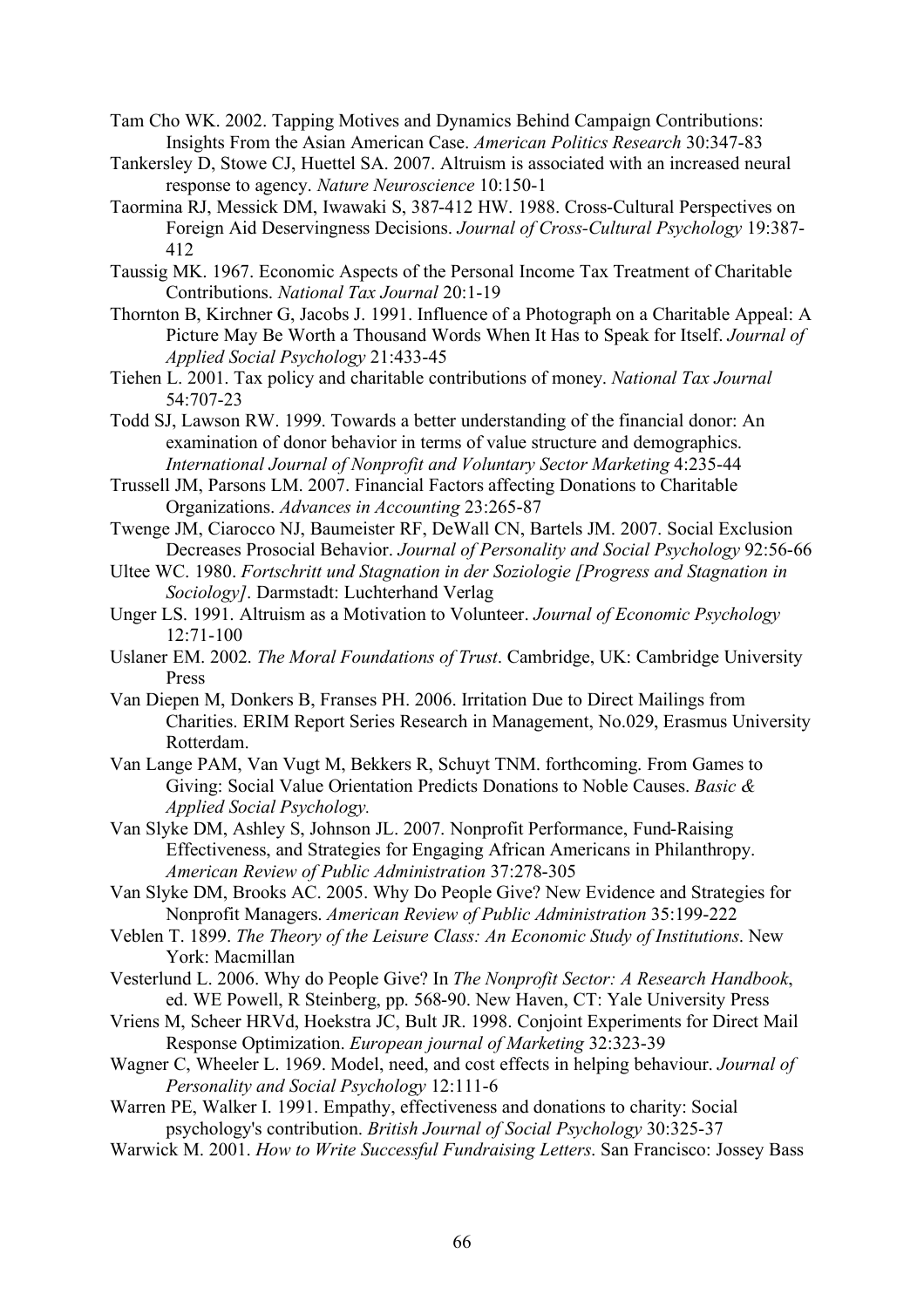Tam Cho WK. 2002. Tapping Motives and Dynamics Behind Campaign Contributions: Insights From the Asian American Case. *American Politics Research* 30:347-83

Tankersley D, Stowe CJ, Huettel SA. 2007. Altruism is associated with an increased neural response to agency. *Nature Neuroscience* 10:150-1

Taormina RJ, Messick DM, Iwawaki S, 387-412 HW. 1988. Cross-Cultural Perspectives on Foreign Aid Deservingness Decisions. *Journal of Cross-Cultural Psychology* 19:387-412

Taussig MK. 1967. Economic Aspects of the Personal Income Tax Treatment of Charitable Contributions. *National Tax Journal* 20:1-19

Thornton B, Kirchner G, Jacobs J. 1991. Influence of a Photograph on a Charitable Appeal: A Picture May Be Worth a Thousand Words When It Has to Speak for Itself. *Journal of Applied Social Psychology* 21:433-45

Tiehen L. 2001. Tax policy and charitable contributions of money. *National Tax Journal* 54:707-23

Todd SJ, Lawson RW. 1999. Towards a better understanding of the financial donor: An examination of donor behavior in terms of value structure and demographics. *International Journal of Nonprofit and Voluntary Sector Marketing* 4:235-44

Trussell JM, Parsons LM. 2007. Financial Factors affecting Donations to Charitable Organizations. *Advances in Accounting* 23:265-87

Twenge JM, Ciarocco NJ, Baumeister RF, DeWall CN, Bartels JM. 2007. Social Exclusion Decreases Prosocial Behavior. *Journal of Personality and Social Psychology* 92:56-66

Ultee WC. 1980. *Fortschritt und Stagnation in der Soziologie [Progress and Stagnation in Sociology]*. Darmstadt: Luchterhand Verlag

Unger LS. 1991. Altruism as a Motivation to Volunteer. *Journal of Economic Psychology* 12:71-100

Uslaner EM. 2002. *The Moral Foundations of Trust*. Cambridge, UK: Cambridge University Press

Van Diepen M, Donkers B, Franses PH. 2006. Irritation Due to Direct Mailings from Charities. ERIM Report Series Research in Management, No.029, Erasmus University Rotterdam.

Van Lange PAM, Van Vugt M, Bekkers R, Schuyt TNM. forthcoming. From Games to Giving: Social Value Orientation Predicts Donations to Noble Causes. *Basic & Applied Social Psychology.*

Van Slyke DM, Ashley S, Johnson JL. 2007. Nonprofit Performance, Fund-Raising Effectiveness, and Strategies for Engaging African Americans in Philanthropy. *American Review of Public Administration* 37:278-305

Van Slyke DM, Brooks AC. 2005. Why Do People Give? New Evidence and Strategies for Nonprofit Managers. *American Review of Public Administration* 35:199-222

Veblen T. 1899. *The Theory of the Leisure Class: An Economic Study of Institutions*. New York: Macmillan

Vesterlund L. 2006. Why do People Give? In *The Nonprofit Sector: A Research Handbook*, ed. WE Powell, R Steinberg, pp. 568-90. New Haven, CT: Yale University Press

Vriens M, Scheer HRVd, Hoekstra JC, Bult JR. 1998. Conjoint Experiments for Direct Mail Response Optimization. *European journal of Marketing* 32:323-39

Wagner C, Wheeler L. 1969. Model, need, and cost effects in helping behaviour. *Journal of Personality and Social Psychology* 12:111-6

Warren PE, Walker I. 1991. Empathy, effectiveness and donations to charity: Social psychology's contribution. *British Journal of Social Psychology* 30:325-37

Warwick M. 2001. *How to Write Successful Fundraising Letters*. San Francisco: Jossey Bass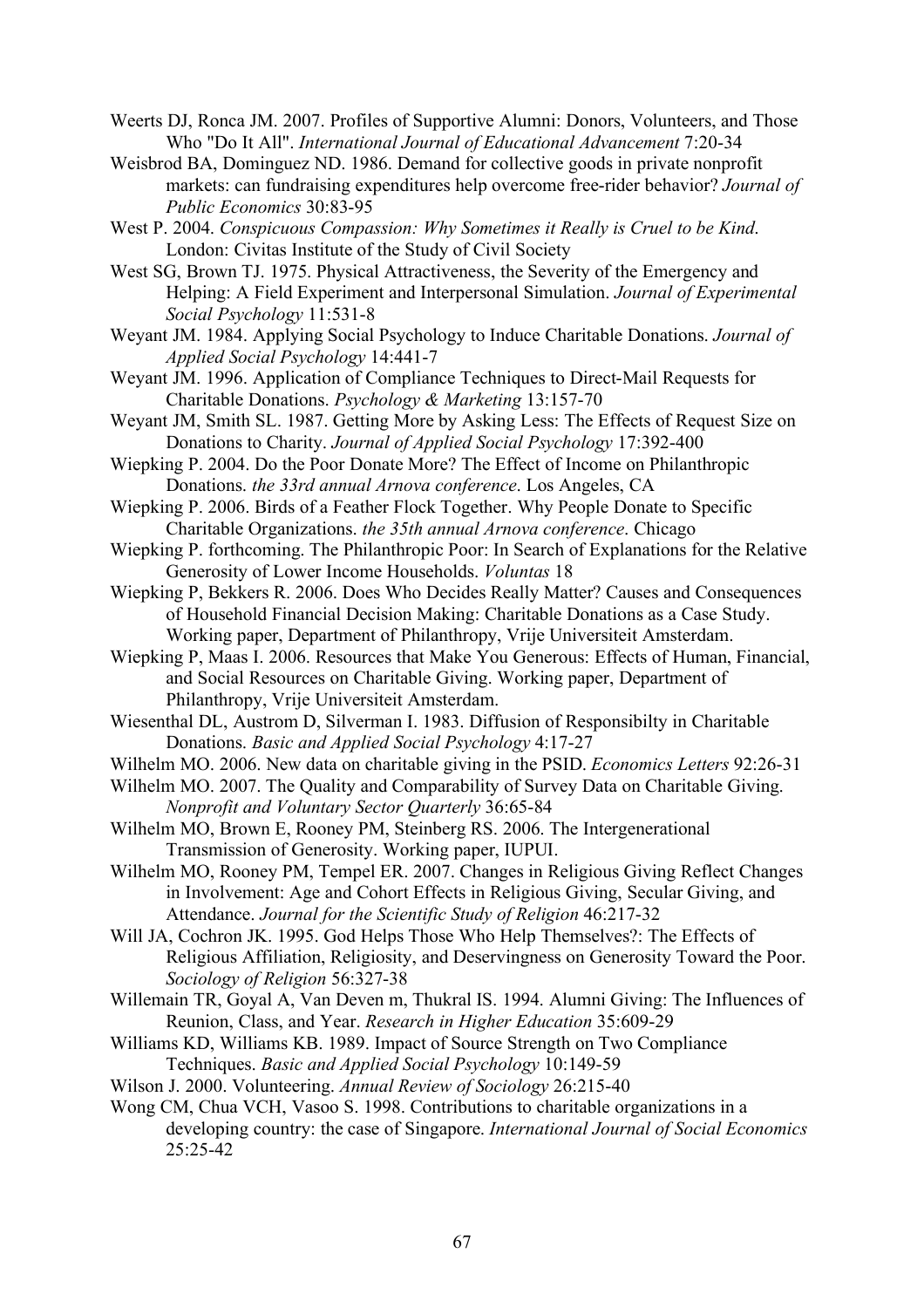Weerts DJ, Ronca JM. 2007. Profiles of Supportive Alumni: Donors, Volunteers, and Those Who "Do It All". *International Journal of Educational Advancement* 7:20-34

Weisbrod BA, Dominguez ND. 1986. Demand for collective goods in private nonprofit markets: can fundraising expenditures help overcome free-rider behavior? *Journal of Public Economics* 30:83-95

West P. 2004. *Conspicuous Compassion: Why Sometimes it Really is Cruel to be Kind*. London: Civitas Institute of the Study of Civil Society

West SG, Brown TJ. 1975. Physical Attractiveness, the Severity of the Emergency and Helping: A Field Experiment and Interpersonal Simulation. *Journal of Experimental Social Psychology* 11:531-8

Weyant JM. 1984. Applying Social Psychology to Induce Charitable Donations. *Journal of Applied Social Psychology* 14:441-7

Weyant JM. 1996. Application of Compliance Techniques to Direct-Mail Requests for Charitable Donations. *Psychology & Marketing* 13:157-70

Weyant JM, Smith SL. 1987. Getting More by Asking Less: The Effects of Request Size on Donations to Charity. *Journal of Applied Social Psychology* 17:392-400

Wiepking P. 2004. Do the Poor Donate More? The Effect of Income on Philanthropic Donations. *the 33rd annual Arnova conference*. Los Angeles, CA

Wiepking P. 2006. Birds of a Feather Flock Together. Why People Donate to Specific Charitable Organizations. *the 35th annual Arnova conference*. Chicago

Wiepking P. forthcoming. The Philanthropic Poor: In Search of Explanations for the Relative Generosity of Lower Income Households. *Voluntas* 18

Wiepking P, Bekkers R. 2006. Does Who Decides Really Matter? Causes and Consequences of Household Financial Decision Making: Charitable Donations as a Case Study. Working paper, Department of Philanthropy, Vrije Universiteit Amsterdam.

Wiepking P, Maas I. 2006. Resources that Make You Generous: Effects of Human, Financial, and Social Resources on Charitable Giving. Working paper, Department of Philanthropy, Vrije Universiteit Amsterdam.

Wiesenthal DL, Austrom D, Silverman I. 1983. Diffusion of Responsibilty in Charitable Donations. *Basic and Applied Social Psychology* 4:17-27

Wilhelm MO. 2006. New data on charitable giving in the PSID. *Economics Letters* 92:26-31

Wilhelm MO. 2007. The Quality and Comparability of Survey Data on Charitable Giving. *Nonprofit and Voluntary Sector Quarterly* 36:65-84

Wilhelm MO, Brown E, Rooney PM, Steinberg RS. 2006. The Intergenerational Transmission of Generosity. Working paper, IUPUI.

Wilhelm MO, Rooney PM, Tempel ER. 2007. Changes in Religious Giving Reflect Changes in Involvement: Age and Cohort Effects in Religious Giving, Secular Giving, and Attendance. *Journal for the Scientific Study of Religion* 46:217-32

Will JA, Cochron JK. 1995. God Helps Those Who Help Themselves?: The Effects of Religious Affiliation, Religiosity, and Deservingness on Generosity Toward the Poor. *Sociology of Religion* 56:327-38

Willemain TR, Goyal A, Van Deven m, Thukral IS. 1994. Alumni Giving: The Influences of Reunion, Class, and Year. *Research in Higher Education* 35:609-29

Williams KD, Williams KB. 1989. Impact of Source Strength on Two Compliance Techniques. *Basic and Applied Social Psychology* 10:149-59

Wilson J. 2000. Volunteering. *Annual Review of Sociology* 26:215-40

Wong CM, Chua VCH, Vasoo S. 1998. Contributions to charitable organizations in a developing country: the case of Singapore. *International Journal of Social Economics* 25:25-42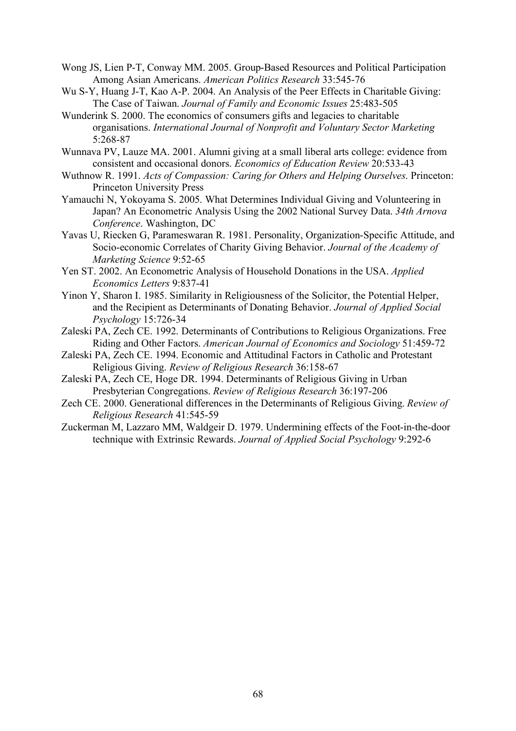Wong JS, Lien P-T, Conway MM. 2005. Group-Based Resources and Political Participation Among Asian Americans. *American Politics Research* 33:545-76

Wu S-Y, Huang J-T, Kao A-P. 2004. An Analysis of the Peer Effects in Charitable Giving: The Case of Taiwan. *Journal of Family and Economic Issues* 25:483-505

Wunderink S. 2000. The economics of consumers gifts and legacies to charitable organisations. *International Journal of Nonprofit and Voluntary Sector Marketing* 5:268-87

Wunnava PV, Lauze MA. 2001. Alumni giving at a small liberal arts college: evidence from consistent and occasional donors. *Economics of Education Review* 20:533-43

Wuthnow R. 1991. *Acts of Compassion: Caring for Others and Helping Ourselves*. Princeton: Princeton University Press

Yamauchi N, Yokoyama S. 2005. What Determines Individual Giving and Volunteering in Japan? An Econometric Analysis Using the 2002 National Survey Data. *34th Arnova Conference*. Washington, DC

Yavas U, Riecken G, Parameswaran R. 1981. Personality, Organization-Specific Attitude, and Socio-economic Correlates of Charity Giving Behavior. *Journal of the Academy of Marketing Science* 9:52-65

Yen ST. 2002. An Econometric Analysis of Household Donations in the USA. *Applied Economics Letters* 9:837-41

Yinon Y, Sharon I. 1985. Similarity in Religiousness of the Solicitor, the Potential Helper, and the Recipient as Determinants of Donating Behavior. *Journal of Applied Social Psychology* 15:726-34

Zaleski PA, Zech CE. 1992. Determinants of Contributions to Religious Organizations. Free Riding and Other Factors. *American Journal of Economics and Sociology* 51:459-72

Zaleski PA, Zech CE. 1994. Economic and Attitudinal Factors in Catholic and Protestant Religious Giving. *Review of Religious Research* 36:158-67

Zaleski PA, Zech CE, Hoge DR. 1994. Determinants of Religious Giving in Urban Presbyterian Congregations. *Review of Religious Research* 36:197-206

Zech CE. 2000. Generational differences in the Determinants of Religious Giving. *Review of Religious Research* 41:545-59

Zuckerman M, Lazzaro MM, Waldgeir D. 1979. Undermining effects of the Foot-in-the-door technique with Extrinsic Rewards. *Journal of Applied Social Psychology* 9:292-6